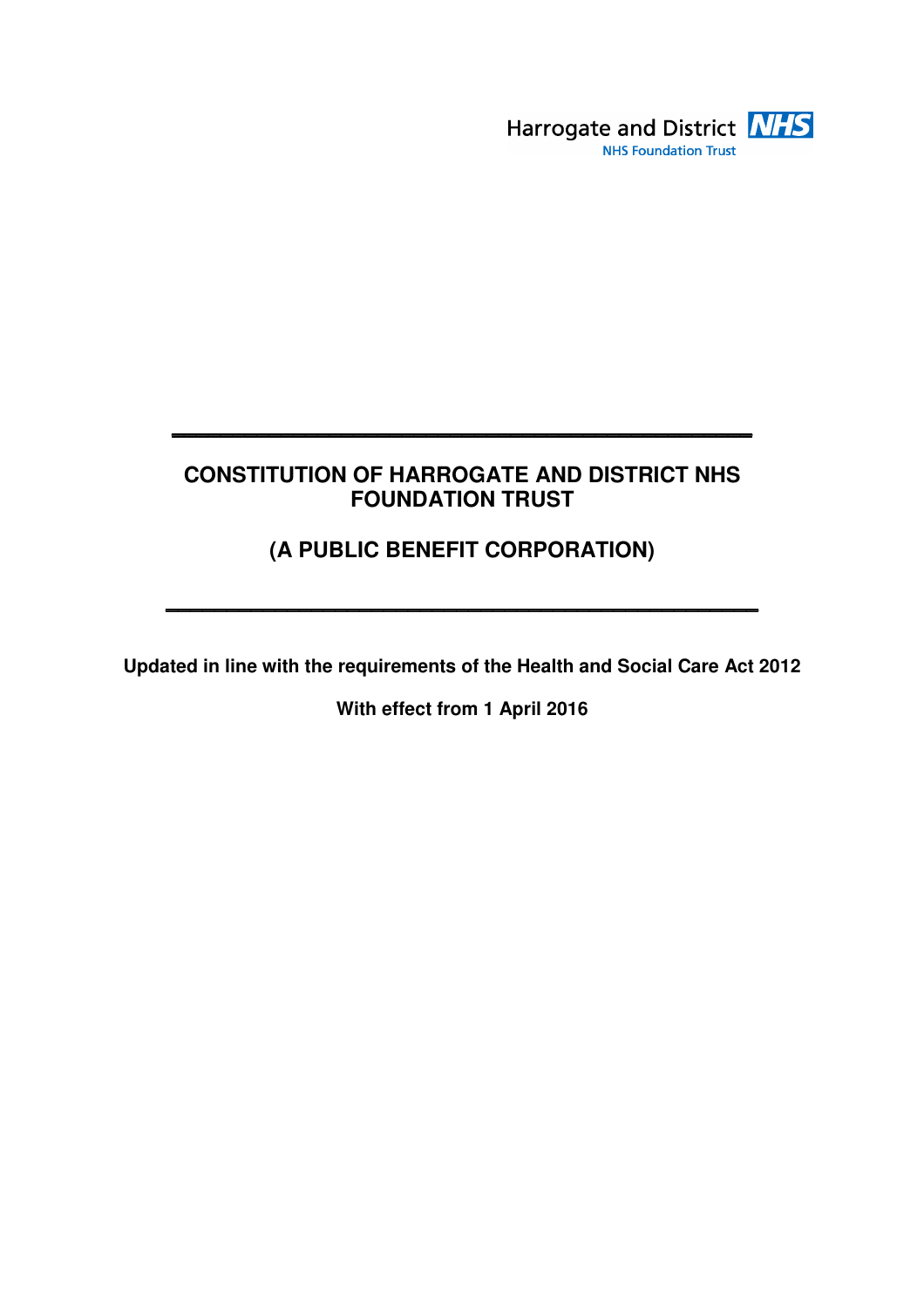Harrogate and District NHS
NHS Foundation Trust

---

# CONSTITUTION OF HARROGATE AND DISTRICT NHS FOUNDATION TRUST

## (A PUBLIC BENEFIT CORPORATION)

---

**Updated in line with the requirements of the Health and Social Care Act 2012**

**With effect from 1 April 2016**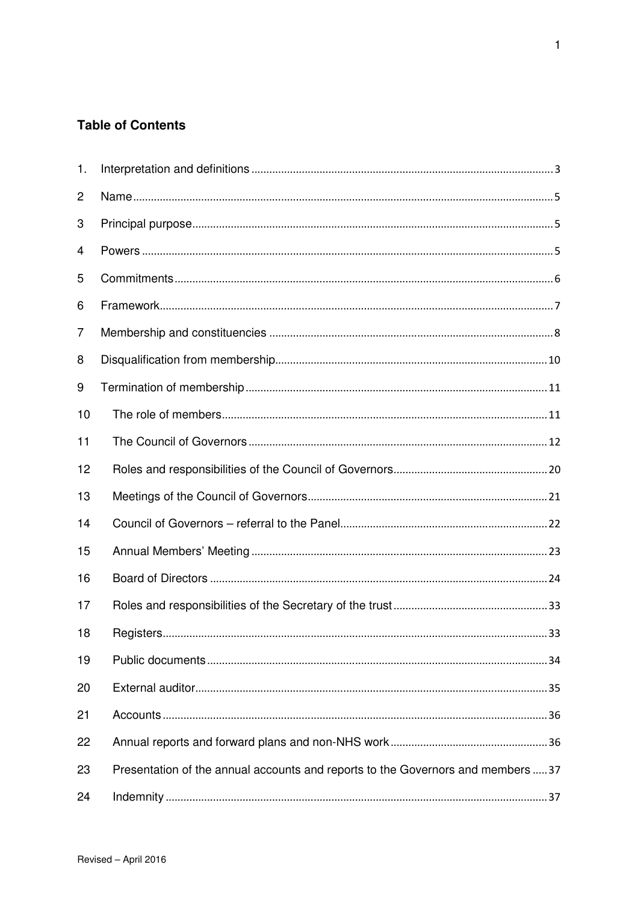## Table of Contents

1. Interpretation and definitions ..... 3
2. Name ..... 5
3. Principal purpose ..... 5
4. Powers ..... 5
5. Commitments ..... 6
6. Framework ..... 7
7. Membership and constituencies ..... 8
8. Disqualification from membership ..... 10
9. Termination of membership ..... 11
10. The role of members ..... 11
11. The Council of Governors ..... 12
12. Roles and responsibilities of the Council of Governors ..... 20
13. Meetings of the Council of Governors ..... 21
14. Council of Governors – referral to the Panel ..... 22
15. Annual Members' Meeting ..... 23
16. Board of Directors ..... 24
17. Roles and responsibilities of the Secretary of the trust ..... 33
18. Registers ..... 33
19. Public documents ..... 34
20. External auditor ..... 35
21. Accounts ..... 36
22. Annual reports and forward plans and non-NHS work ..... 36
23. Presentation of the annual accounts and reports to the Governors and members ..... 37
24. Indemnity ..... 37

Revised – April 2016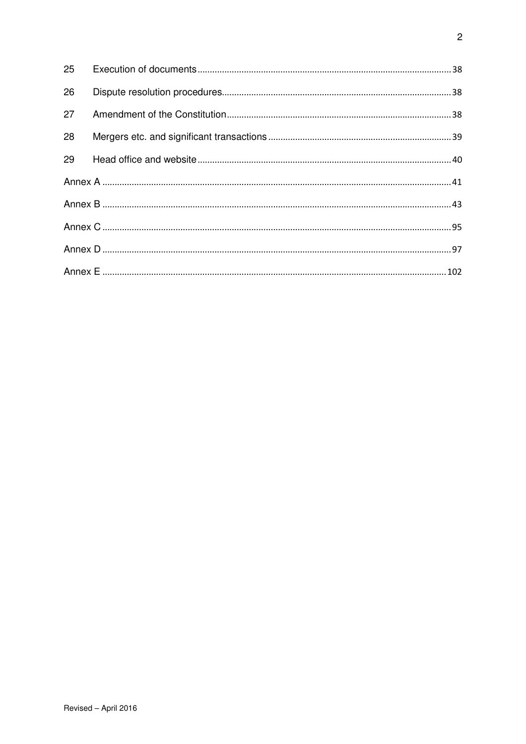| | | |
|---|---|---|
| 25 | Execution of documents | 38 |
| 26 | Dispute resolution procedures | 38 |
| 27 | Amendment of the Constitution | 38 |
| 28 | Mergers etc. and significant transactions | 39 |
| 29 | Head office and website | 40 |
| Annex A | | 41 |
| Annex B | | 43 |
| Annex C | | 95 |
| Annex D | | 97 |
| Annex E | | 102 |

Revised – April 2016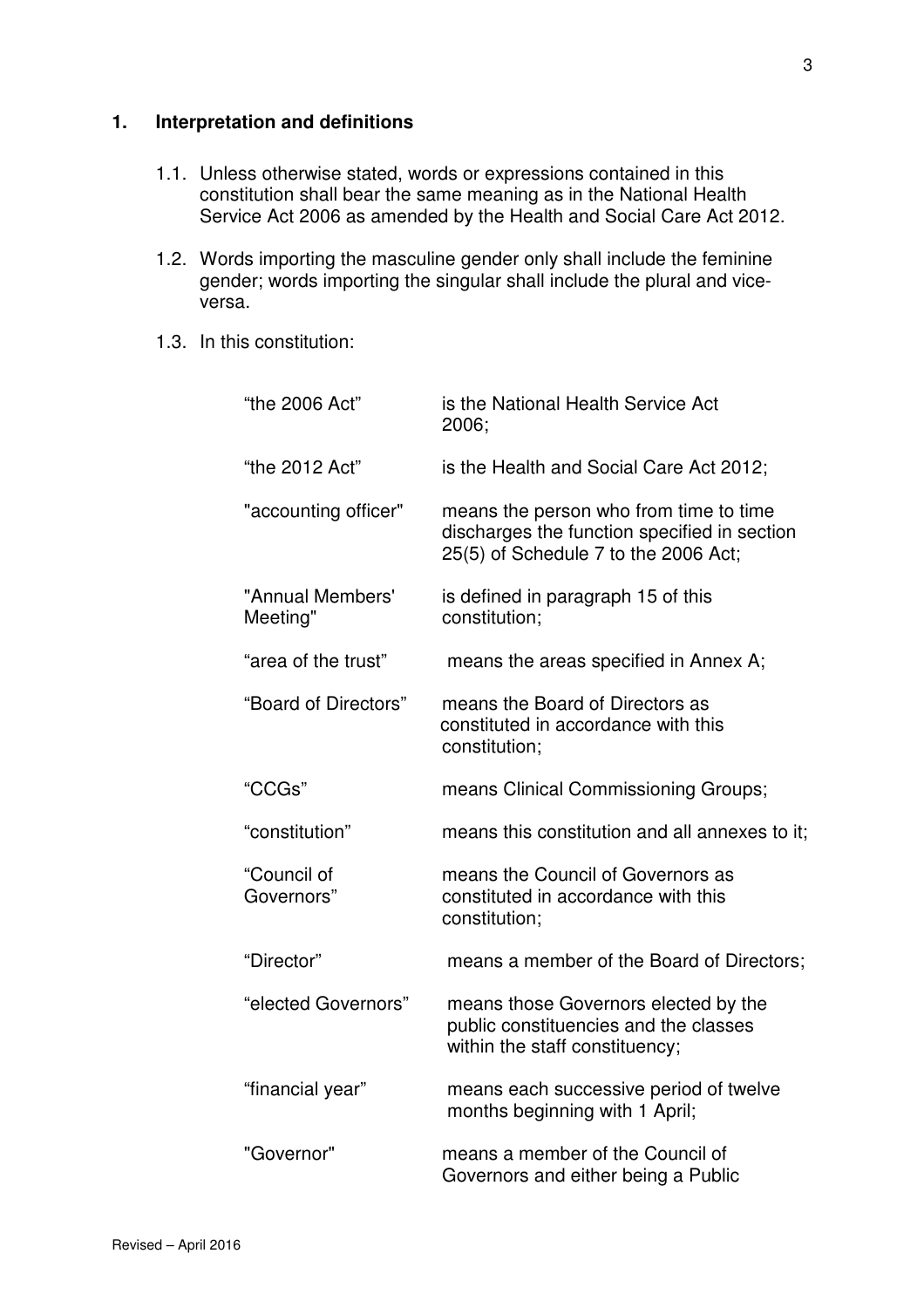## 1. Interpretation and definitions

1.1. Unless otherwise stated, words or expressions contained in this constitution shall bear the same meaning as in the National Health Service Act 2006 as amended by the Health and Social Care Act 2012.

1.2. Words importing the masculine gender only shall include the feminine gender; words importing the singular shall include the plural and vice-versa.

1.3. In this constitution:

| | |
|---|---|
| "the 2006 Act" | is the National Health Service Act 2006; |
| "the 2012 Act" | is the Health and Social Care Act 2012; |
| "accounting officer" | means the person who from time to time discharges the function specified in section 25(5) of Schedule 7 to the 2006 Act; |
| "Annual Members' Meeting" | is defined in paragraph 15 of this constitution; |
| "area of the trust" | means the areas specified in Annex A; |
| "Board of Directors" | means the Board of Directors as constituted in accordance with this constitution; |
| "CCGs" | means Clinical Commissioning Groups; |
| "constitution" | means this constitution and all annexes to it; |
| "Council of Governors" | means the Council of Governors as constituted in accordance with this constitution; |
| "Director" | means a member of the Board of Directors; |
| "elected Governors" | means those Governors elected by the public constituencies and the classes within the staff constituency; |
| "financial year" | means each successive period of twelve months beginning with 1 April; |
| "Governor" | means a member of the Council of Governors and either being a Public |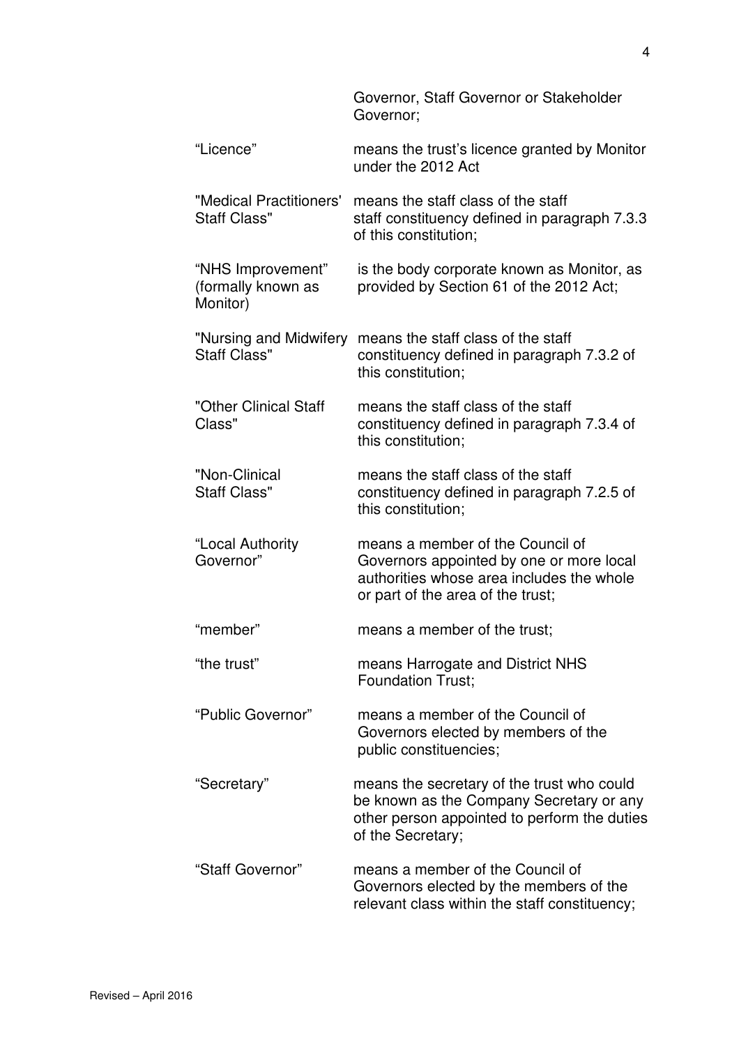Governor, Staff Governor or Stakeholder Governor;

| | |
|---|---|
| "Licence" | means the trust's licence granted by Monitor under the 2012 Act |
| "Medical Practitioners' Staff Class" | means the staff class of the staff staff constituency defined in paragraph 7.3.3 of this constitution; |
| "NHS Improvement" (formally known as Monitor) | is the body corporate known as Monitor, as provided by Section 61 of the 2012 Act; |
| "Nursing and Midwifery Staff Class" | means the staff class of the staff constituency defined in paragraph 7.3.2 of this constitution; |
| "Other Clinical Staff Class" | means the staff class of the staff constituency defined in paragraph 7.3.4 of this constitution; |
| "Non-Clinical Staff Class" | means the staff class of the staff constituency defined in paragraph 7.2.5 of this constitution; |
| "Local Authority Governor" | means a member of the Council of Governors appointed by one or more local authorities whose area includes the whole or part of the area of the trust; |
| "member" | means a member of the trust; |
| "the trust" | means Harrogate and District NHS Foundation Trust; |
| "Public Governor" | means a member of the Council of Governors elected by members of the public constituencies; |
| "Secretary" | means the secretary of the trust who could be known as the Company Secretary or any other person appointed to perform the duties of the Secretary; |
| "Staff Governor" | means a member of the Council of Governors elected by the members of the relevant class within the staff constituency; |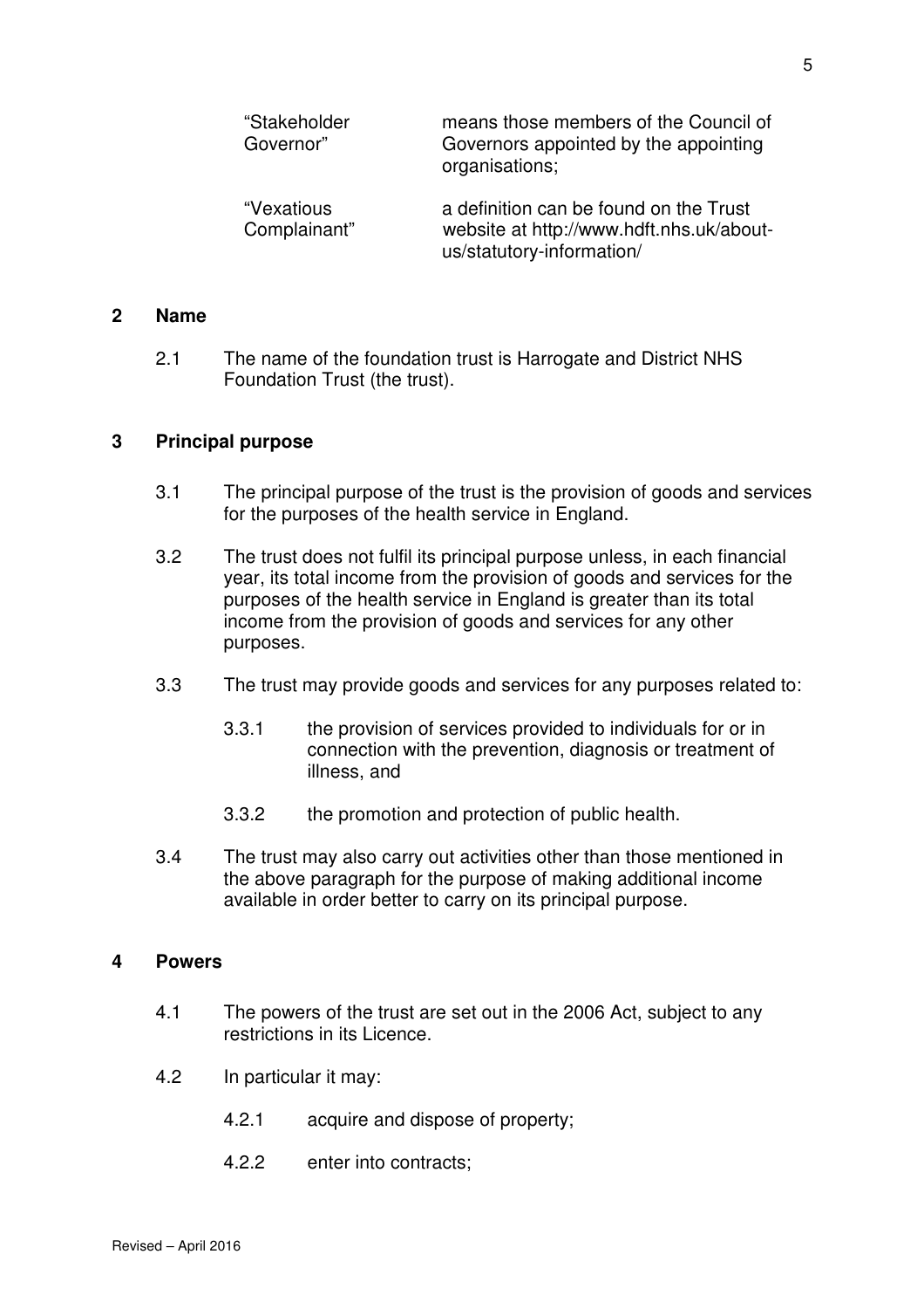| | |
|---|---|
| "Stakeholder Governor" | means those members of the Council of Governors appointed by the appointing organisations; |
| "Vexatious Complainant" | a definition can be found on the Trust website at http://www.hdft.nhs.uk/about-us/statutory-information/ |

## 2 Name

2.1 The name of the foundation trust is Harrogate and District NHS Foundation Trust (the trust).

## 3 Principal purpose

3.1 The principal purpose of the trust is the provision of goods and services for the purposes of the health service in England.

3.2 The trust does not fulfil its principal purpose unless, in each financial year, its total income from the provision of goods and services for the purposes of the health service in England is greater than its total income from the provision of goods and services for any other purposes.

3.3 The trust may provide goods and services for any purposes related to:

3.3.1 the provision of services provided to individuals for or in connection with the prevention, diagnosis or treatment of illness, and

3.3.2 the promotion and protection of public health.

3.4 The trust may also carry out activities other than those mentioned in the above paragraph for the purpose of making additional income available in order better to carry on its principal purpose.

## 4 Powers

4.1 The powers of the trust are set out in the 2006 Act, subject to any restrictions in its Licence.

4.2 In particular it may:

4.2.1 acquire and dispose of property;

4.2.2 enter into contracts;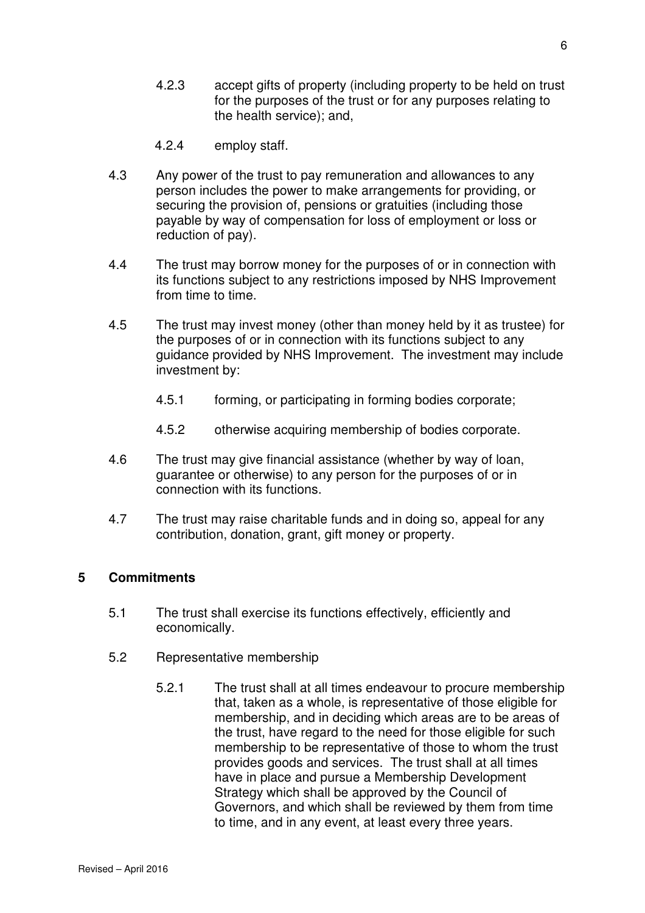4.2.3 accept gifts of property (including property to be held on trust for the purposes of the trust or for any purposes relating to the health service); and,

4.2.4 employ staff.

4.3 Any power of the trust to pay remuneration and allowances to any person includes the power to make arrangements for providing, or securing the provision of, pensions or gratuities (including those payable by way of compensation for loss of employment or loss or reduction of pay).

4.4 The trust may borrow money for the purposes of or in connection with its functions subject to any restrictions imposed by NHS Improvement from time to time.

4.5 The trust may invest money (other than money held by it as trustee) for the purposes of or in connection with its functions subject to any guidance provided by NHS Improvement. The investment may include investment by:

4.5.1 forming, or participating in forming bodies corporate;

4.5.2 otherwise acquiring membership of bodies corporate.

4.6 The trust may give financial assistance (whether by way of loan, guarantee or otherwise) to any person for the purposes of or in connection with its functions.

4.7 The trust may raise charitable funds and in doing so, appeal for any contribution, donation, grant, gift money or property.

## 5 Commitments

5.1 The trust shall exercise its functions effectively, efficiently and economically.

5.2 Representative membership

5.2.1 The trust shall at all times endeavour to procure membership that, taken as a whole, is representative of those eligible for membership, and in deciding which areas are to be areas of the trust, have regard to the need for those eligible for such membership to be representative of those to whom the trust provides goods and services. The trust shall at all times have in place and pursue a Membership Development Strategy which shall be approved by the Council of Governors, and which shall be reviewed by them from time to time, and in any event, at least every three years.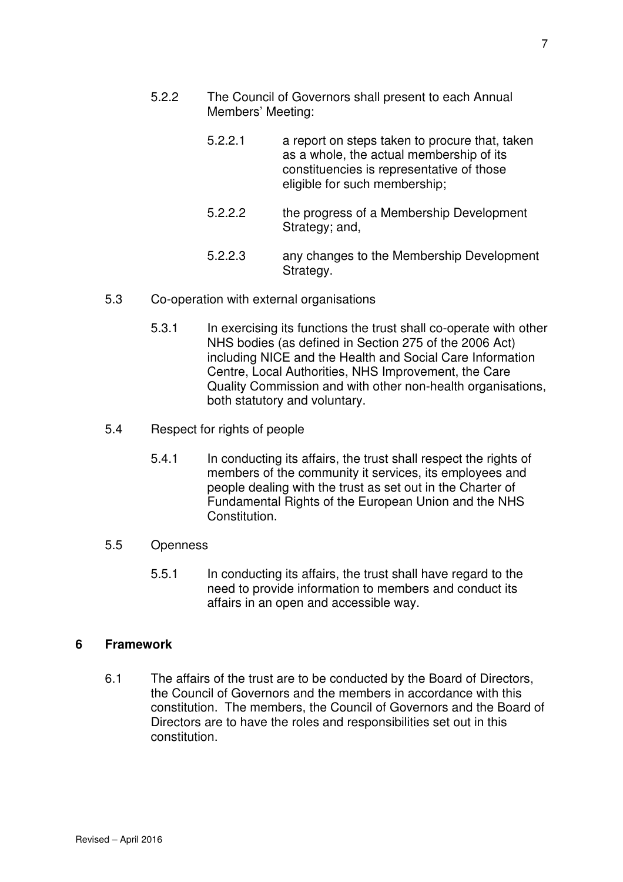5.2.2 The Council of Governors shall present to each Annual Members' Meeting:

5.2.2.1 a report on steps taken to procure that, taken as a whole, the actual membership of its constituencies is representative of those eligible for such membership;

5.2.2.2 the progress of a Membership Development Strategy; and,

5.2.2.3 any changes to the Membership Development Strategy.

5.3 Co-operation with external organisations

5.3.1 In exercising its functions the trust shall co-operate with other NHS bodies (as defined in Section 275 of the 2006 Act) including NICE and the Health and Social Care Information Centre, Local Authorities, NHS Improvement, the Care Quality Commission and with other non-health organisations, both statutory and voluntary.

5.4 Respect for rights of people

5.4.1 In conducting its affairs, the trust shall respect the rights of members of the community it services, its employees and people dealing with the trust as set out in the Charter of Fundamental Rights of the European Union and the NHS Constitution.

5.5 Openness

5.5.1 In conducting its affairs, the trust shall have regard to the need to provide information to members and conduct its affairs in an open and accessible way.

## 6 Framework

6.1 The affairs of the trust are to be conducted by the Board of Directors, the Council of Governors and the members in accordance with this constitution. The members, the Council of Governors and the Board of Directors are to have the roles and responsibilities set out in this constitution.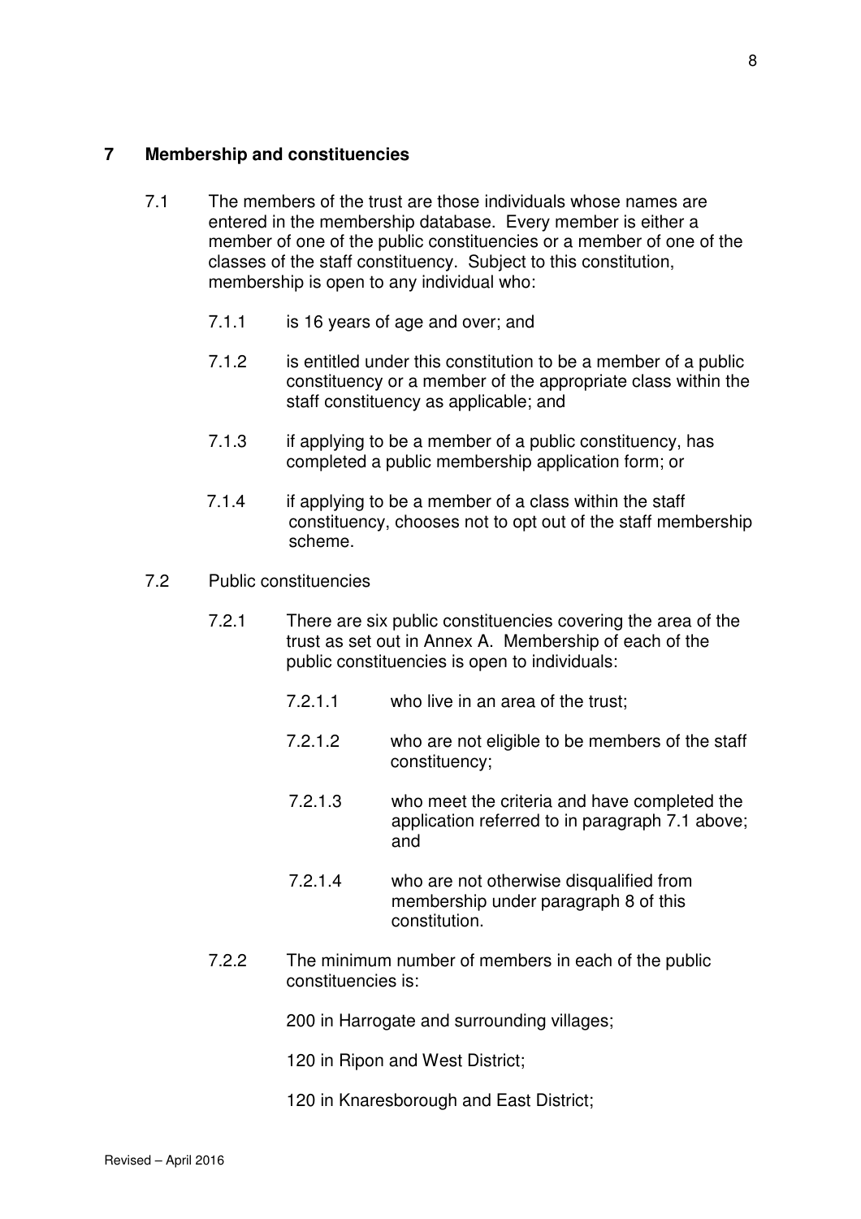## 7 Membership and constituencies

7.1 The members of the trust are those individuals whose names are entered in the membership database. Every member is either a member of one of the public constituencies or a member of one of the classes of the staff constituency. Subject to this constitution, membership is open to any individual who:

7.1.1 is 16 years of age and over; and

7.1.2 is entitled under this constitution to be a member of a public constituency or a member of the appropriate class within the staff constituency as applicable; and

7.1.3 if applying to be a member of a public constituency, has completed a public membership application form; or

7.1.4 if applying to be a member of a class within the staff constituency, chooses not to opt out of the staff membership scheme.

7.2 Public constituencies

7.2.1 There are six public constituencies covering the area of the trust as set out in Annex A. Membership of each of the public constituencies is open to individuals:

7.2.1.1 who live in an area of the trust;

7.2.1.2 who are not eligible to be members of the staff constituency;

7.2.1.3 who meet the criteria and have completed the application referred to in paragraph 7.1 above; and

7.2.1.4 who are not otherwise disqualified from membership under paragraph 8 of this constitution.

7.2.2 The minimum number of members in each of the public constituencies is:

200 in Harrogate and surrounding villages;

120 in Ripon and West District;

120 in Knaresborough and East District;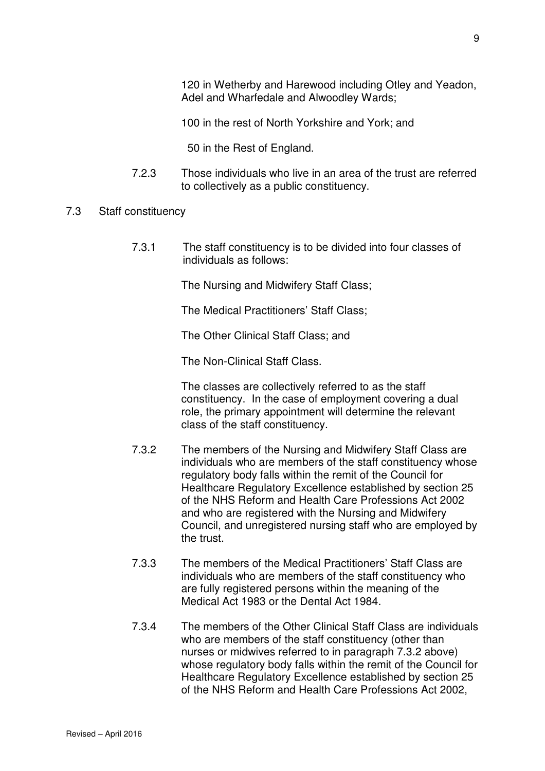120 in Wetherby and Harewood including Otley and Yeadon, Adel and Wharfedale and Alwoodley Wards;

100 in the rest of North Yorkshire and York; and

50 in the Rest of England.

7.2.3 Those individuals who live in an area of the trust are referred to collectively as a public constituency.

7.3 Staff constituency

7.3.1 The staff constituency is to be divided into four classes of individuals as follows:

The Nursing and Midwifery Staff Class;

The Medical Practitioners' Staff Class;

The Other Clinical Staff Class; and

The Non-Clinical Staff Class.

The classes are collectively referred to as the staff constituency. In the case of employment covering a dual role, the primary appointment will determine the relevant class of the staff constituency.

7.3.2 The members of the Nursing and Midwifery Staff Class are individuals who are members of the staff constituency whose regulatory body falls within the remit of the Council for Healthcare Regulatory Excellence established by section 25 of the NHS Reform and Health Care Professions Act 2002 and who are registered with the Nursing and Midwifery Council, and unregistered nursing staff who are employed by the trust.

7.3.3 The members of the Medical Practitioners' Staff Class are individuals who are members of the staff constituency who are fully registered persons within the meaning of the Medical Act 1983 or the Dental Act 1984.

7.3.4 The members of the Other Clinical Staff Class are individuals who are members of the staff constituency (other than nurses or midwives referred to in paragraph 7.3.2 above) whose regulatory body falls within the remit of the Council for Healthcare Regulatory Excellence established by section 25 of the NHS Reform and Health Care Professions Act 2002,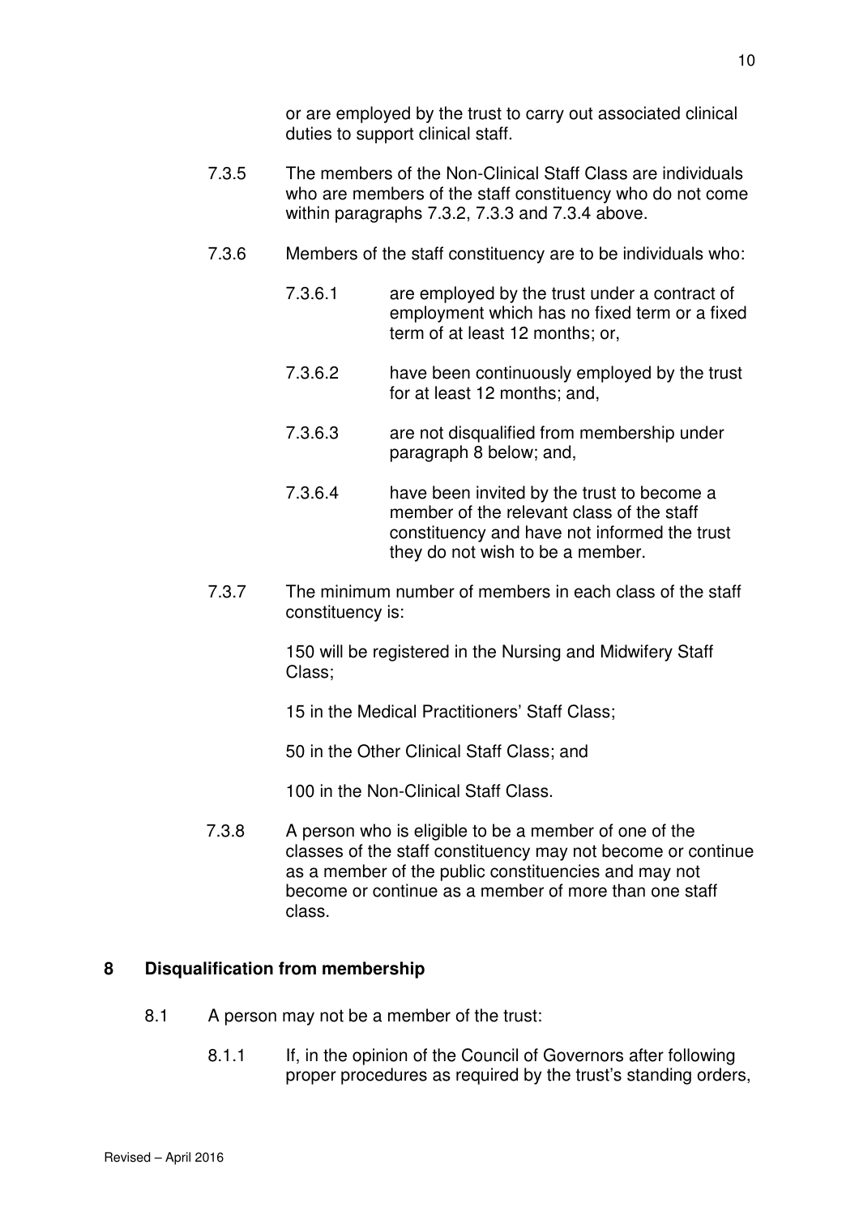or are employed by the trust to carry out associated clinical duties to support clinical staff.

7.3.5 The members of the Non-Clinical Staff Class are individuals who are members of the staff constituency who do not come within paragraphs 7.3.2, 7.3.3 and 7.3.4 above.

7.3.6 Members of the staff constituency are to be individuals who:

7.3.6.1 are employed by the trust under a contract of employment which has no fixed term or a fixed term of at least 12 months; or,

7.3.6.2 have been continuously employed by the trust for at least 12 months; and,

7.3.6.3 are not disqualified from membership under paragraph 8 below; and,

7.3.6.4 have been invited by the trust to become a member of the relevant class of the staff constituency and have not informed the trust they do not wish to be a member.

7.3.7 The minimum number of members in each class of the staff constituency is:

150 will be registered in the Nursing and Midwifery Staff Class;

15 in the Medical Practitioners' Staff Class;

50 in the Other Clinical Staff Class; and

100 in the Non-Clinical Staff Class.

7.3.8 A person who is eligible to be a member of one of the classes of the staff constituency may not become or continue as a member of the public constituencies and may not become or continue as a member of more than one staff class.

## 8 Disqualification from membership

8.1 A person may not be a member of the trust:

8.1.1 If, in the opinion of the Council of Governors after following proper procedures as required by the trust's standing orders,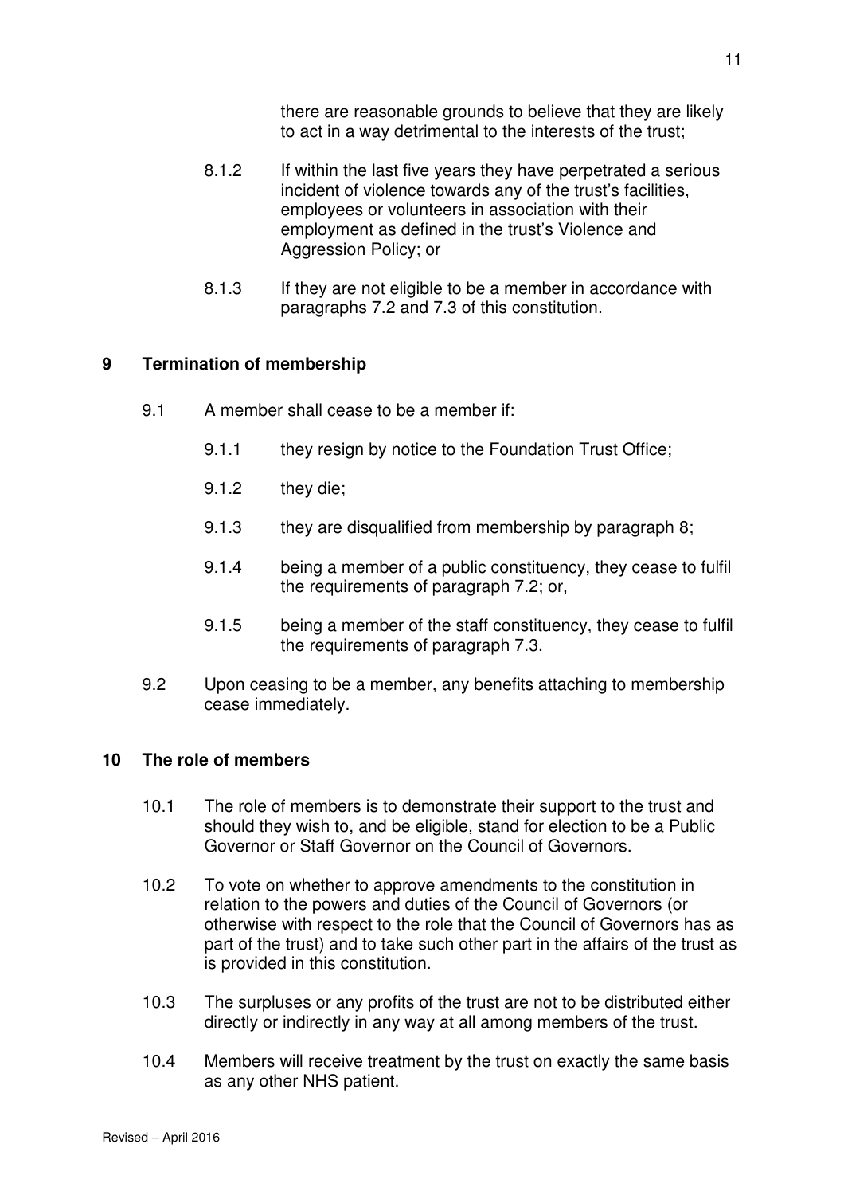there are reasonable grounds to believe that they are likely to act in a way detrimental to the interests of the trust;

8.1.2 If within the last five years they have perpetrated a serious incident of violence towards any of the trust's facilities, employees or volunteers in association with their employment as defined in the trust's Violence and Aggression Policy; or

8.1.3 If they are not eligible to be a member in accordance with paragraphs 7.2 and 7.3 of this constitution.

## 9 Termination of membership

9.1 A member shall cease to be a member if:

9.1.1 they resign by notice to the Foundation Trust Office;

9.1.2 they die;

9.1.3 they are disqualified from membership by paragraph 8;

9.1.4 being a member of a public constituency, they cease to fulfil the requirements of paragraph 7.2; or,

9.1.5 being a member of the staff constituency, they cease to fulfil the requirements of paragraph 7.3.

9.2 Upon ceasing to be a member, any benefits attaching to membership cease immediately.

## 10 The role of members

10.1 The role of members is to demonstrate their support to the trust and should they wish to, and be eligible, stand for election to be a Public Governor or Staff Governor on the Council of Governors.

10.2 To vote on whether to approve amendments to the constitution in relation to the powers and duties of the Council of Governors (or otherwise with respect to the role that the Council of Governors has as part of the trust) and to take such other part in the affairs of the trust as is provided in this constitution.

10.3 The surpluses or any profits of the trust are not to be distributed either directly or indirectly in any way at all among members of the trust.

10.4 Members will receive treatment by the trust on exactly the same basis as any other NHS patient.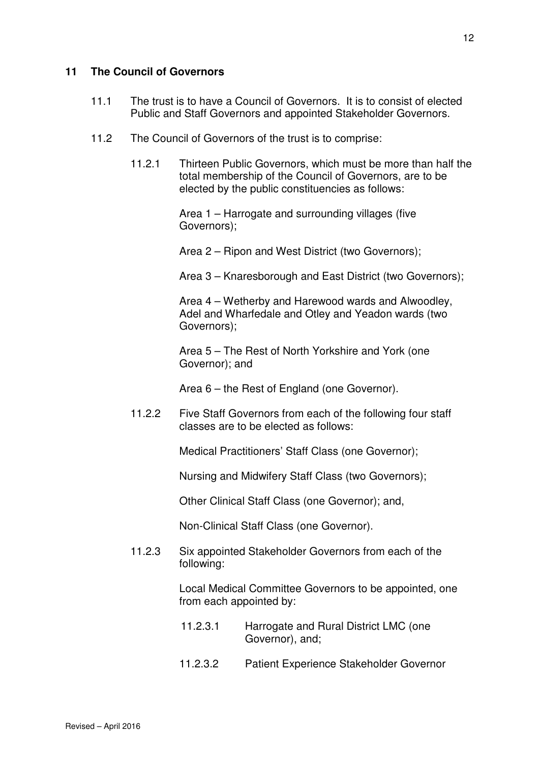## 11 The Council of Governors

11.1 The trust is to have a Council of Governors. It is to consist of elected Public and Staff Governors and appointed Stakeholder Governors.

11.2 The Council of Governors of the trust is to comprise:

11.2.1 Thirteen Public Governors, which must be more than half the total membership of the Council of Governors, are to be elected by the public constituencies as follows:

Area 1 – Harrogate and surrounding villages (five Governors);

Area 2 – Ripon and West District (two Governors);

Area 3 – Knaresborough and East District (two Governors);

Area 4 – Wetherby and Harewood wards and Alwoodley, Adel and Wharfedale and Otley and Yeadon wards (two Governors);

Area 5 – The Rest of North Yorkshire and York (one Governor); and

Area 6 – the Rest of England (one Governor).

11.2.2 Five Staff Governors from each of the following four staff classes are to be elected as follows:

Medical Practitioners' Staff Class (one Governor);

Nursing and Midwifery Staff Class (two Governors);

Other Clinical Staff Class (one Governor); and,

Non-Clinical Staff Class (one Governor).

11.2.3 Six appointed Stakeholder Governors from each of the following:

Local Medical Committee Governors to be appointed, one from each appointed by:

11.2.3.1 Harrogate and Rural District LMC (one Governor), and;

11.2.3.2 Patient Experience Stakeholder Governor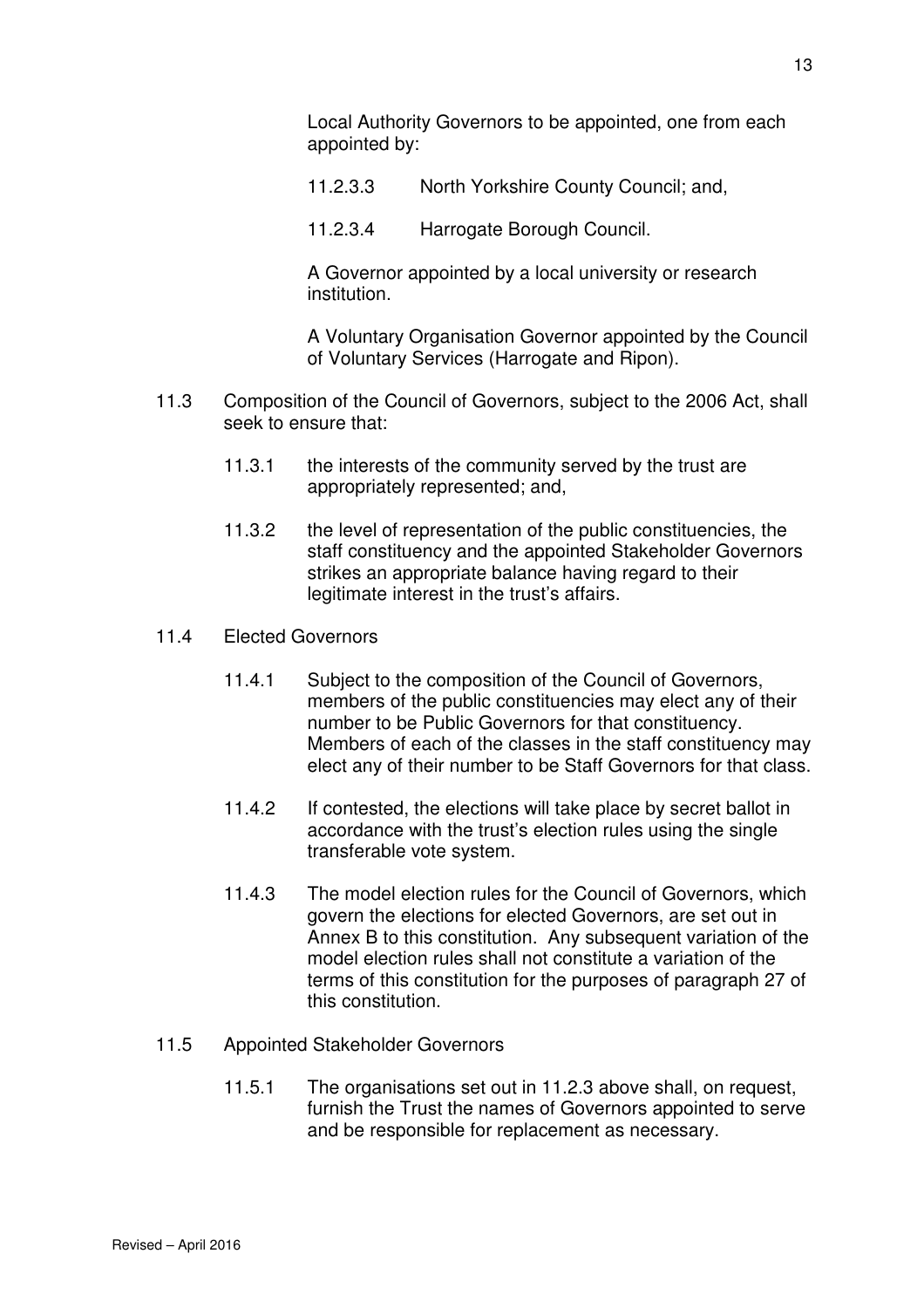Local Authority Governors to be appointed, one from each appointed by:

11.2.3.3 North Yorkshire County Council; and,

11.2.3.4 Harrogate Borough Council.

A Governor appointed by a local university or research institution.

A Voluntary Organisation Governor appointed by the Council of Voluntary Services (Harrogate and Ripon).

11.3 Composition of the Council of Governors, subject to the 2006 Act, shall seek to ensure that:

11.3.1 the interests of the community served by the trust are appropriately represented; and,

11.3.2 the level of representation of the public constituencies, the staff constituency and the appointed Stakeholder Governors strikes an appropriate balance having regard to their legitimate interest in the trust's affairs.

11.4 Elected Governors

11.4.1 Subject to the composition of the Council of Governors, members of the public constituencies may elect any of their number to be Public Governors for that constituency. Members of each of the classes in the staff constituency may elect any of their number to be Staff Governors for that class.

11.4.2 If contested, the elections will take place by secret ballot in accordance with the trust's election rules using the single transferable vote system.

11.4.3 The model election rules for the Council of Governors, which govern the elections for elected Governors, are set out in Annex B to this constitution. Any subsequent variation of the model election rules shall not constitute a variation of the terms of this constitution for the purposes of paragraph 27 of this constitution.

11.5 Appointed Stakeholder Governors

11.5.1 The organisations set out in 11.2.3 above shall, on request, furnish the Trust the names of Governors appointed to serve and be responsible for replacement as necessary.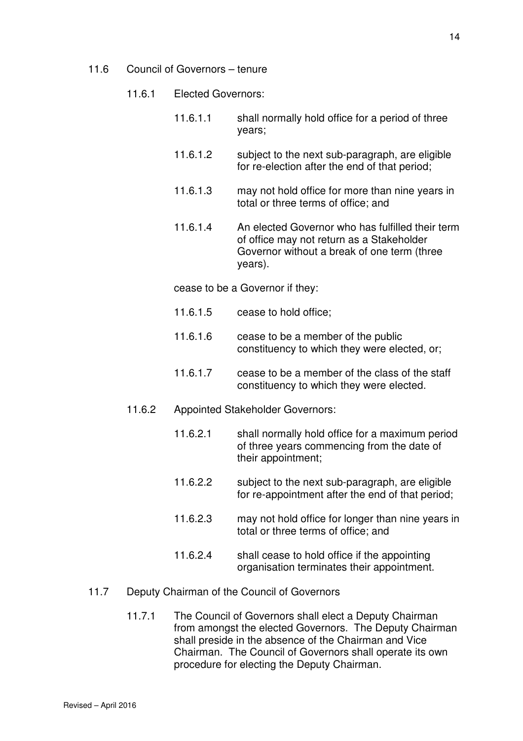11.6 Council of Governors – tenure

11.6.1 Elected Governors:

11.6.1.1 shall normally hold office for a period of three years;

11.6.1.2 subject to the next sub-paragraph, are eligible for re-election after the end of that period;

11.6.1.3 may not hold office for more than nine years in total or three terms of office; and

11.6.1.4 An elected Governor who has fulfilled their term of office may not return as a Stakeholder Governor without a break of one term (three years).

cease to be a Governor if they:

11.6.1.5 cease to hold office;

11.6.1.6 cease to be a member of the public constituency to which they were elected, or;

11.6.1.7 cease to be a member of the class of the staff constituency to which they were elected.

11.6.2 Appointed Stakeholder Governors:

11.6.2.1 shall normally hold office for a maximum period of three years commencing from the date of their appointment;

11.6.2.2 subject to the next sub-paragraph, are eligible for re-appointment after the end of that period;

11.6.2.3 may not hold office for longer than nine years in total or three terms of office; and

11.6.2.4 shall cease to hold office if the appointing organisation terminates their appointment.

11.7 Deputy Chairman of the Council of Governors

11.7.1 The Council of Governors shall elect a Deputy Chairman from amongst the elected Governors. The Deputy Chairman shall preside in the absence of the Chairman and Vice Chairman. The Council of Governors shall operate its own procedure for electing the Deputy Chairman.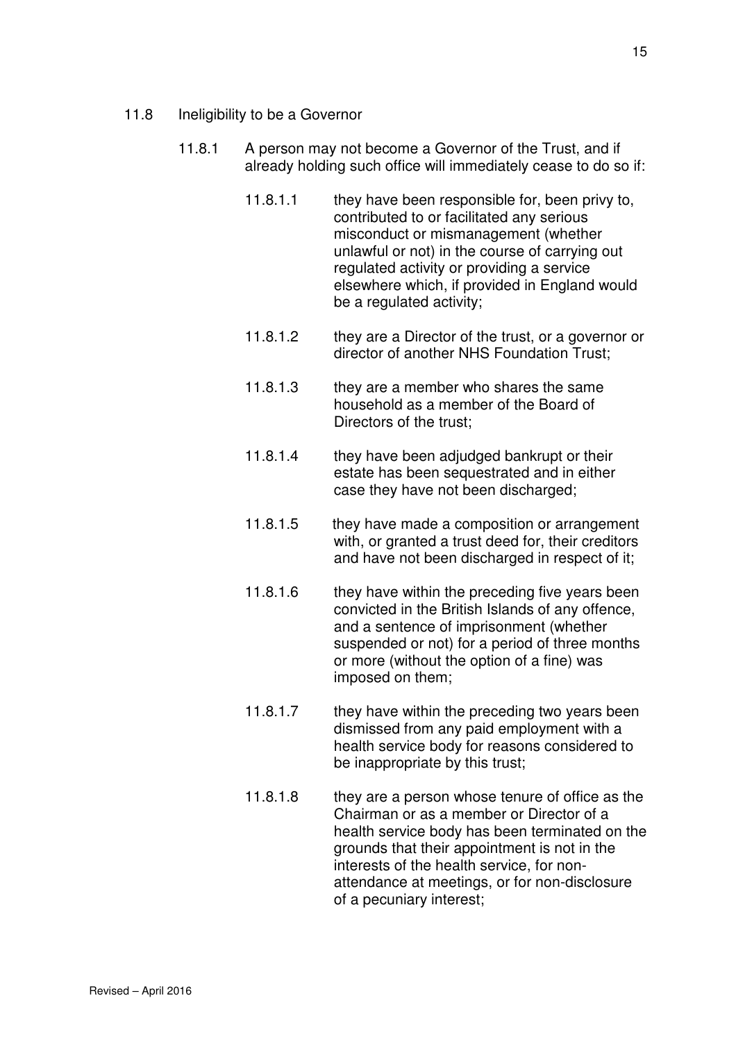## 11.8 Ineligibility to be a Governor

11.8.1 A person may not become a Governor of the Trust, and if already holding such office will immediately cease to do so if:

11.8.1.1 they have been responsible for, been privy to, contributed to or facilitated any serious misconduct or mismanagement (whether unlawful or not) in the course of carrying out regulated activity or providing a service elsewhere which, if provided in England would be a regulated activity;

11.8.1.2 they are a Director of the trust, or a governor or director of another NHS Foundation Trust;

11.8.1.3 they are a member who shares the same household as a member of the Board of Directors of the trust;

11.8.1.4 they have been adjudged bankrupt or their estate has been sequestrated and in either case they have not been discharged;

11.8.1.5 they have made a composition or arrangement with, or granted a trust deed for, their creditors and have not been discharged in respect of it;

11.8.1.6 they have within the preceding five years been convicted in the British Islands of any offence, and a sentence of imprisonment (whether suspended or not) for a period of three months or more (without the option of a fine) was imposed on them;

11.8.1.7 they have within the preceding two years been dismissed from any paid employment with a health service body for reasons considered to be inappropriate by this trust;

11.8.1.8 they are a person whose tenure of office as the Chairman or as a member or Director of a health service body has been terminated on the grounds that their appointment is not in the interests of the health service, for non-attendance at meetings, or for non-disclosure of a pecuniary interest;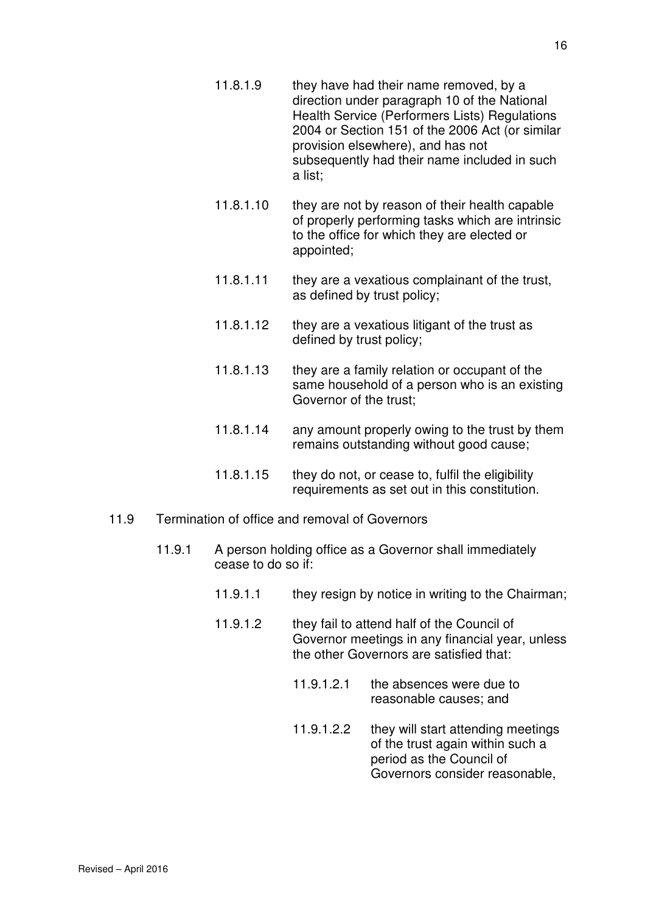11.8.1.9 they have had their name removed, by a direction under paragraph 10 of the National Health Service (Performers Lists) Regulations 2004 or Section 151 of the 2006 Act (or similar provision elsewhere), and has not subsequently had their name included in such a list;

11.8.1.10 they are not by reason of their health capable of properly performing tasks which are intrinsic to the office for which they are elected or appointed;

11.8.1.11 they are a vexatious complainant of the trust, as defined by trust policy;

11.8.1.12 they are a vexatious litigant of the trust as defined by trust policy;

11.8.1.13 they are a family relation or occupant of the same household of a person who is an existing Governor of the trust;

11.8.1.14 any amount properly owing to the trust by them remains outstanding without good cause;

11.8.1.15 they do not, or cease to, fulfil the eligibility requirements as set out in this constitution.

11.9 Termination of office and removal of Governors

11.9.1 A person holding office as a Governor shall immediately cease to do so if:

11.9.1.1 they resign by notice in writing to the Chairman;

11.9.1.2 they fail to attend half of the Council of Governor meetings in any financial year, unless the other Governors are satisfied that:

11.9.1.2.1 the absences were due to reasonable causes; and

11.9.1.2.2 they will start attending meetings of the trust again within such a period as the Council of Governors consider reasonable,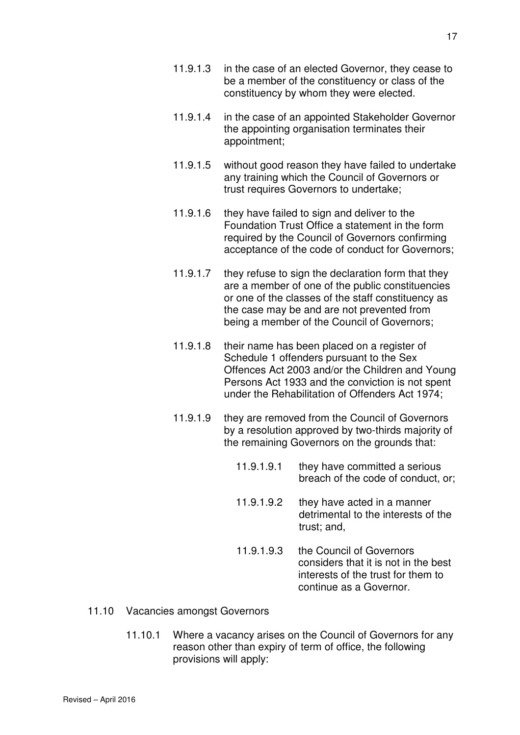11.9.1.3 in the case of an elected Governor, they cease to be a member of the constituency or class of the constituency by whom they were elected.

11.9.1.4 in the case of an appointed Stakeholder Governor the appointing organisation terminates their appointment;

11.9.1.5 without good reason they have failed to undertake any training which the Council of Governors or trust requires Governors to undertake;

11.9.1.6 they have failed to sign and deliver to the Foundation Trust Office a statement in the form required by the Council of Governors confirming acceptance of the code of conduct for Governors;

11.9.1.7 they refuse to sign the declaration form that they are a member of one of the public constituencies or one of the classes of the staff constituency as the case may be and are not prevented from being a member of the Council of Governors;

11.9.1.8 their name has been placed on a register of Schedule 1 offenders pursuant to the Sex Offences Act 2003 and/or the Children and Young Persons Act 1933 and the conviction is not spent under the Rehabilitation of Offenders Act 1974;

11.9.1.9 they are removed from the Council of Governors by a resolution approved by two-thirds majority of the remaining Governors on the grounds that:

11.9.1.9.1 they have committed a serious breach of the code of conduct, or;

11.9.1.9.2 they have acted in a manner detrimental to the interests of the trust; and,

11.9.1.9.3 the Council of Governors considers that it is not in the best interests of the trust for them to continue as a Governor.

11.10 Vacancies amongst Governors

11.10.1 Where a vacancy arises on the Council of Governors for any reason other than expiry of term of office, the following provisions will apply: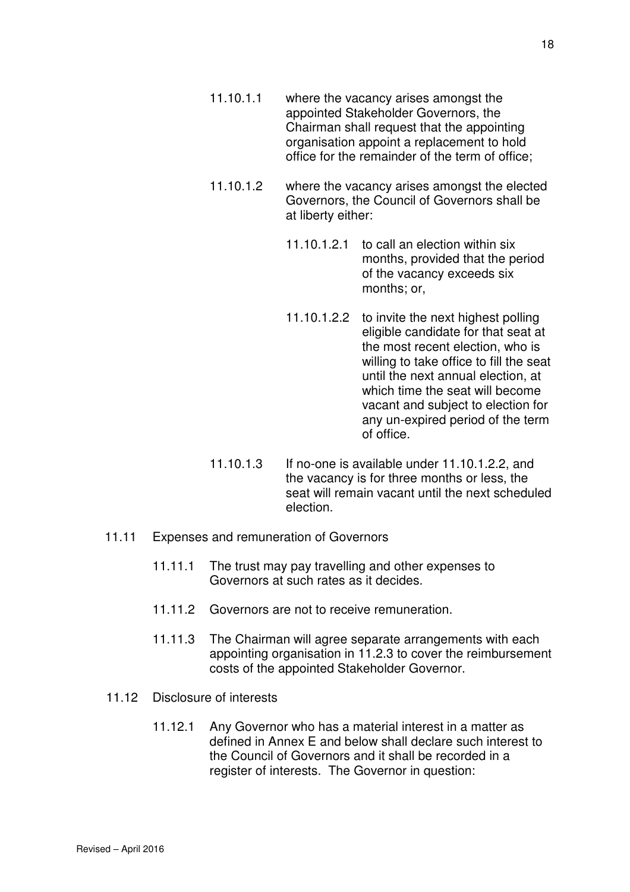11.10.1.1 where the vacancy arises amongst the appointed Stakeholder Governors, the Chairman shall request that the appointing organisation appoint a replacement to hold office for the remainder of the term of office;

11.10.1.2 where the vacancy arises amongst the elected Governors, the Council of Governors shall be at liberty either:

11.10.1.2.1 to call an election within six months, provided that the period of the vacancy exceeds six months; or,

11.10.1.2.2 to invite the next highest polling eligible candidate for that seat at the most recent election, who is willing to take office to fill the seat until the next annual election, at which time the seat will become vacant and subject to election for any un-expired period of the term of office.

11.10.1.3 If no-one is available under 11.10.1.2.2, and the vacancy is for three months or less, the seat will remain vacant until the next scheduled election.

11.11 Expenses and remuneration of Governors

11.11.1 The trust may pay travelling and other expenses to Governors at such rates as it decides.

11.11.2 Governors are not to receive remuneration.

11.11.3 The Chairman will agree separate arrangements with each appointing organisation in 11.2.3 to cover the reimbursement costs of the appointed Stakeholder Governor.

11.12 Disclosure of interests

11.12.1 Any Governor who has a material interest in a matter as defined in Annex E and below shall declare such interest to the Council of Governors and it shall be recorded in a register of interests. The Governor in question: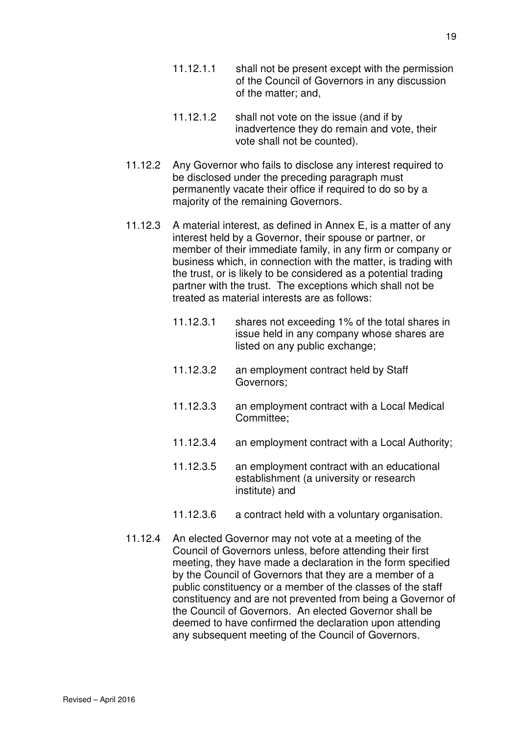11.12.1.1 shall not be present except with the permission of the Council of Governors in any discussion of the matter; and,

11.12.1.2 shall not vote on the issue (and if by inadvertence they do remain and vote, their vote shall not be counted).

11.12.2 Any Governor who fails to disclose any interest required to be disclosed under the preceding paragraph must permanently vacate their office if required to do so by a majority of the remaining Governors.

11.12.3 A material interest, as defined in Annex E, is a matter of any interest held by a Governor, their spouse or partner, or member of their immediate family, in any firm or company or business which, in connection with the matter, is trading with the trust, or is likely to be considered as a potential trading partner with the trust. The exceptions which shall not be treated as material interests are as follows:

11.12.3.1 shares not exceeding 1% of the total shares in issue held in any company whose shares are listed on any public exchange;

11.12.3.2 an employment contract held by Staff Governors;

11.12.3.3 an employment contract with a Local Medical Committee;

11.12.3.4 an employment contract with a Local Authority;

11.12.3.5 an employment contract with an educational establishment (a university or research institute) and

11.12.3.6 a contract held with a voluntary organisation.

11.12.4 An elected Governor may not vote at a meeting of the Council of Governors unless, before attending their first meeting, they have made a declaration in the form specified by the Council of Governors that they are a member of a public constituency or a member of the classes of the staff constituency and are not prevented from being a Governor of the Council of Governors. An elected Governor shall be deemed to have confirmed the declaration upon attending any subsequent meeting of the Council of Governors.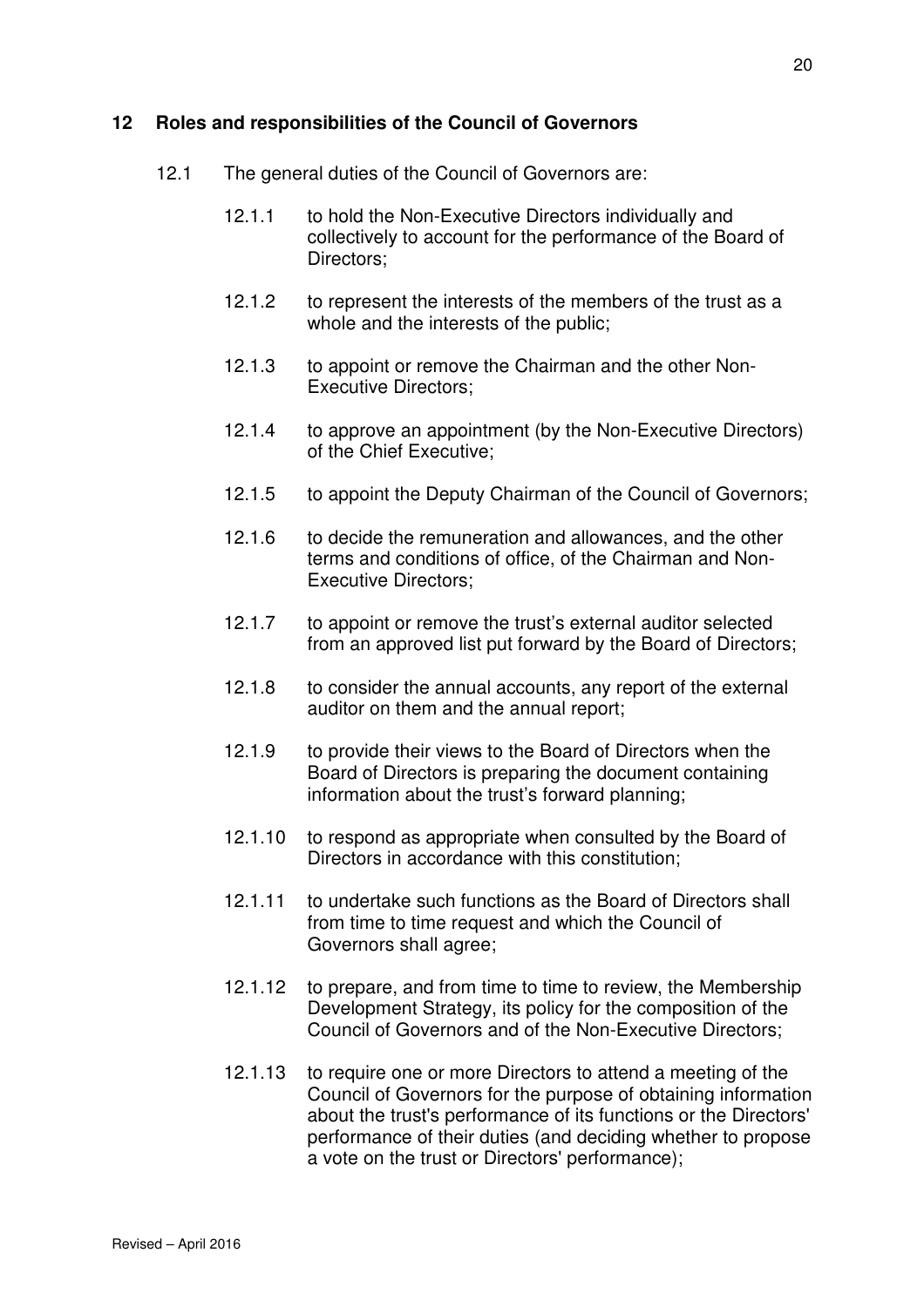## 12 Roles and responsibilities of the Council of Governors

12.1 The general duties of the Council of Governors are:

12.1.1 to hold the Non-Executive Directors individually and collectively to account for the performance of the Board of Directors;

12.1.2 to represent the interests of the members of the trust as a whole and the interests of the public;

12.1.3 to appoint or remove the Chairman and the other Non-Executive Directors;

12.1.4 to approve an appointment (by the Non-Executive Directors) of the Chief Executive;

12.1.5 to appoint the Deputy Chairman of the Council of Governors;

12.1.6 to decide the remuneration and allowances, and the other terms and conditions of office, of the Chairman and Non-Executive Directors;

12.1.7 to appoint or remove the trust's external auditor selected from an approved list put forward by the Board of Directors;

12.1.8 to consider the annual accounts, any report of the external auditor on them and the annual report;

12.1.9 to provide their views to the Board of Directors when the Board of Directors is preparing the document containing information about the trust's forward planning;

12.1.10 to respond as appropriate when consulted by the Board of Directors in accordance with this constitution;

12.1.11 to undertake such functions as the Board of Directors shall from time to time request and which the Council of Governors shall agree;

12.1.12 to prepare, and from time to time to review, the Membership Development Strategy, its policy for the composition of the Council of Governors and of the Non-Executive Directors;

12.1.13 to require one or more Directors to attend a meeting of the Council of Governors for the purpose of obtaining information about the trust's performance of its functions or the Directors' performance of their duties (and deciding whether to propose a vote on the trust or Directors' performance);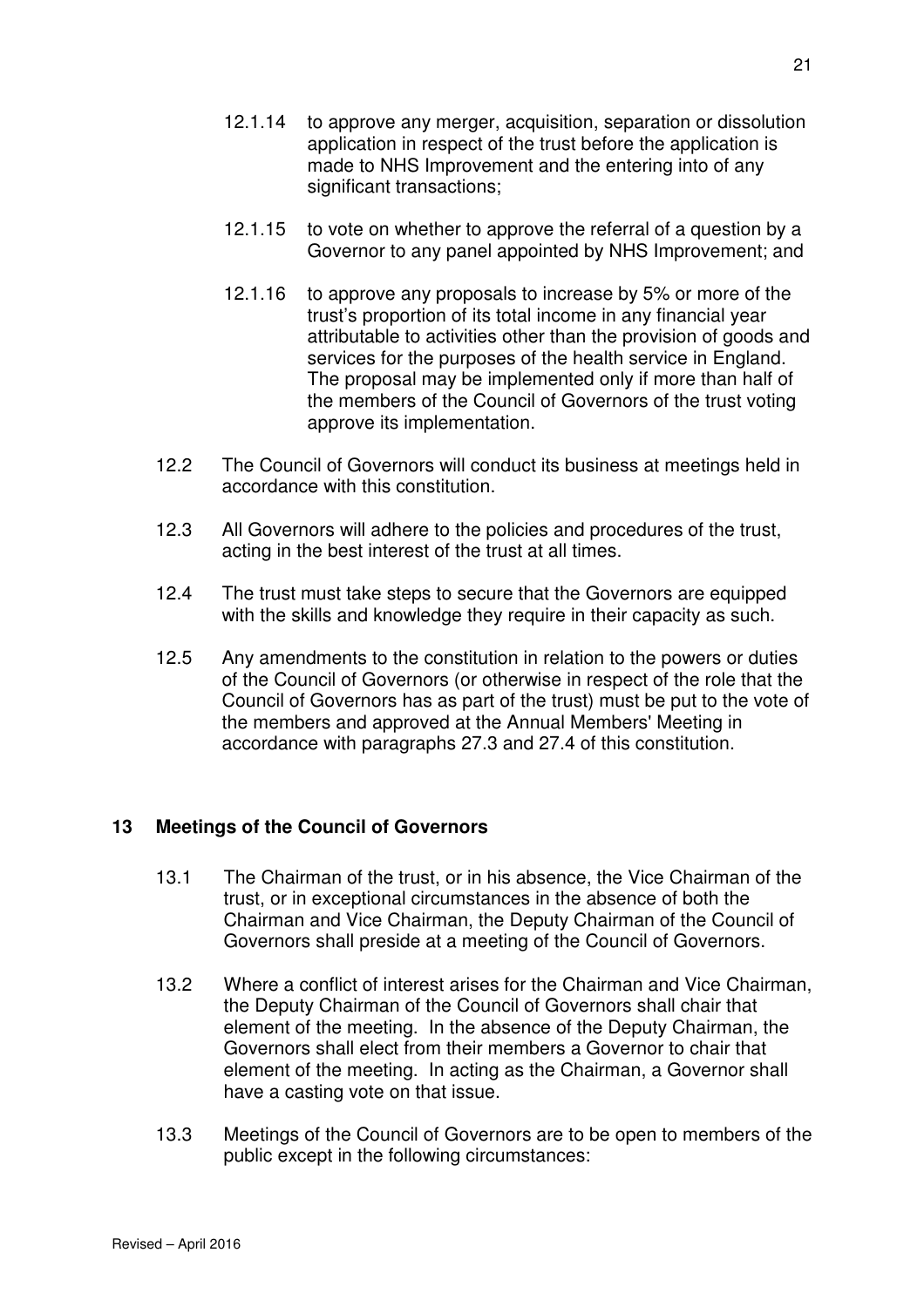12.1.14 to approve any merger, acquisition, separation or dissolution application in respect of the trust before the application is made to NHS Improvement and the entering into of any significant transactions;

12.1.15 to vote on whether to approve the referral of a question by a Governor to any panel appointed by NHS Improvement; and

12.1.16 to approve any proposals to increase by 5% or more of the trust's proportion of its total income in any financial year attributable to activities other than the provision of goods and services for the purposes of the health service in England. The proposal may be implemented only if more than half of the members of the Council of Governors of the trust voting approve its implementation.

12.2 The Council of Governors will conduct its business at meetings held in accordance with this constitution.

12.3 All Governors will adhere to the policies and procedures of the trust, acting in the best interest of the trust at all times.

12.4 The trust must take steps to secure that the Governors are equipped with the skills and knowledge they require in their capacity as such.

12.5 Any amendments to the constitution in relation to the powers or duties of the Council of Governors (or otherwise in respect of the role that the Council of Governors has as part of the trust) must be put to the vote of the members and approved at the Annual Members' Meeting in accordance with paragraphs 27.3 and 27.4 of this constitution.

## 13 Meetings of the Council of Governors

13.1 The Chairman of the trust, or in his absence, the Vice Chairman of the trust, or in exceptional circumstances in the absence of both the Chairman and Vice Chairman, the Deputy Chairman of the Council of Governors shall preside at a meeting of the Council of Governors.

13.2 Where a conflict of interest arises for the Chairman and Vice Chairman, the Deputy Chairman of the Council of Governors shall chair that element of the meeting. In the absence of the Deputy Chairman, the Governors shall elect from their members a Governor to chair that element of the meeting. In acting as the Chairman, a Governor shall have a casting vote on that issue.

13.3 Meetings of the Council of Governors are to be open to members of the public except in the following circumstances: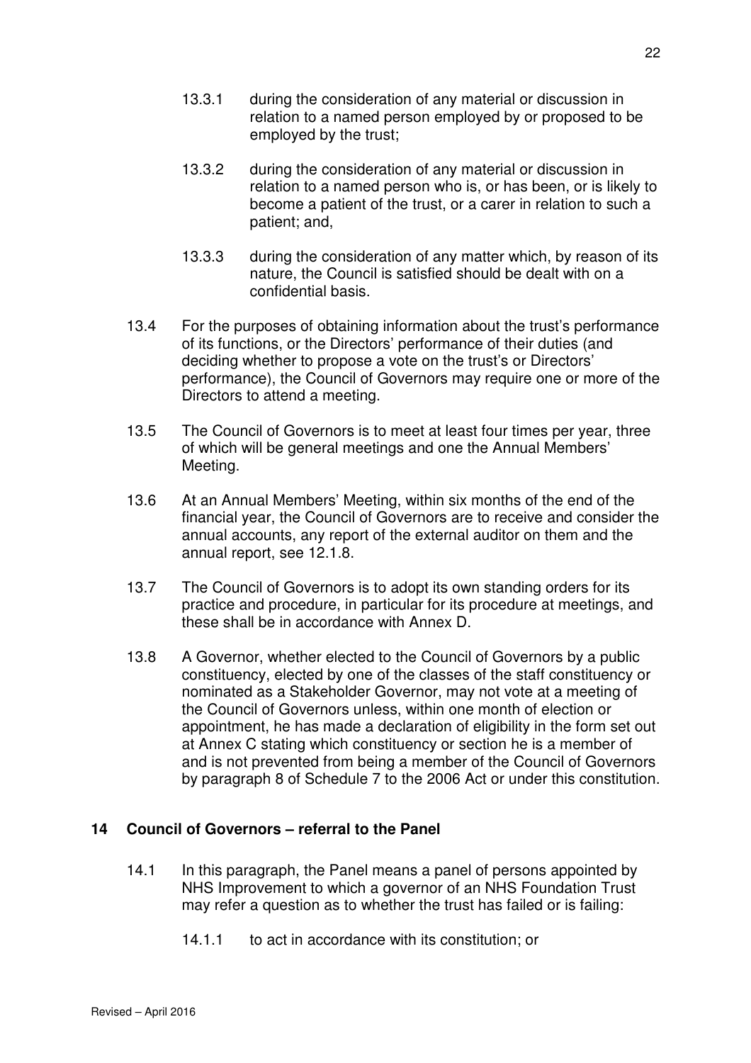13.3.1 during the consideration of any material or discussion in relation to a named person employed by or proposed to be employed by the trust;

13.3.2 during the consideration of any material or discussion in relation to a named person who is, or has been, or is likely to become a patient of the trust, or a carer in relation to such a patient; and,

13.3.3 during the consideration of any matter which, by reason of its nature, the Council is satisfied should be dealt with on a confidential basis.

13.4 For the purposes of obtaining information about the trust's performance of its functions, or the Directors' performance of their duties (and deciding whether to propose a vote on the trust's or Directors' performance), the Council of Governors may require one or more of the Directors to attend a meeting.

13.5 The Council of Governors is to meet at least four times per year, three of which will be general meetings and one the Annual Members' Meeting.

13.6 At an Annual Members' Meeting, within six months of the end of the financial year, the Council of Governors are to receive and consider the annual accounts, any report of the external auditor on them and the annual report, see 12.1.8.

13.7 The Council of Governors is to adopt its own standing orders for its practice and procedure, in particular for its procedure at meetings, and these shall be in accordance with Annex D.

13.8 A Governor, whether elected to the Council of Governors by a public constituency, elected by one of the classes of the staff constituency or nominated as a Stakeholder Governor, may not vote at a meeting of the Council of Governors unless, within one month of election or appointment, he has made a declaration of eligibility in the form set out at Annex C stating which constituency or section he is a member of and is not prevented from being a member of the Council of Governors by paragraph 8 of Schedule 7 to the 2006 Act or under this constitution.

## 14 Council of Governors – referral to the Panel

14.1 In this paragraph, the Panel means a panel of persons appointed by NHS Improvement to which a governor of an NHS Foundation Trust may refer a question as to whether the trust has failed or is failing:

14.1.1 to act in accordance with its constitution; or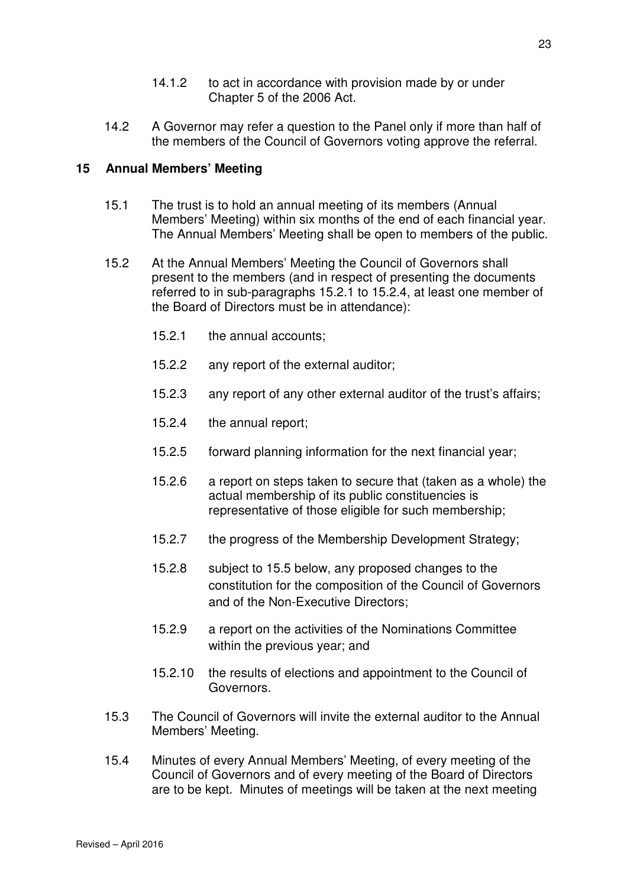14.1.2 to act in accordance with provision made by or under Chapter 5 of the 2006 Act.

14.2 A Governor may refer a question to the Panel only if more than half of the members of the Council of Governors voting approve the referral.

## 15 Annual Members' Meeting

15.1 The trust is to hold an annual meeting of its members (Annual Members' Meeting) within six months of the end of each financial year. The Annual Members' Meeting shall be open to members of the public.

15.2 At the Annual Members' Meeting the Council of Governors shall present to the members (and in respect of presenting the documents referred to in sub-paragraphs 15.2.1 to 15.2.4, at least one member of the Board of Directors must be in attendance):

15.2.1 the annual accounts;

15.2.2 any report of the external auditor;

15.2.3 any report of any other external auditor of the trust's affairs;

15.2.4 the annual report;

15.2.5 forward planning information for the next financial year;

15.2.6 a report on steps taken to secure that (taken as a whole) the actual membership of its public constituencies is representative of those eligible for such membership;

15.2.7 the progress of the Membership Development Strategy;

15.2.8 subject to 15.5 below, any proposed changes to the constitution for the composition of the Council of Governors and of the Non-Executive Directors;

15.2.9 a report on the activities of the Nominations Committee within the previous year; and

15.2.10 the results of elections and appointment to the Council of Governors.

15.3 The Council of Governors will invite the external auditor to the Annual Members' Meeting.

15.4 Minutes of every Annual Members' Meeting, of every meeting of the Council of Governors and of every meeting of the Board of Directors are to be kept. Minutes of meetings will be taken at the next meeting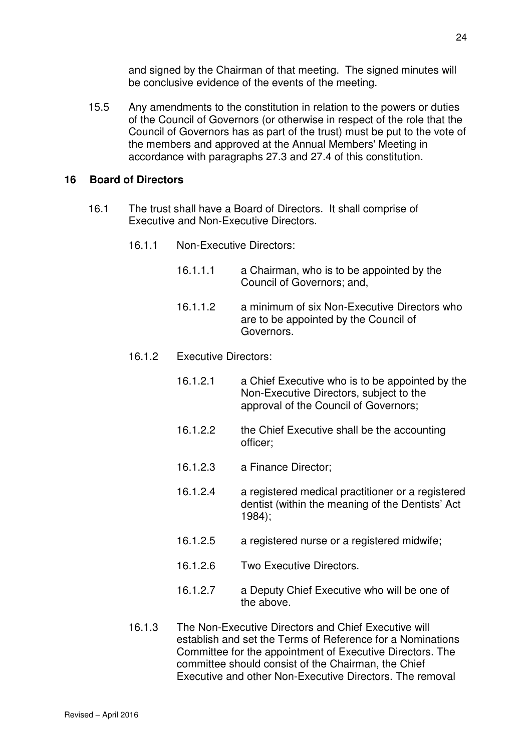and signed by the Chairman of that meeting. The signed minutes will be conclusive evidence of the events of the meeting.

15.5 Any amendments to the constitution in relation to the powers or duties of the Council of Governors (or otherwise in respect of the role that the Council of Governors has as part of the trust) must be put to the vote of the members and approved at the Annual Members' Meeting in accordance with paragraphs 27.3 and 27.4 of this constitution.

## 16 Board of Directors

16.1 The trust shall have a Board of Directors. It shall comprise of Executive and Non-Executive Directors.

16.1.1 Non-Executive Directors:

16.1.1.1 a Chairman, who is to be appointed by the Council of Governors; and,

16.1.1.2 a minimum of six Non-Executive Directors who are to be appointed by the Council of Governors.

16.1.2 Executive Directors:

16.1.2.1 a Chief Executive who is to be appointed by the Non-Executive Directors, subject to the approval of the Council of Governors;

16.1.2.2 the Chief Executive shall be the accounting officer;

16.1.2.3 a Finance Director;

16.1.2.4 a registered medical practitioner or a registered dentist (within the meaning of the Dentists' Act 1984);

16.1.2.5 a registered nurse or a registered midwife;

16.1.2.6 Two Executive Directors.

16.1.2.7 a Deputy Chief Executive who will be one of the above.

16.1.3 The Non-Executive Directors and Chief Executive will establish and set the Terms of Reference for a Nominations Committee for the appointment of Executive Directors. The committee should consist of the Chairman, the Chief Executive and other Non-Executive Directors. The removal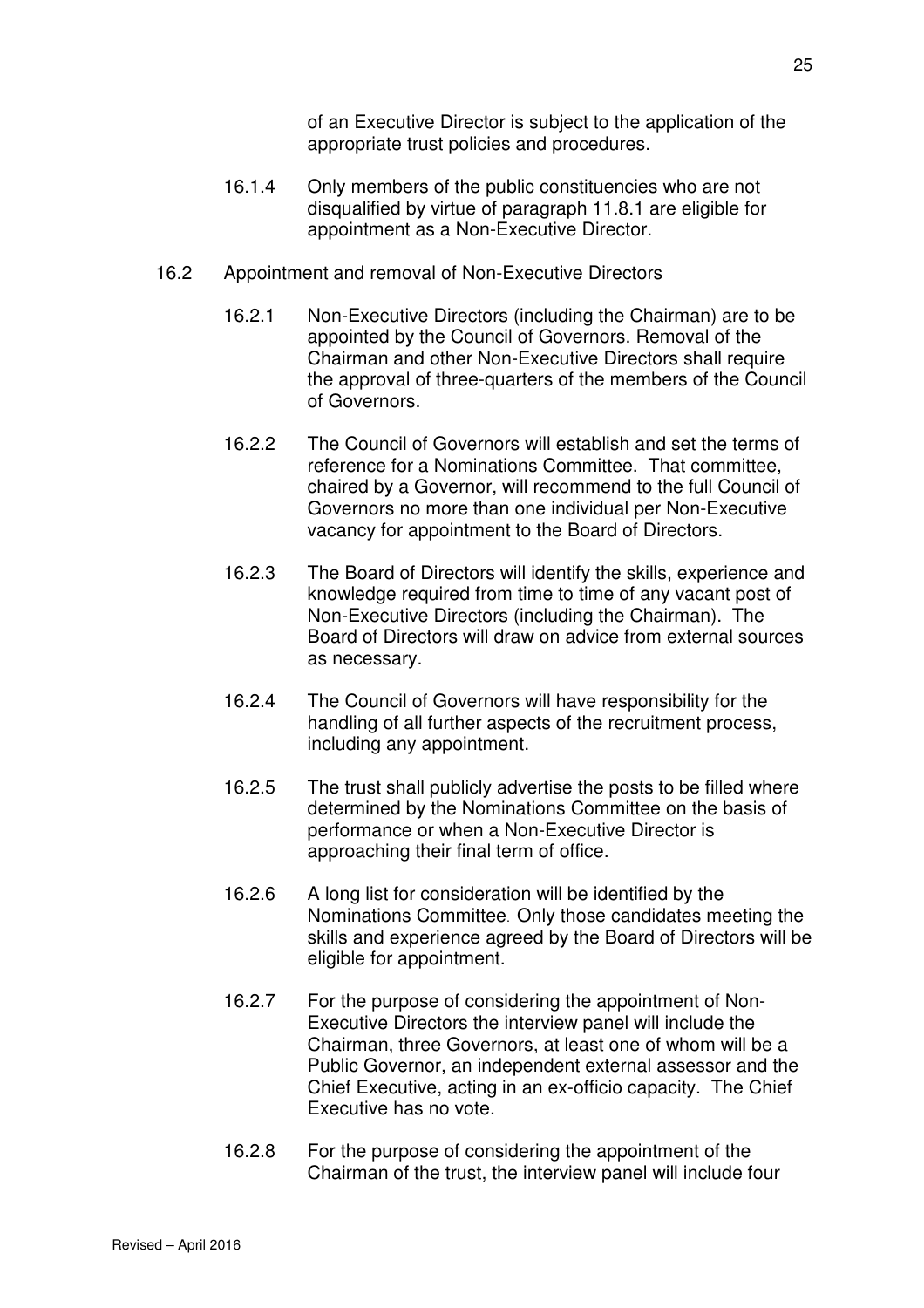of an Executive Director is subject to the application of the appropriate trust policies and procedures.

16.1.4 Only members of the public constituencies who are not disqualified by virtue of paragraph 11.8.1 are eligible for appointment as a Non-Executive Director.

16.2 Appointment and removal of Non-Executive Directors

16.2.1 Non-Executive Directors (including the Chairman) are to be appointed by the Council of Governors. Removal of the Chairman and other Non-Executive Directors shall require the approval of three-quarters of the members of the Council of Governors.

16.2.2 The Council of Governors will establish and set the terms of reference for a Nominations Committee. That committee, chaired by a Governor, will recommend to the full Council of Governors no more than one individual per Non-Executive vacancy for appointment to the Board of Directors.

16.2.3 The Board of Directors will identify the skills, experience and knowledge required from time to time of any vacant post of Non-Executive Directors (including the Chairman). The Board of Directors will draw on advice from external sources as necessary.

16.2.4 The Council of Governors will have responsibility for the handling of all further aspects of the recruitment process, including any appointment.

16.2.5 The trust shall publicly advertise the posts to be filled where determined by the Nominations Committee on the basis of performance or when a Non-Executive Director is approaching their final term of office.

16.2.6 A long list for consideration will be identified by the Nominations Committee. Only those candidates meeting the skills and experience agreed by the Board of Directors will be eligible for appointment.

16.2.7 For the purpose of considering the appointment of Non-Executive Directors the interview panel will include the Chairman, three Governors, at least one of whom will be a Public Governor, an independent external assessor and the Chief Executive, acting in an ex-officio capacity. The Chief Executive has no vote.

16.2.8 For the purpose of considering the appointment of the Chairman of the trust, the interview panel will include four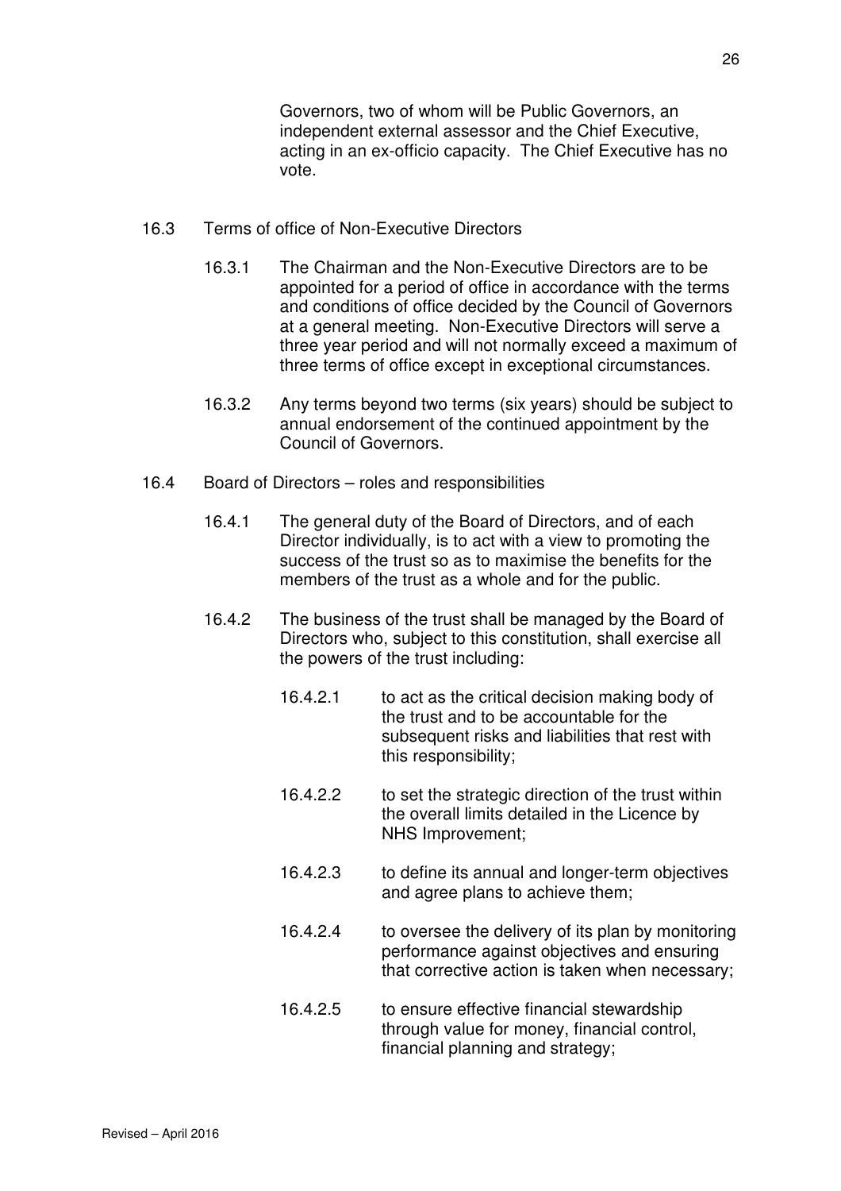Governors, two of whom will be Public Governors, an independent external assessor and the Chief Executive, acting in an ex-officio capacity. The Chief Executive has no vote.

16.3 Terms of office of Non-Executive Directors

16.3.1 The Chairman and the Non-Executive Directors are to be appointed for a period of office in accordance with the terms and conditions of office decided by the Council of Governors at a general meeting. Non-Executive Directors will serve a three year period and will not normally exceed a maximum of three terms of office except in exceptional circumstances.

16.3.2 Any terms beyond two terms (six years) should be subject to annual endorsement of the continued appointment by the Council of Governors.

16.4 Board of Directors – roles and responsibilities

16.4.1 The general duty of the Board of Directors, and of each Director individually, is to act with a view to promoting the success of the trust so as to maximise the benefits for the members of the trust as a whole and for the public.

16.4.2 The business of the trust shall be managed by the Board of Directors who, subject to this constitution, shall exercise all the powers of the trust including:

16.4.2.1 to act as the critical decision making body of the trust and to be accountable for the subsequent risks and liabilities that rest with this responsibility;

16.4.2.2 to set the strategic direction of the trust within the overall limits detailed in the Licence by NHS Improvement;

16.4.2.3 to define its annual and longer-term objectives and agree plans to achieve them;

16.4.2.4 to oversee the delivery of its plan by monitoring performance against objectives and ensuring that corrective action is taken when necessary;

16.4.2.5 to ensure effective financial stewardship through value for money, financial control, financial planning and strategy;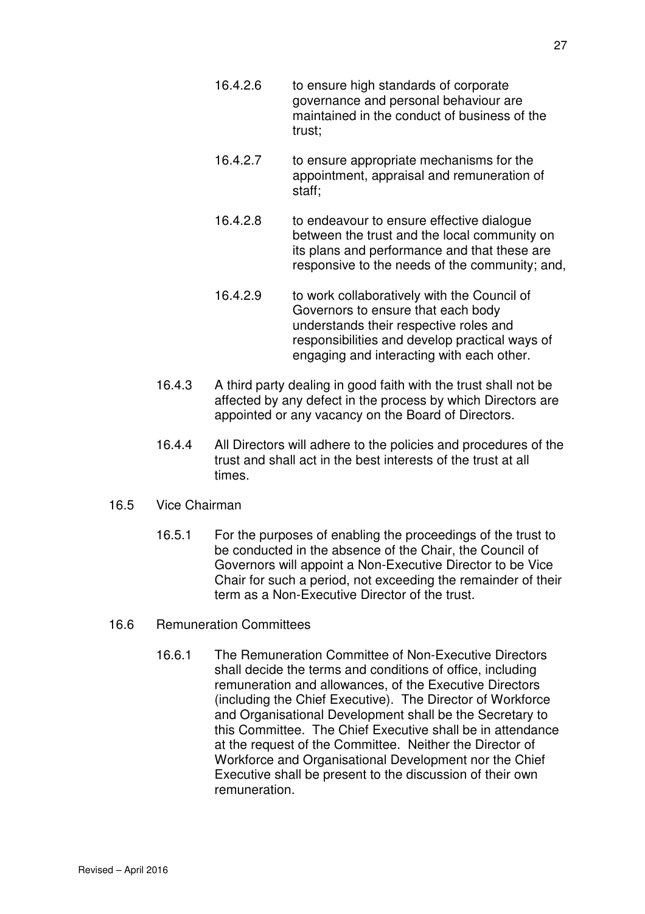16.4.2.6 to ensure high standards of corporate governance and personal behaviour are maintained in the conduct of business of the trust;

16.4.2.7 to ensure appropriate mechanisms for the appointment, appraisal and remuneration of staff;

16.4.2.8 to endeavour to ensure effective dialogue between the trust and the local community on its plans and performance and that these are responsive to the needs of the community; and,

16.4.2.9 to work collaboratively with the Council of Governors to ensure that each body understands their respective roles and responsibilities and develop practical ways of engaging and interacting with each other.

16.4.3 A third party dealing in good faith with the trust shall not be affected by any defect in the process by which Directors are appointed or any vacancy on the Board of Directors.

16.4.4 All Directors will adhere to the policies and procedures of the trust and shall act in the best interests of the trust at all times.

16.5 Vice Chairman

16.5.1 For the purposes of enabling the proceedings of the trust to be conducted in the absence of the Chair, the Council of Governors will appoint a Non-Executive Director to be Vice Chair for such a period, not exceeding the remainder of their term as a Non-Executive Director of the trust.

16.6 Remuneration Committees

16.6.1 The Remuneration Committee of Non-Executive Directors shall decide the terms and conditions of office, including remuneration and allowances, of the Executive Directors (including the Chief Executive). The Director of Workforce and Organisational Development shall be the Secretary to this Committee. The Chief Executive shall be in attendance at the request of the Committee. Neither the Director of Workforce and Organisational Development nor the Chief Executive shall be present to the discussion of their own remuneration.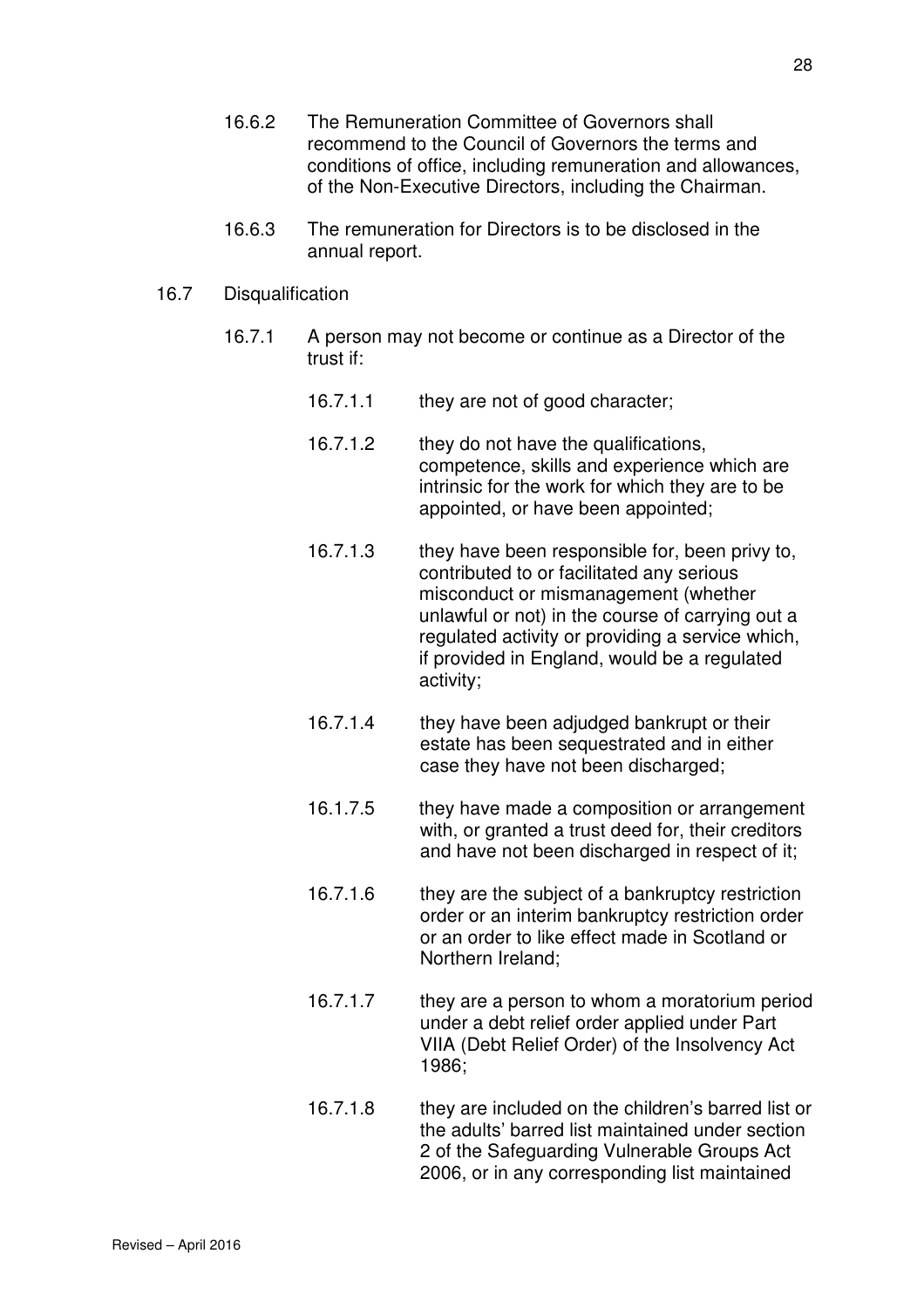16.6.2 The Remuneration Committee of Governors shall recommend to the Council of Governors the terms and conditions of office, including remuneration and allowances, of the Non-Executive Directors, including the Chairman.

16.6.3 The remuneration for Directors is to be disclosed in the annual report.

16.7 Disqualification

16.7.1 A person may not become or continue as a Director of the trust if:

16.7.1.1 they are not of good character;

16.7.1.2 they do not have the qualifications, competence, skills and experience which are intrinsic for the work for which they are to be appointed, or have been appointed;

16.7.1.3 they have been responsible for, been privy to, contributed to or facilitated any serious misconduct or mismanagement (whether unlawful or not) in the course of carrying out a regulated activity or providing a service which, if provided in England, would be a regulated activity;

16.7.1.4 they have been adjudged bankrupt or their estate has been sequestrated and in either case they have not been discharged;

16.1.7.5 they have made a composition or arrangement with, or granted a trust deed for, their creditors and have not been discharged in respect of it;

16.7.1.6 they are the subject of a bankruptcy restriction order or an interim bankruptcy restriction order or an order to like effect made in Scotland or Northern Ireland;

16.7.1.7 they are a person to whom a moratorium period under a debt relief order applied under Part VIIA (Debt Relief Order) of the Insolvency Act 1986;

16.7.1.8 they are included on the children's barred list or the adults' barred list maintained under section 2 of the Safeguarding Vulnerable Groups Act 2006, or in any corresponding list maintained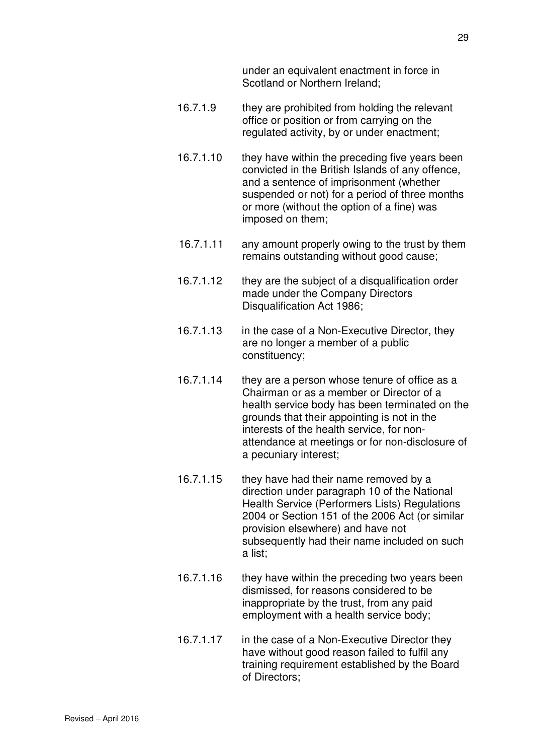under an equivalent enactment in force in Scotland or Northern Ireland;

16.7.1.9 they are prohibited from holding the relevant office or position or from carrying on the regulated activity, by or under enactment;

16.7.1.10 they have within the preceding five years been convicted in the British Islands of any offence, and a sentence of imprisonment (whether suspended or not) for a period of three months or more (without the option of a fine) was imposed on them;

16.7.1.11 any amount properly owing to the trust by them remains outstanding without good cause;

16.7.1.12 they are the subject of a disqualification order made under the Company Directors Disqualification Act 1986;

16.7.1.13 in the case of a Non-Executive Director, they are no longer a member of a public constituency;

16.7.1.14 they are a person whose tenure of office as a Chairman or as a member or Director of a health service body has been terminated on the grounds that their appointing is not in the interests of the health service, for non-attendance at meetings or for non-disclosure of a pecuniary interest;

16.7.1.15 they have had their name removed by a direction under paragraph 10 of the National Health Service (Performers Lists) Regulations 2004 or Section 151 of the 2006 Act (or similar provision elsewhere) and have not subsequently had their name included on such a list;

16.7.1.16 they have within the preceding two years been dismissed, for reasons considered to be inappropriate by the trust, from any paid employment with a health service body;

16.7.1.17 in the case of a Non-Executive Director they have without good reason failed to fulfil any training requirement established by the Board of Directors;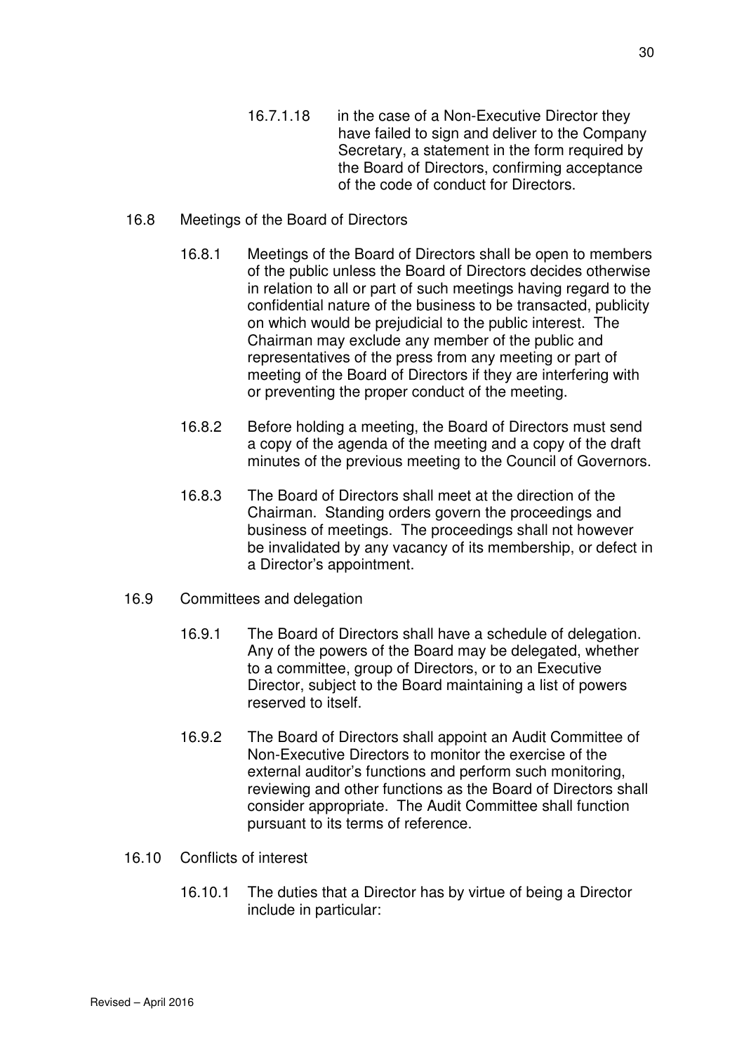16.7.1.18 in the case of a Non-Executive Director they have failed to sign and deliver to the Company Secretary, a statement in the form required by the Board of Directors, confirming acceptance of the code of conduct for Directors.

16.8 Meetings of the Board of Directors

16.8.1 Meetings of the Board of Directors shall be open to members of the public unless the Board of Directors decides otherwise in relation to all or part of such meetings having regard to the confidential nature of the business to be transacted, publicity on which would be prejudicial to the public interest. The Chairman may exclude any member of the public and representatives of the press from any meeting or part of meeting of the Board of Directors if they are interfering with or preventing the proper conduct of the meeting.

16.8.2 Before holding a meeting, the Board of Directors must send a copy of the agenda of the meeting and a copy of the draft minutes of the previous meeting to the Council of Governors.

16.8.3 The Board of Directors shall meet at the direction of the Chairman. Standing orders govern the proceedings and business of meetings. The proceedings shall not however be invalidated by any vacancy of its membership, or defect in a Director's appointment.

16.9 Committees and delegation

16.9.1 The Board of Directors shall have a schedule of delegation. Any of the powers of the Board may be delegated, whether to a committee, group of Directors, or to an Executive Director, subject to the Board maintaining a list of powers reserved to itself.

16.9.2 The Board of Directors shall appoint an Audit Committee of Non-Executive Directors to monitor the exercise of the external auditor's functions and perform such monitoring, reviewing and other functions as the Board of Directors shall consider appropriate. The Audit Committee shall function pursuant to its terms of reference.

16.10 Conflicts of interest

16.10.1 The duties that a Director has by virtue of being a Director include in particular: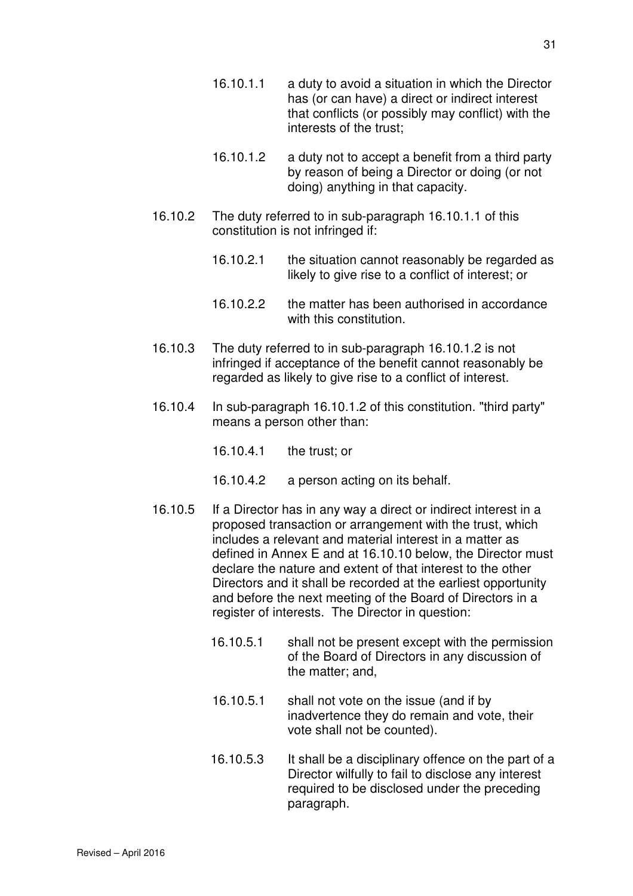16.10.1.1 a duty to avoid a situation in which the Director has (or can have) a direct or indirect interest that conflicts (or possibly may conflict) with the interests of the trust;

16.10.1.2 a duty not to accept a benefit from a third party by reason of being a Director or doing (or not doing) anything in that capacity.

16.10.2 The duty referred to in sub-paragraph 16.10.1.1 of this constitution is not infringed if:

16.10.2.1 the situation cannot reasonably be regarded as likely to give rise to a conflict of interest; or

16.10.2.2 the matter has been authorised in accordance with this constitution.

16.10.3 The duty referred to in sub-paragraph 16.10.1.2 is not infringed if acceptance of the benefit cannot reasonably be regarded as likely to give rise to a conflict of interest.

16.10.4 In sub-paragraph 16.10.1.2 of this constitution. "third party" means a person other than:

16.10.4.1 the trust; or

16.10.4.2 a person acting on its behalf.

16.10.5 If a Director has in any way a direct or indirect interest in a proposed transaction or arrangement with the trust, which includes a relevant and material interest in a matter as defined in Annex E and at 16.10.10 below, the Director must declare the nature and extent of that interest to the other Directors and it shall be recorded at the earliest opportunity and before the next meeting of the Board of Directors in a register of interests. The Director in question:

16.10.5.1 shall not be present except with the permission of the Board of Directors in any discussion of the matter; and,

16.10.5.1 shall not vote on the issue (and if by inadvertence they do remain and vote, their vote shall not be counted).

16.10.5.3 It shall be a disciplinary offence on the part of a Director wilfully to fail to disclose any interest required to be disclosed under the preceding paragraph.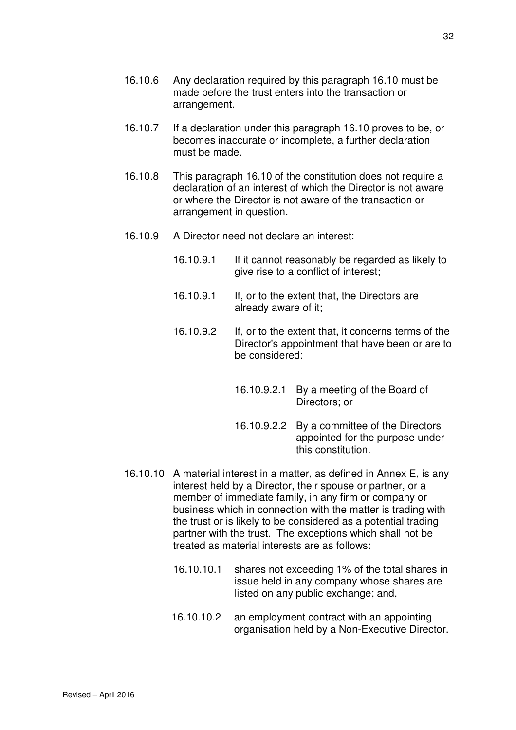16.10.6 Any declaration required by this paragraph 16.10 must be made before the trust enters into the transaction or arrangement.

16.10.7 If a declaration under this paragraph 16.10 proves to be, or becomes inaccurate or incomplete, a further declaration must be made.

16.10.8 This paragraph 16.10 of the constitution does not require a declaration of an interest of which the Director is not aware or where the Director is not aware of the transaction or arrangement in question.

16.10.9 A Director need not declare an interest:

> 16.10.9.1 If it cannot reasonably be regarded as likely to give rise to a conflict of interest;
>
> 16.10.9.1 If, or to the extent that, the Directors are already aware of it;
>
> 16.10.9.2 If, or to the extent that, it concerns terms of the Director's appointment that have been or are to be considered:
>
> > 16.10.9.2.1 By a meeting of the Board of Directors; or
> >
> > 16.10.9.2.2 By a committee of the Directors appointed for the purpose under this constitution.

16.10.10 A material interest in a matter, as defined in Annex E, is any interest held by a Director, their spouse or partner, or a member of immediate family, in any firm or company or business which in connection with the matter is trading with the trust or is likely to be considered as a potential trading partner with the trust. The exceptions which shall not be treated as material interests are as follows:

> 16.10.10.1 shares not exceeding 1% of the total shares in issue held in any company whose shares are listed on any public exchange; and,
>
> 16.10.10.2 an employment contract with an appointing organisation held by a Non-Executive Director.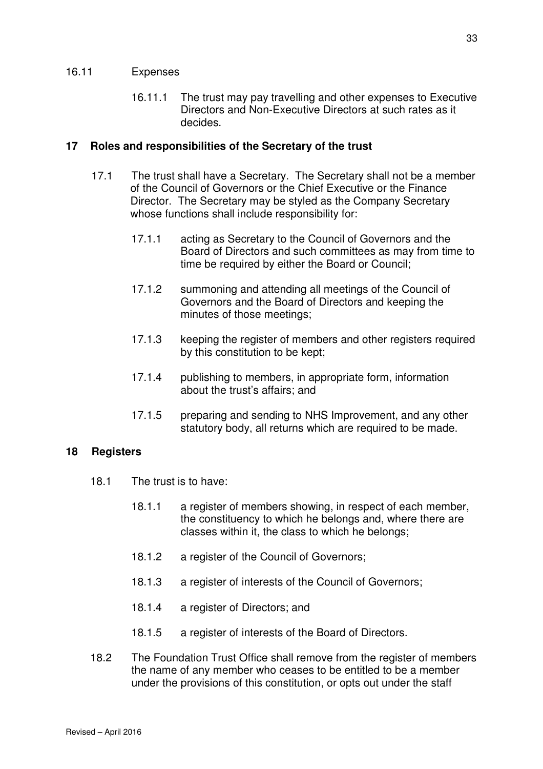16.11 Expenses

16.11.1 The trust may pay travelling and other expenses to Executive Directors and Non-Executive Directors at such rates as it decides.

## 17 Roles and responsibilities of the Secretary of the trust

17.1 The trust shall have a Secretary. The Secretary shall not be a member of the Council of Governors or the Chief Executive or the Finance Director. The Secretary may be styled as the Company Secretary whose functions shall include responsibility for:

17.1.1 acting as Secretary to the Council of Governors and the Board of Directors and such committees as may from time to time be required by either the Board or Council;

17.1.2 summoning and attending all meetings of the Council of Governors and the Board of Directors and keeping the minutes of those meetings;

17.1.3 keeping the register of members and other registers required by this constitution to be kept;

17.1.4 publishing to members, in appropriate form, information about the trust's affairs; and

17.1.5 preparing and sending to NHS Improvement, and any other statutory body, all returns which are required to be made.

## 18 Registers

18.1 The trust is to have:

18.1.1 a register of members showing, in respect of each member, the constituency to which he belongs and, where there are classes within it, the class to which he belongs;

18.1.2 a register of the Council of Governors;

18.1.3 a register of interests of the Council of Governors;

18.1.4 a register of Directors; and

18.1.5 a register of interests of the Board of Directors.

18.2 The Foundation Trust Office shall remove from the register of members the name of any member who ceases to be entitled to be a member under the provisions of this constitution, or opts out under the staff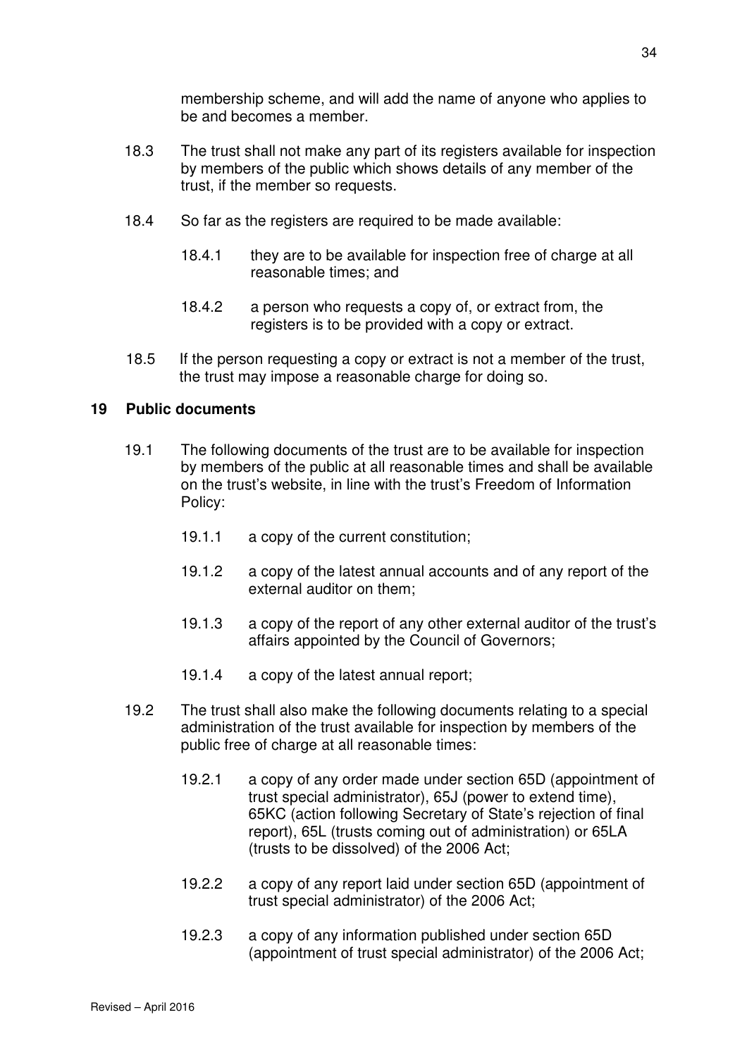membership scheme, and will add the name of anyone who applies to be and becomes a member.

18.3 The trust shall not make any part of its registers available for inspection by members of the public which shows details of any member of the trust, if the member so requests.

18.4 So far as the registers are required to be made available:

18.4.1 they are to be available for inspection free of charge at all reasonable times; and

18.4.2 a person who requests a copy of, or extract from, the registers is to be provided with a copy or extract.

18.5 If the person requesting a copy or extract is not a member of the trust, the trust may impose a reasonable charge for doing so.

## 19 Public documents

19.1 The following documents of the trust are to be available for inspection by members of the public at all reasonable times and shall be available on the trust's website, in line with the trust's Freedom of Information Policy:

19.1.1 a copy of the current constitution;

19.1.2 a copy of the latest annual accounts and of any report of the external auditor on them;

19.1.3 a copy of the report of any other external auditor of the trust's affairs appointed by the Council of Governors;

19.1.4 a copy of the latest annual report;

19.2 The trust shall also make the following documents relating to a special administration of the trust available for inspection by members of the public free of charge at all reasonable times:

19.2.1 a copy of any order made under section 65D (appointment of trust special administrator), 65J (power to extend time), 65KC (action following Secretary of State's rejection of final report), 65L (trusts coming out of administration) or 65LA (trusts to be dissolved) of the 2006 Act;

19.2.2 a copy of any report laid under section 65D (appointment of trust special administrator) of the 2006 Act;

19.2.3 a copy of any information published under section 65D (appointment of trust special administrator) of the 2006 Act;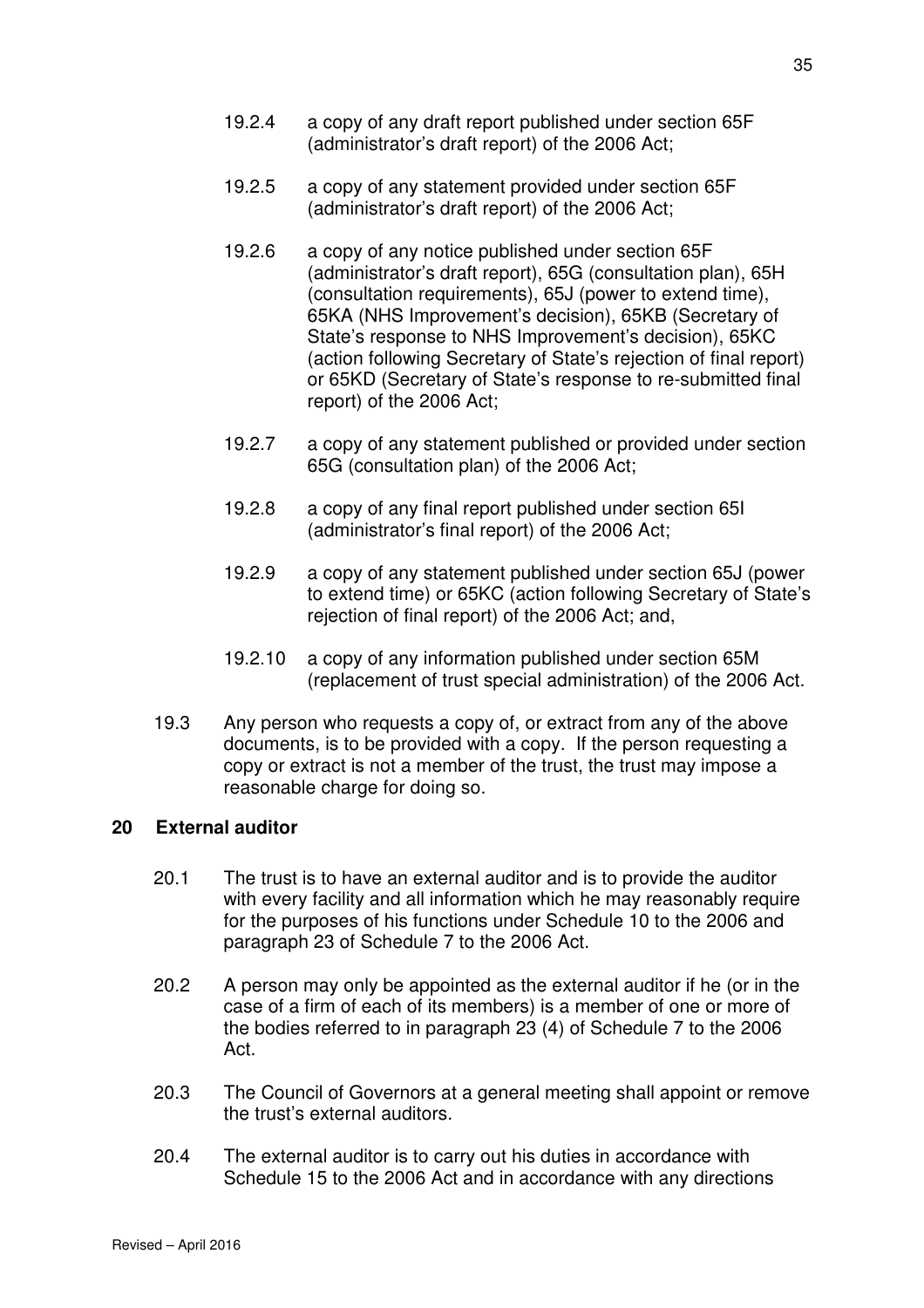19.2.4 a copy of any draft report published under section 65F (administrator's draft report) of the 2006 Act;

19.2.5 a copy of any statement provided under section 65F (administrator's draft report) of the 2006 Act;

19.2.6 a copy of any notice published under section 65F (administrator's draft report), 65G (consultation plan), 65H (consultation requirements), 65J (power to extend time), 65KA (NHS Improvement's decision), 65KB (Secretary of State's response to NHS Improvement's decision), 65KC (action following Secretary of State's rejection of final report) or 65KD (Secretary of State's response to re-submitted final report) of the 2006 Act;

19.2.7 a copy of any statement published or provided under section 65G (consultation plan) of the 2006 Act;

19.2.8 a copy of any final report published under section 65I (administrator's final report) of the 2006 Act;

19.2.9 a copy of any statement published under section 65J (power to extend time) or 65KC (action following Secretary of State's rejection of final report) of the 2006 Act; and,

19.2.10 a copy of any information published under section 65M (replacement of trust special administration) of the 2006 Act.

19.3 Any person who requests a copy of, or extract from any of the above documents, is to be provided with a copy. If the person requesting a copy or extract is not a member of the trust, the trust may impose a reasonable charge for doing so.

## 20 External auditor

20.1 The trust is to have an external auditor and is to provide the auditor with every facility and all information which he may reasonably require for the purposes of his functions under Schedule 10 to the 2006 and paragraph 23 of Schedule 7 to the 2006 Act.

20.2 A person may only be appointed as the external auditor if he (or in the case of a firm of each of its members) is a member of one or more of the bodies referred to in paragraph 23 (4) of Schedule 7 to the 2006 Act.

20.3 The Council of Governors at a general meeting shall appoint or remove the trust's external auditors.

20.4 The external auditor is to carry out his duties in accordance with Schedule 15 to the 2006 Act and in accordance with any directions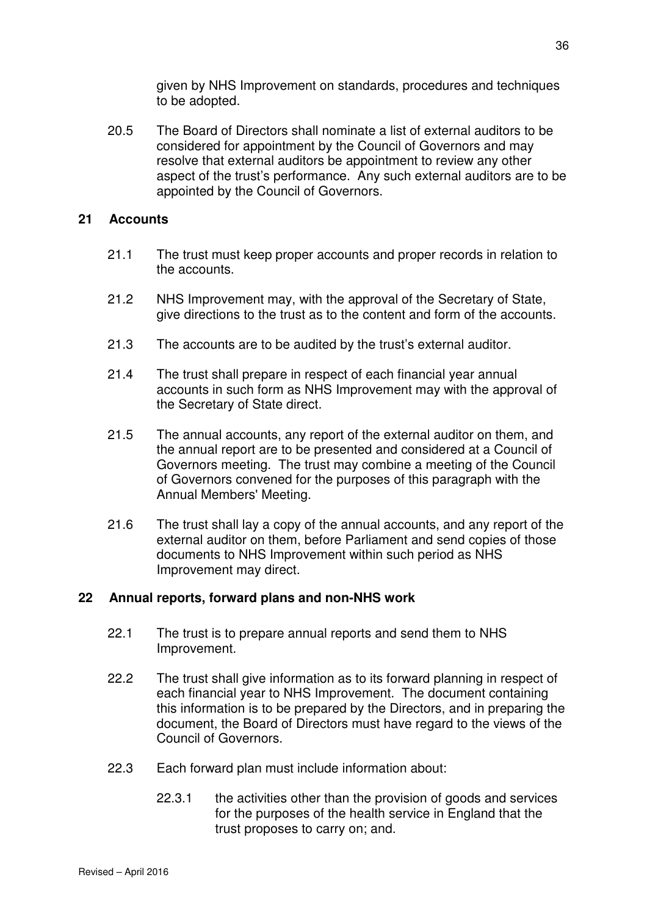given by NHS Improvement on standards, procedures and techniques to be adopted.

20.5 The Board of Directors shall nominate a list of external auditors to be considered for appointment by the Council of Governors and may resolve that external auditors be appointment to review any other aspect of the trust's performance. Any such external auditors are to be appointed by the Council of Governors.

## 21 Accounts

21.1 The trust must keep proper accounts and proper records in relation to the accounts.

21.2 NHS Improvement may, with the approval of the Secretary of State, give directions to the trust as to the content and form of the accounts.

21.3 The accounts are to be audited by the trust's external auditor.

21.4 The trust shall prepare in respect of each financial year annual accounts in such form as NHS Improvement may with the approval of the Secretary of State direct.

21.5 The annual accounts, any report of the external auditor on them, and the annual report are to be presented and considered at a Council of Governors meeting. The trust may combine a meeting of the Council of Governors convened for the purposes of this paragraph with the Annual Members' Meeting.

21.6 The trust shall lay a copy of the annual accounts, and any report of the external auditor on them, before Parliament and send copies of those documents to NHS Improvement within such period as NHS Improvement may direct.

## 22 Annual reports, forward plans and non-NHS work

22.1 The trust is to prepare annual reports and send them to NHS Improvement.

22.2 The trust shall give information as to its forward planning in respect of each financial year to NHS Improvement. The document containing this information is to be prepared by the Directors, and in preparing the document, the Board of Directors must have regard to the views of the Council of Governors.

22.3 Each forward plan must include information about:

22.3.1 the activities other than the provision of goods and services for the purposes of the health service in England that the trust proposes to carry on; and.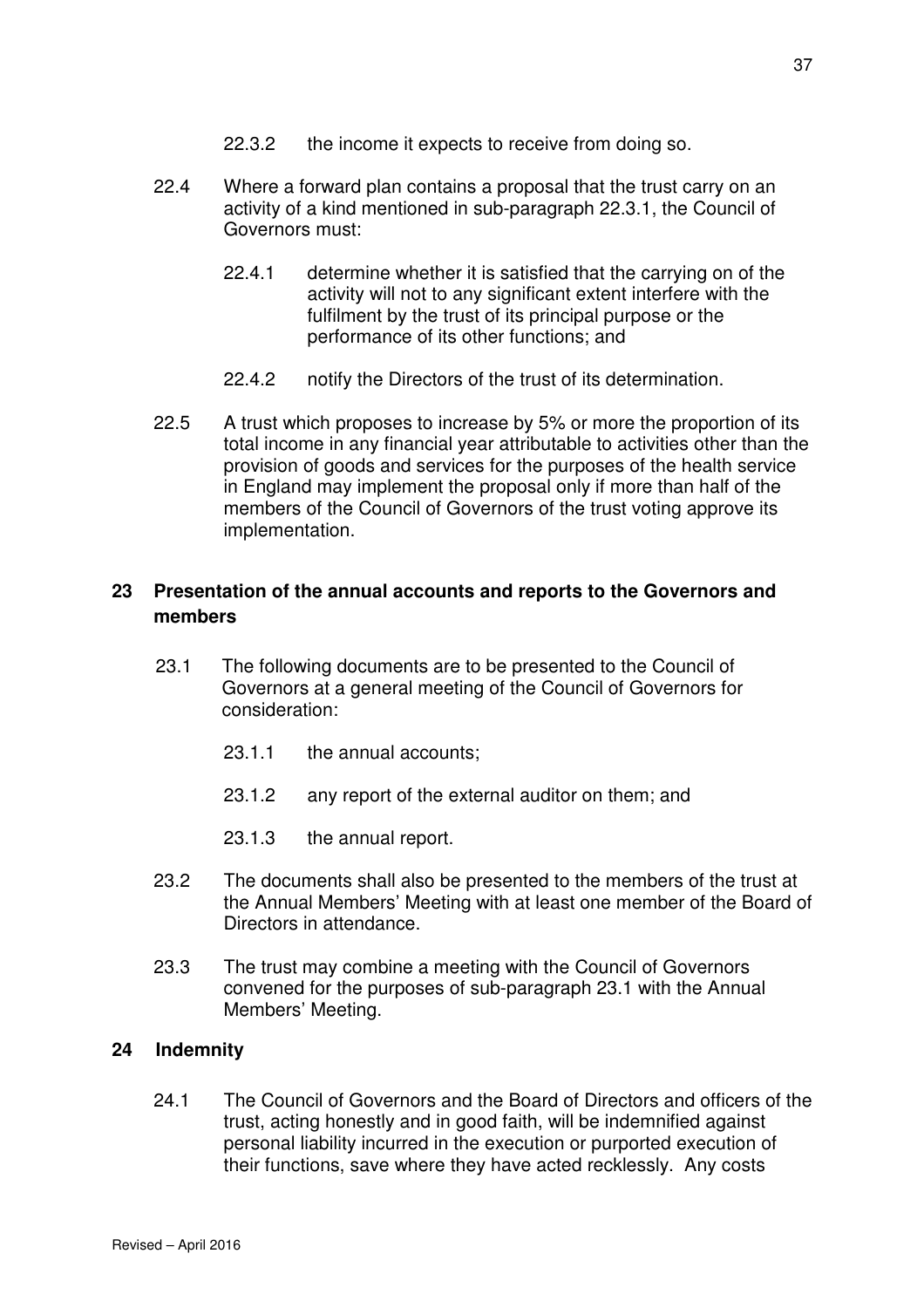22.3.2 the income it expects to receive from doing so.

22.4 Where a forward plan contains a proposal that the trust carry on an activity of a kind mentioned in sub-paragraph 22.3.1, the Council of Governors must:

22.4.1 determine whether it is satisfied that the carrying on of the activity will not to any significant extent interfere with the fulfilment by the trust of its principal purpose or the performance of its other functions; and

22.4.2 notify the Directors of the trust of its determination.

22.5 A trust which proposes to increase by 5% or more the proportion of its total income in any financial year attributable to activities other than the provision of goods and services for the purposes of the health service in England may implement the proposal only if more than half of the members of the Council of Governors of the trust voting approve its implementation.

## 23 Presentation of the annual accounts and reports to the Governors and members

23.1 The following documents are to be presented to the Council of Governors at a general meeting of the Council of Governors for consideration:

23.1.1 the annual accounts;

23.1.2 any report of the external auditor on them; and

23.1.3 the annual report.

23.2 The documents shall also be presented to the members of the trust at the Annual Members' Meeting with at least one member of the Board of Directors in attendance.

23.3 The trust may combine a meeting with the Council of Governors convened for the purposes of sub-paragraph 23.1 with the Annual Members' Meeting.

## 24 Indemnity

24.1 The Council of Governors and the Board of Directors and officers of the trust, acting honestly and in good faith, will be indemnified against personal liability incurred in the execution or purported execution of their functions, save where they have acted recklessly. Any costs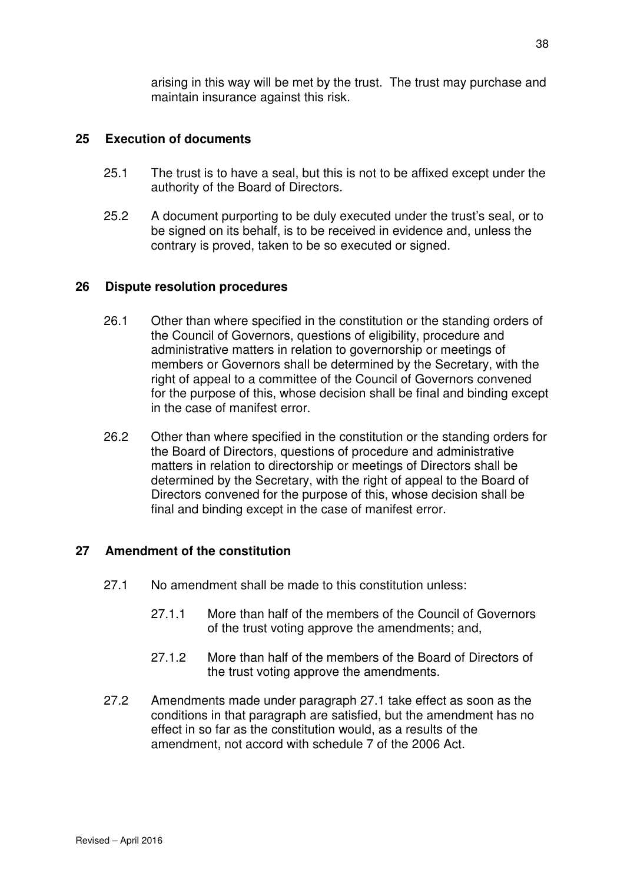arising in this way will be met by the trust. The trust may purchase and maintain insurance against this risk.

## 25 Execution of documents

25.1 The trust is to have a seal, but this is not to be affixed except under the authority of the Board of Directors.

25.2 A document purporting to be duly executed under the trust's seal, or to be signed on its behalf, is to be received in evidence and, unless the contrary is proved, taken to be so executed or signed.

## 26 Dispute resolution procedures

26.1 Other than where specified in the constitution or the standing orders of the Council of Governors, questions of eligibility, procedure and administrative matters in relation to governorship or meetings of members or Governors shall be determined by the Secretary, with the right of appeal to a committee of the Council of Governors convened for the purpose of this, whose decision shall be final and binding except in the case of manifest error.

26.2 Other than where specified in the constitution or the standing orders for the Board of Directors, questions of procedure and administrative matters in relation to directorship or meetings of Directors shall be determined by the Secretary, with the right of appeal to the Board of Directors convened for the purpose of this, whose decision shall be final and binding except in the case of manifest error.

## 27 Amendment of the constitution

27.1 No amendment shall be made to this constitution unless:

27.1.1 More than half of the members of the Council of Governors of the trust voting approve the amendments; and,

27.1.2 More than half of the members of the Board of Directors of the trust voting approve the amendments.

27.2 Amendments made under paragraph 27.1 take effect as soon as the conditions in that paragraph are satisfied, but the amendment has no effect in so far as the constitution would, as a results of the amendment, not accord with schedule 7 of the 2006 Act.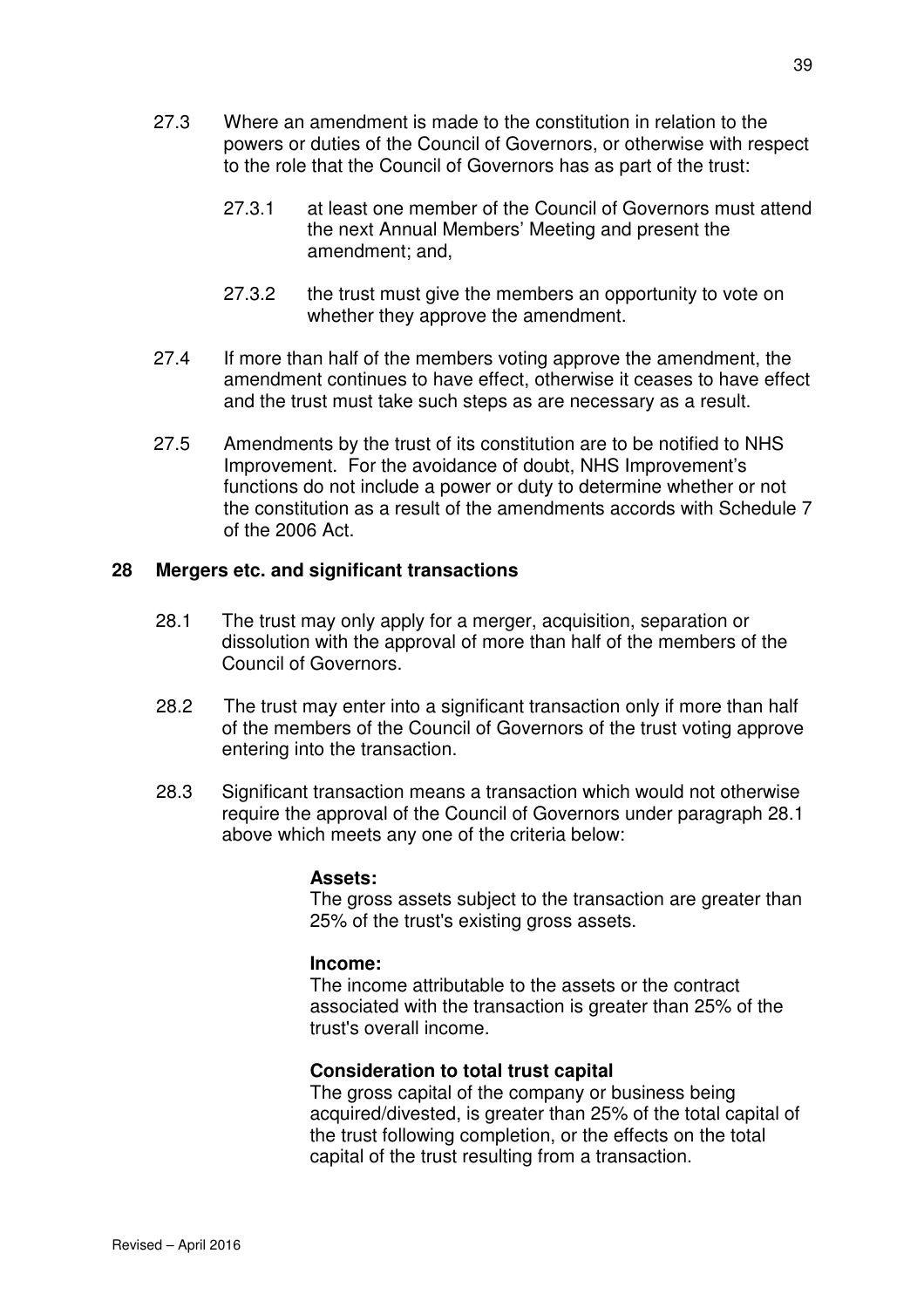27.3 Where an amendment is made to the constitution in relation to the powers or duties of the Council of Governors, or otherwise with respect to the role that the Council of Governors has as part of the trust:

27.3.1 at least one member of the Council of Governors must attend the next Annual Members' Meeting and present the amendment; and,

27.3.2 the trust must give the members an opportunity to vote on whether they approve the amendment.

27.4 If more than half of the members voting approve the amendment, the amendment continues to have effect, otherwise it ceases to have effect and the trust must take such steps as are necessary as a result.

27.5 Amendments by the trust of its constitution are to be notified to NHS Improvement. For the avoidance of doubt, NHS Improvement's functions do not include a power or duty to determine whether or not the constitution as a result of the amendments accords with Schedule 7 of the 2006 Act.

## 28 Mergers etc. and significant transactions

28.1 The trust may only apply for a merger, acquisition, separation or dissolution with the approval of more than half of the members of the Council of Governors.

28.2 The trust may enter into a significant transaction only if more than half of the members of the Council of Governors of the trust voting approve entering into the transaction.

28.3 Significant transaction means a transaction which would not otherwise require the approval of the Council of Governors under paragraph 28.1 above which meets any one of the criteria below:

**Assets:**
The gross assets subject to the transaction are greater than 25% of the trust's existing gross assets.

**Income:**
The income attributable to the assets or the contract associated with the transaction is greater than 25% of the trust's overall income.

**Consideration to total trust capital**
The gross capital of the company or business being acquired/divested, is greater than 25% of the total capital of the trust following completion, or the effects on the total capital of the trust resulting from a transaction.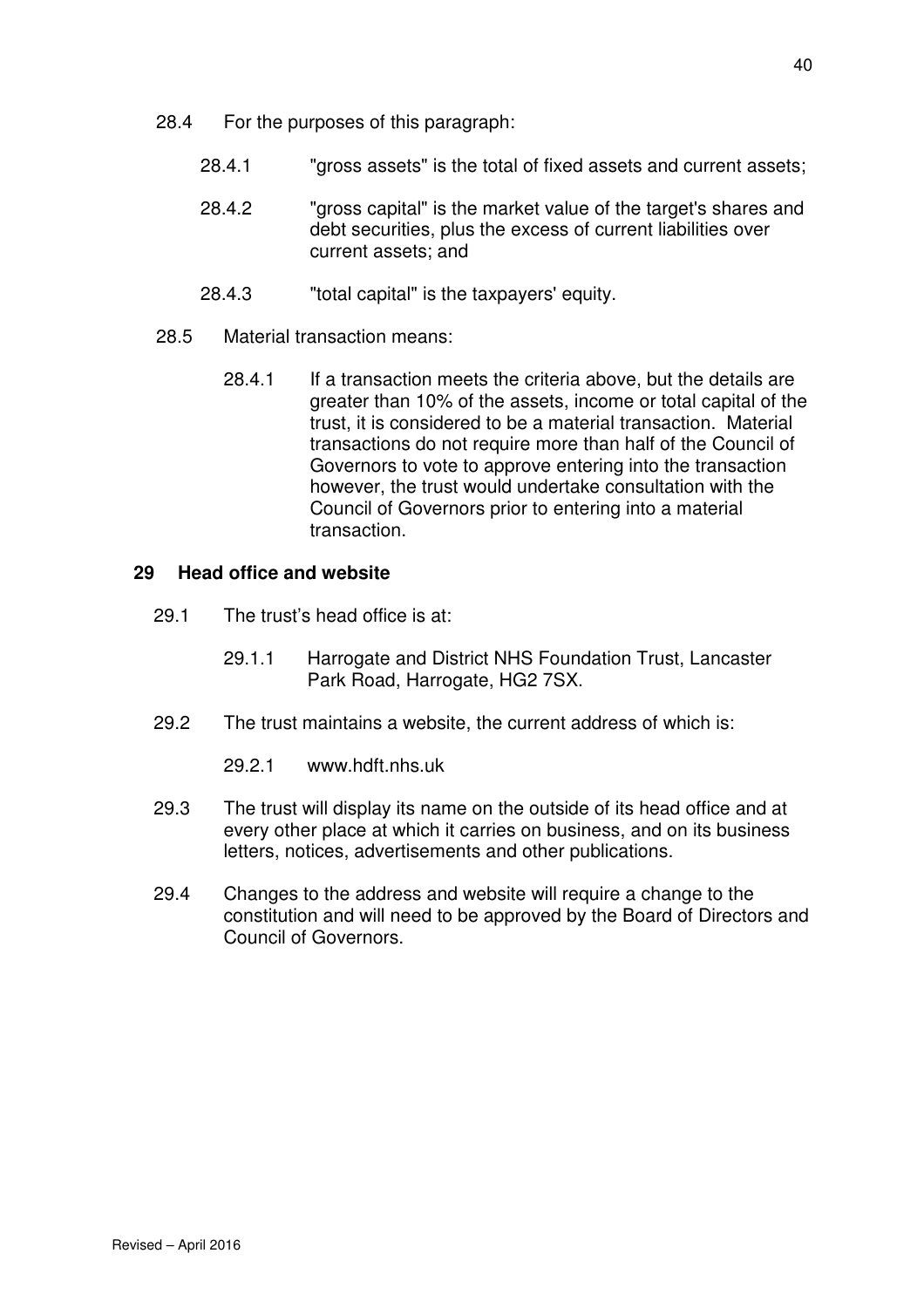28.4 For the purposes of this paragraph:

28.4.1 "gross assets" is the total of fixed assets and current assets;

28.4.2 "gross capital" is the market value of the target's shares and debt securities, plus the excess of current liabilities over current assets; and

28.4.3 "total capital" is the taxpayers' equity.

28.5 Material transaction means:

28.4.1 If a transaction meets the criteria above, but the details are greater than 10% of the assets, income or total capital of the trust, it is considered to be a material transaction. Material transactions do not require more than half of the Council of Governors to vote to approve entering into the transaction however, the trust would undertake consultation with the Council of Governors prior to entering into a material transaction.

## 29 Head office and website

29.1 The trust's head office is at:

29.1.1 Harrogate and District NHS Foundation Trust, Lancaster Park Road, Harrogate, HG2 7SX.

29.2 The trust maintains a website, the current address of which is:

29.2.1 www.hdft.nhs.uk

29.3 The trust will display its name on the outside of its head office and at every other place at which it carries on business, and on its business letters, notices, advertisements and other publications.

29.4 Changes to the address and website will require a change to the constitution and will need to be approved by the Board of Directors and Council of Governors.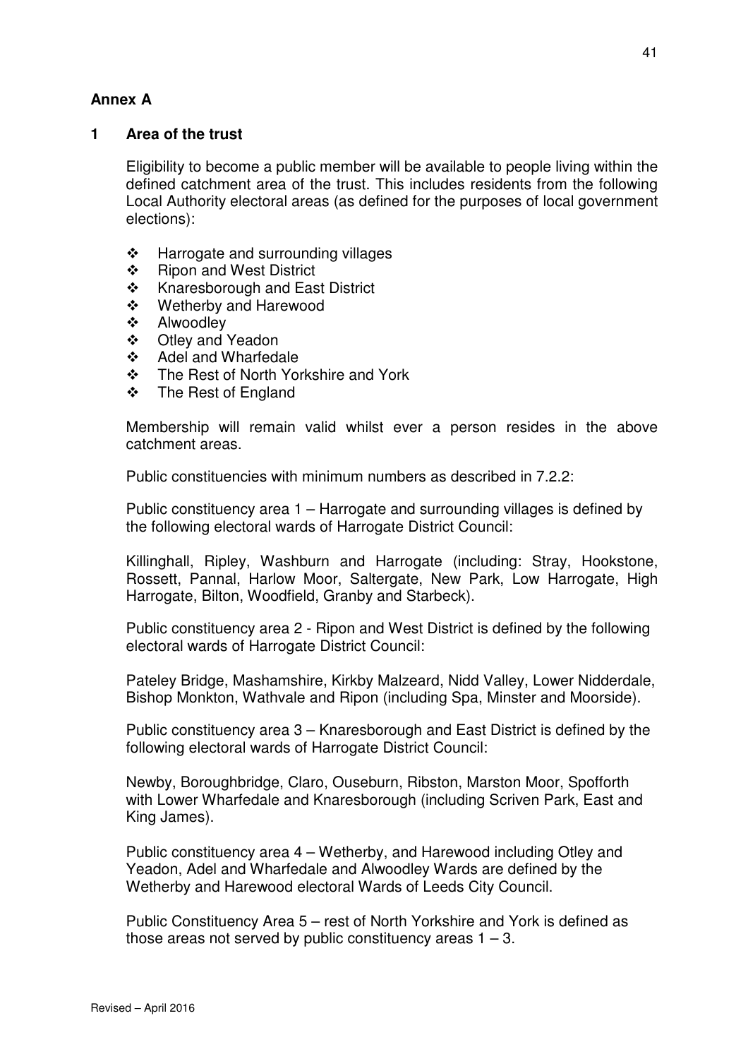## Annex A

### 1 Area of the trust

Eligibility to become a public member will be available to people living within the defined catchment area of the trust. This includes residents from the following Local Authority electoral areas (as defined for the purposes of local government elections):

- Harrogate and surrounding villages
- Ripon and West District
- Knaresborough and East District
- Wetherby and Harewood
- Alwoodley
- Otley and Yeadon
- Adel and Wharfedale
- The Rest of North Yorkshire and York
- The Rest of England

Membership will remain valid whilst ever a person resides in the above catchment areas.

Public constituencies with minimum numbers as described in 7.2.2:

Public constituency area 1 – Harrogate and surrounding villages is defined by the following electoral wards of Harrogate District Council:

Killinghall, Ripley, Washburn and Harrogate (including: Stray, Hookstone, Rossett, Pannal, Harlow Moor, Saltergate, New Park, Low Harrogate, High Harrogate, Bilton, Woodfield, Granby and Starbeck).

Public constituency area 2 - Ripon and West District is defined by the following electoral wards of Harrogate District Council:

Pateley Bridge, Mashamshire, Kirkby Malzeard, Nidd Valley, Lower Nidderdale, Bishop Monkton, Wathvale and Ripon (including Spa, Minster and Moorside).

Public constituency area 3 – Knaresborough and East District is defined by the following electoral wards of Harrogate District Council:

Newby, Boroughbridge, Claro, Ouseburn, Ribston, Marston Moor, Spofforth with Lower Wharfedale and Knaresborough (including Scriven Park, East and King James).

Public constituency area 4 – Wetherby, and Harewood including Otley and Yeadon, Adel and Wharfedale and Alwoodley Wards are defined by the Wetherby and Harewood electoral Wards of Leeds City Council.

Public Constituency Area 5 – rest of North Yorkshire and York is defined as those areas not served by public constituency areas 1 – 3.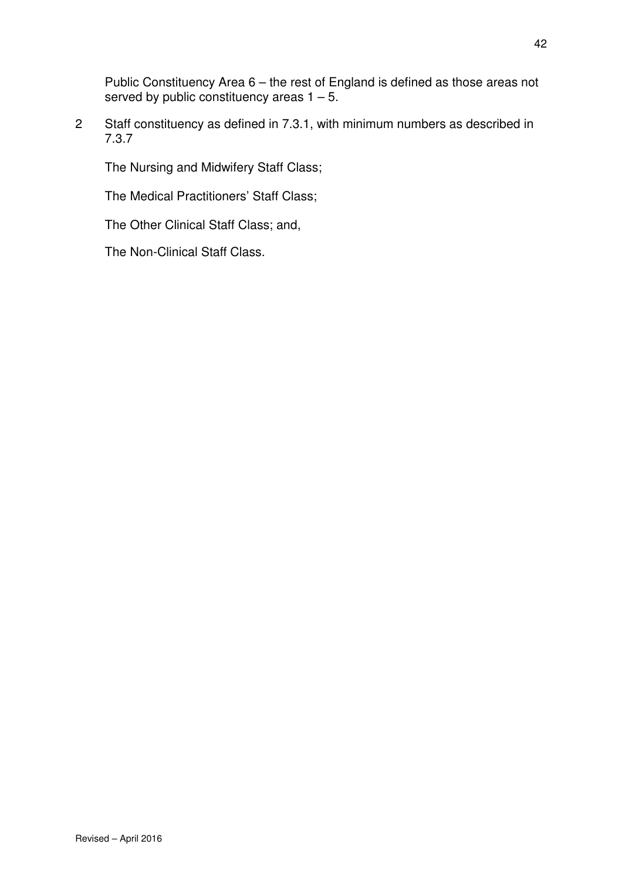Public Constituency Area 6 – the rest of England is defined as those areas not served by public constituency areas 1 – 5.

2 Staff constituency as defined in 7.3.1, with minimum numbers as described in 7.3.7

The Nursing and Midwifery Staff Class;

The Medical Practitioners' Staff Class;

The Other Clinical Staff Class; and,

The Non-Clinical Staff Class.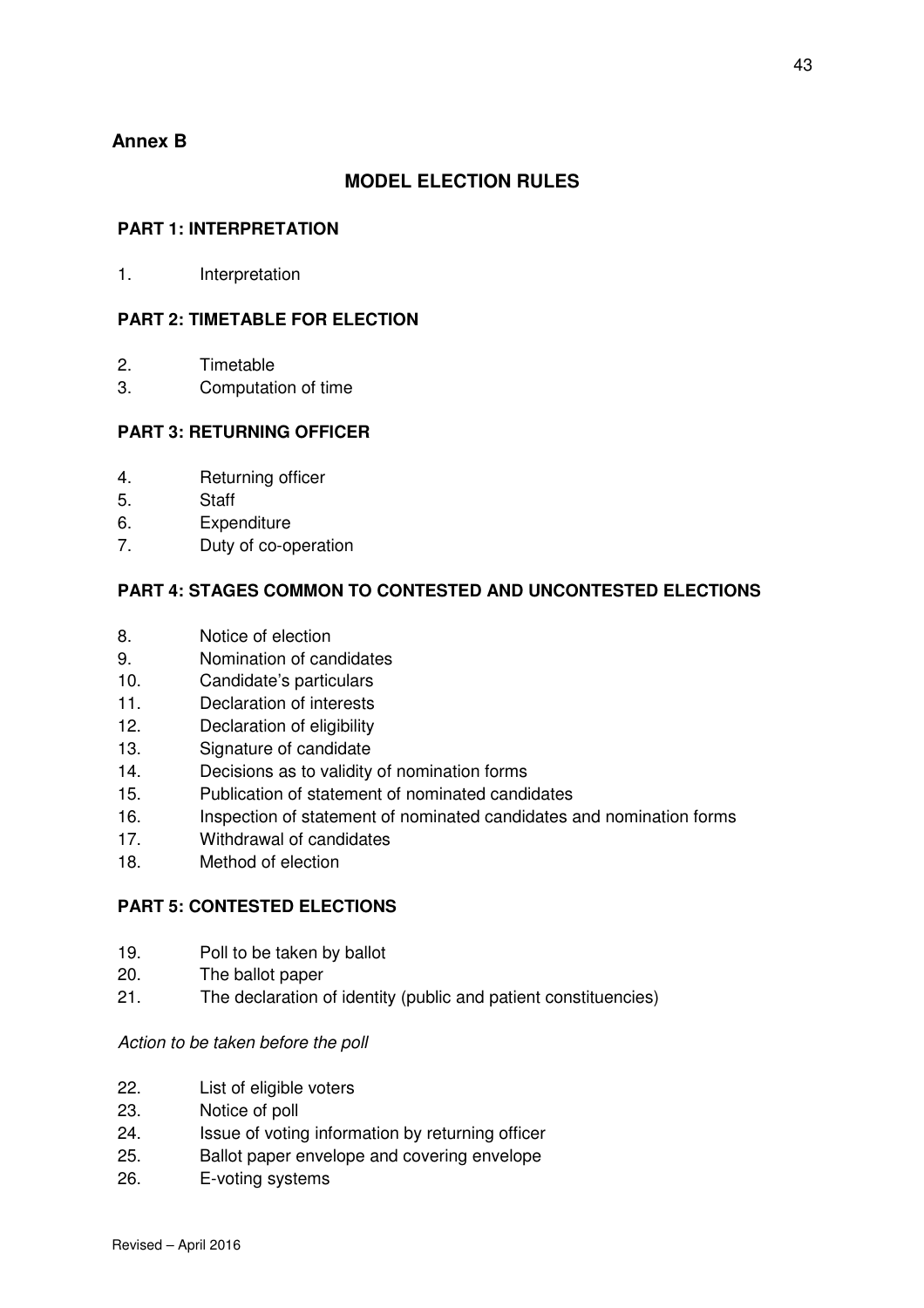## Annex B

## MODEL ELECTION RULES

### PART 1: INTERPRETATION

1. Interpretation

### PART 2: TIMETABLE FOR ELECTION

2. Timetable
3. Computation of time

### PART 3: RETURNING OFFICER

4. Returning officer
5. Staff
6. Expenditure
7. Duty of co-operation

### PART 4: STAGES COMMON TO CONTESTED AND UNCONTESTED ELECTIONS

8. Notice of election
9. Nomination of candidates
10. Candidate's particulars
11. Declaration of interests
12. Declaration of eligibility
13. Signature of candidate
14. Decisions as to validity of nomination forms
15. Publication of statement of nominated candidates
16. Inspection of statement of nominated candidates and nomination forms
17. Withdrawal of candidates
18. Method of election

### PART 5: CONTESTED ELECTIONS

19. Poll to be taken by ballot
20. The ballot paper
21. The declaration of identity (public and patient constituencies)

*Action to be taken before the poll*

22. List of eligible voters
23. Notice of poll
24. Issue of voting information by returning officer
25. Ballot paper envelope and covering envelope
26. E-voting systems

Revised – April 2016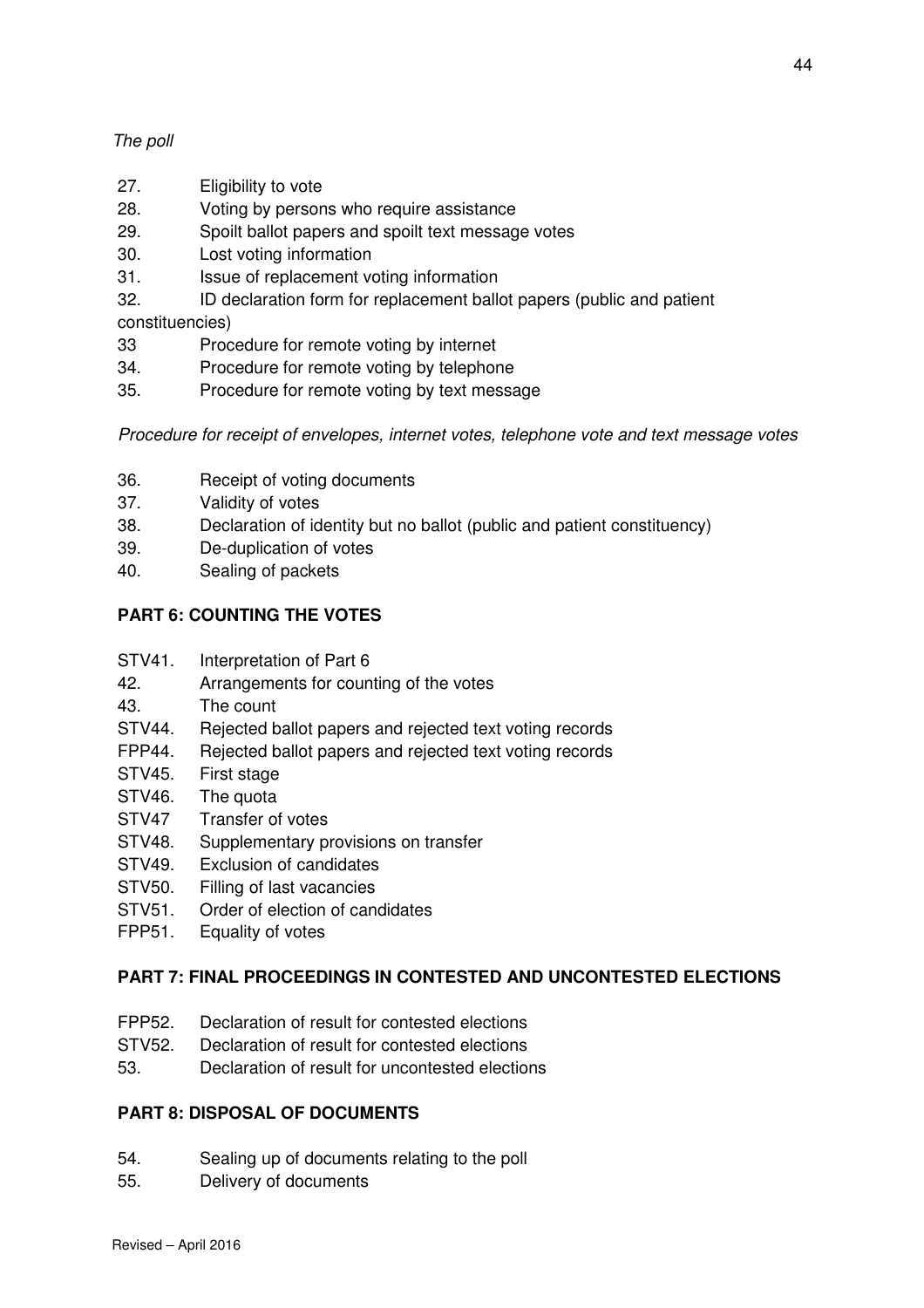*The poll*

27. Eligibility to vote
28. Voting by persons who require assistance
29. Spoilt ballot papers and spoilt text message votes
30. Lost voting information
31. Issue of replacement voting information
32. ID declaration form for replacement ballot papers (public and patient constituencies)
33 Procedure for remote voting by internet
34. Procedure for remote voting by telephone
35. Procedure for remote voting by text message

*Procedure for receipt of envelopes, internet votes, telephone vote and text message votes*

36. Receipt of voting documents
37. Validity of votes
38. Declaration of identity but no ballot (public and patient constituency)
39. De-duplication of votes
40. Sealing of packets

**PART 6: COUNTING THE VOTES**

STV41. Interpretation of Part 6
42. Arrangements for counting of the votes
43. The count
STV44. Rejected ballot papers and rejected text voting records
FPP44. Rejected ballot papers and rejected text voting records
STV45. First stage
STV46. The quota
STV47 Transfer of votes
STV48. Supplementary provisions on transfer
STV49. Exclusion of candidates
STV50. Filling of last vacancies
STV51. Order of election of candidates
FPP51. Equality of votes

**PART 7: FINAL PROCEEDINGS IN CONTESTED AND UNCONTESTED ELECTIONS**

FPP52. Declaration of result for contested elections
STV52. Declaration of result for contested elections
53. Declaration of result for uncontested elections

**PART 8: DISPOSAL OF DOCUMENTS**

54. Sealing up of documents relating to the poll
55. Delivery of documents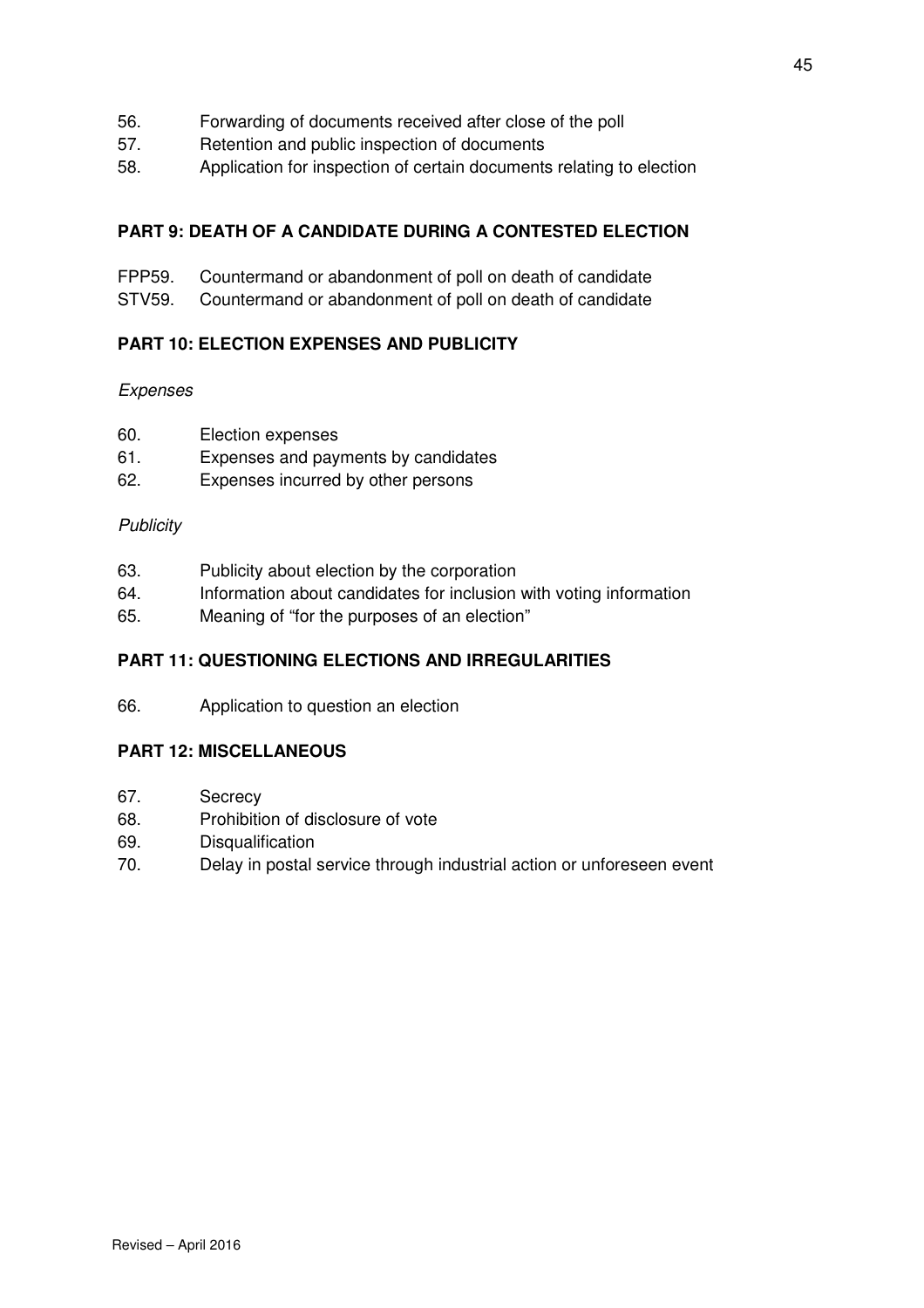56. Forwarding of documents received after close of the poll
57. Retention and public inspection of documents
58. Application for inspection of certain documents relating to election

**PART 9: DEATH OF A CANDIDATE DURING A CONTESTED ELECTION**

FPP59. Countermand or abandonment of poll on death of candidate
STV59. Countermand or abandonment of poll on death of candidate

**PART 10: ELECTION EXPENSES AND PUBLICITY**

*Expenses*

60. Election expenses
61. Expenses and payments by candidates
62. Expenses incurred by other persons

*Publicity*

63. Publicity about election by the corporation
64. Information about candidates for inclusion with voting information
65. Meaning of "for the purposes of an election"

**PART 11: QUESTIONING ELECTIONS AND IRREGULARITIES**

66. Application to question an election

**PART 12: MISCELLANEOUS**

67. Secrecy
68. Prohibition of disclosure of vote
69. Disqualification
70. Delay in postal service through industrial action or unforeseen event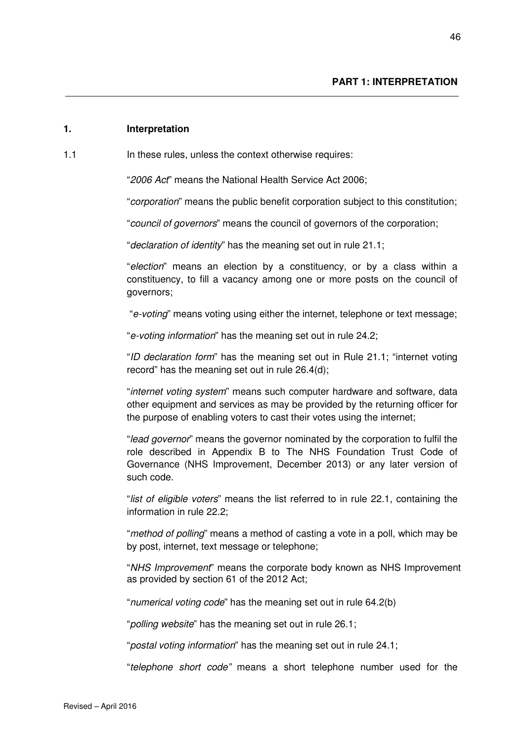## PART 1: INTERPRETATION

### 1. Interpretation

1.1 In these rules, unless the context otherwise requires:

"*2006 Act*" means the National Health Service Act 2006;

"*corporation*" means the public benefit corporation subject to this constitution;

"*council of governors*" means the council of governors of the corporation;

"*declaration of identity*" has the meaning set out in rule 21.1;

"*election*" means an election by a constituency, or by a class within a constituency, to fill a vacancy among one or more posts on the council of governors;

"*e-voting*" means voting using either the internet, telephone or text message;

"*e-voting information*" has the meaning set out in rule 24.2;

"*ID declaration form*" has the meaning set out in Rule 21.1; "internet voting record" has the meaning set out in rule 26.4(d);

"*internet voting system*" means such computer hardware and software, data other equipment and services as may be provided by the returning officer for the purpose of enabling voters to cast their votes using the internet;

"*lead governor*" means the governor nominated by the corporation to fulfil the role described in Appendix B to The NHS Foundation Trust Code of Governance (NHS Improvement, December 2013) or any later version of such code.

"*list of eligible voters*" means the list referred to in rule 22.1, containing the information in rule 22.2;

"*method of polling*" means a method of casting a vote in a poll, which may be by post, internet, text message or telephone;

"*NHS Improvement*" means the corporate body known as NHS Improvement as provided by section 61 of the 2012 Act;

"*numerical voting code*" has the meaning set out in rule 64.2(b)

"*polling website*" has the meaning set out in rule 26.1;

"*postal voting information*" has the meaning set out in rule 24.1;

"*telephone short code*" means a short telephone number used for the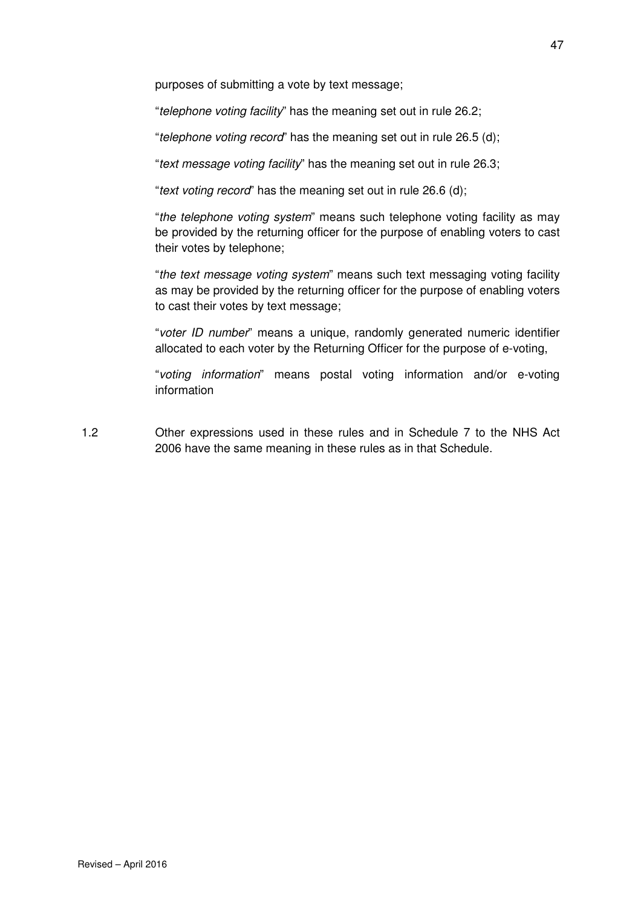purposes of submitting a vote by text message;

"*telephone voting facility*" has the meaning set out in rule 26.2;

"*telephone voting record*" has the meaning set out in rule 26.5 (d);

"*text message voting facility*" has the meaning set out in rule 26.3;

"*text voting record*" has the meaning set out in rule 26.6 (d);

"*the telephone voting system*" means such telephone voting facility as may be provided by the returning officer for the purpose of enabling voters to cast their votes by telephone;

"*the text message voting system*" means such text messaging voting facility as may be provided by the returning officer for the purpose of enabling voters to cast their votes by text message;

"*voter ID number*" means a unique, randomly generated numeric identifier allocated to each voter by the Returning Officer for the purpose of e-voting,

"*voting information*" means postal voting information and/or e-voting information

1.2 Other expressions used in these rules and in Schedule 7 to the NHS Act 2006 have the same meaning in these rules as in that Schedule.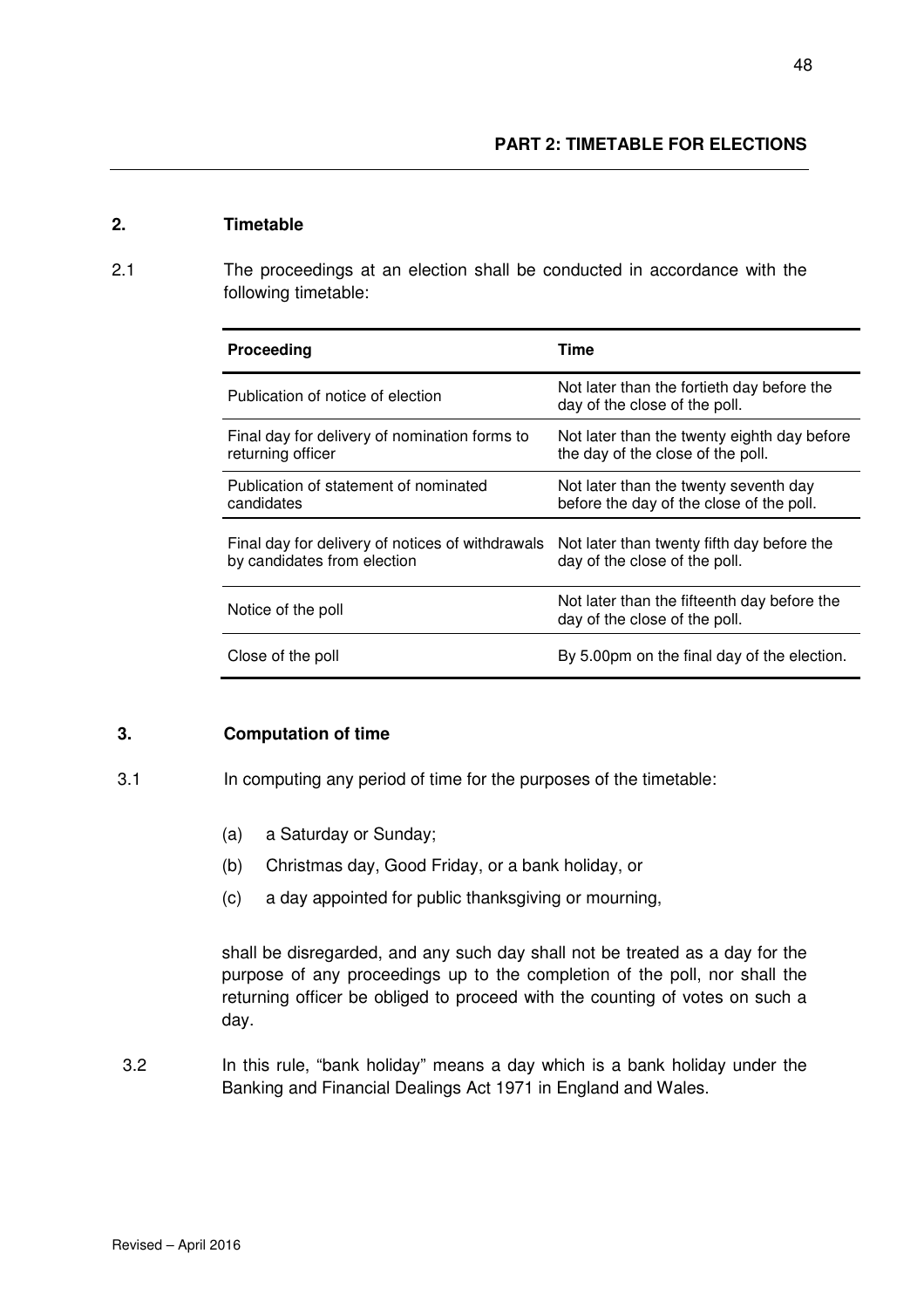## PART 2: TIMETABLE FOR ELECTIONS

### 2. Timetable

2.1 The proceedings at an election shall be conducted in accordance with the following timetable:

| Proceeding | Time |
|---|---|
| Publication of notice of election | Not later than the fortieth day before the day of the close of the poll. |
| Final day for delivery of nomination forms to returning officer | Not later than the twenty eighth day before the day of the close of the poll. |
| Publication of statement of nominated candidates | Not later than the twenty seventh day before the day of the close of the poll. |
| Final day for delivery of notices of withdrawals by candidates from election | Not later than twenty fifth day before the day of the close of the poll. |
| Notice of the poll | Not later than the fifteenth day before the day of the close of the poll. |
| Close of the poll | By 5.00pm on the final day of the election. |

### 3. Computation of time

3.1 In computing any period of time for the purposes of the timetable:

(a) a Saturday or Sunday;

(b) Christmas day, Good Friday, or a bank holiday, or

(c) a day appointed for public thanksgiving or mourning,

shall be disregarded, and any such day shall not be treated as a day for the purpose of any proceedings up to the completion of the poll, nor shall the returning officer be obliged to proceed with the counting of votes on such a day.

3.2 In this rule, "bank holiday" means a day which is a bank holiday under the Banking and Financial Dealings Act 1971 in England and Wales.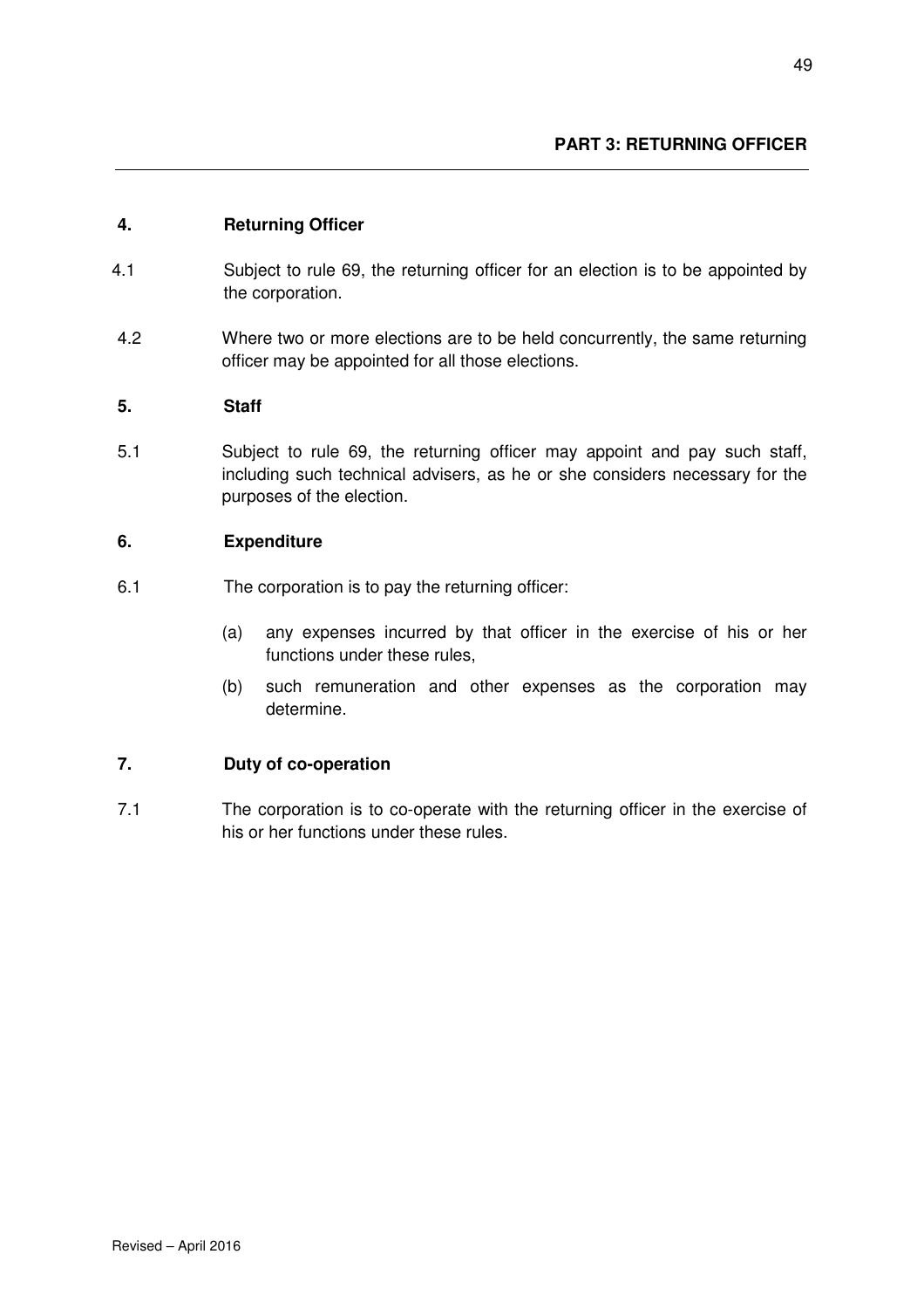## PART 3: RETURNING OFFICER

### 4. Returning Officer

4.1 Subject to rule 69, the returning officer for an election is to be appointed by the corporation.

4.2 Where two or more elections are to be held concurrently, the same returning officer may be appointed for all those elections.

### 5. Staff

5.1 Subject to rule 69, the returning officer may appoint and pay such staff, including such technical advisers, as he or she considers necessary for the purposes of the election.

### 6. Expenditure

6.1 The corporation is to pay the returning officer:

(a) any expenses incurred by that officer in the exercise of his or her functions under these rules,

(b) such remuneration and other expenses as the corporation may determine.

### 7. Duty of co-operation

7.1 The corporation is to co-operate with the returning officer in the exercise of his or her functions under these rules.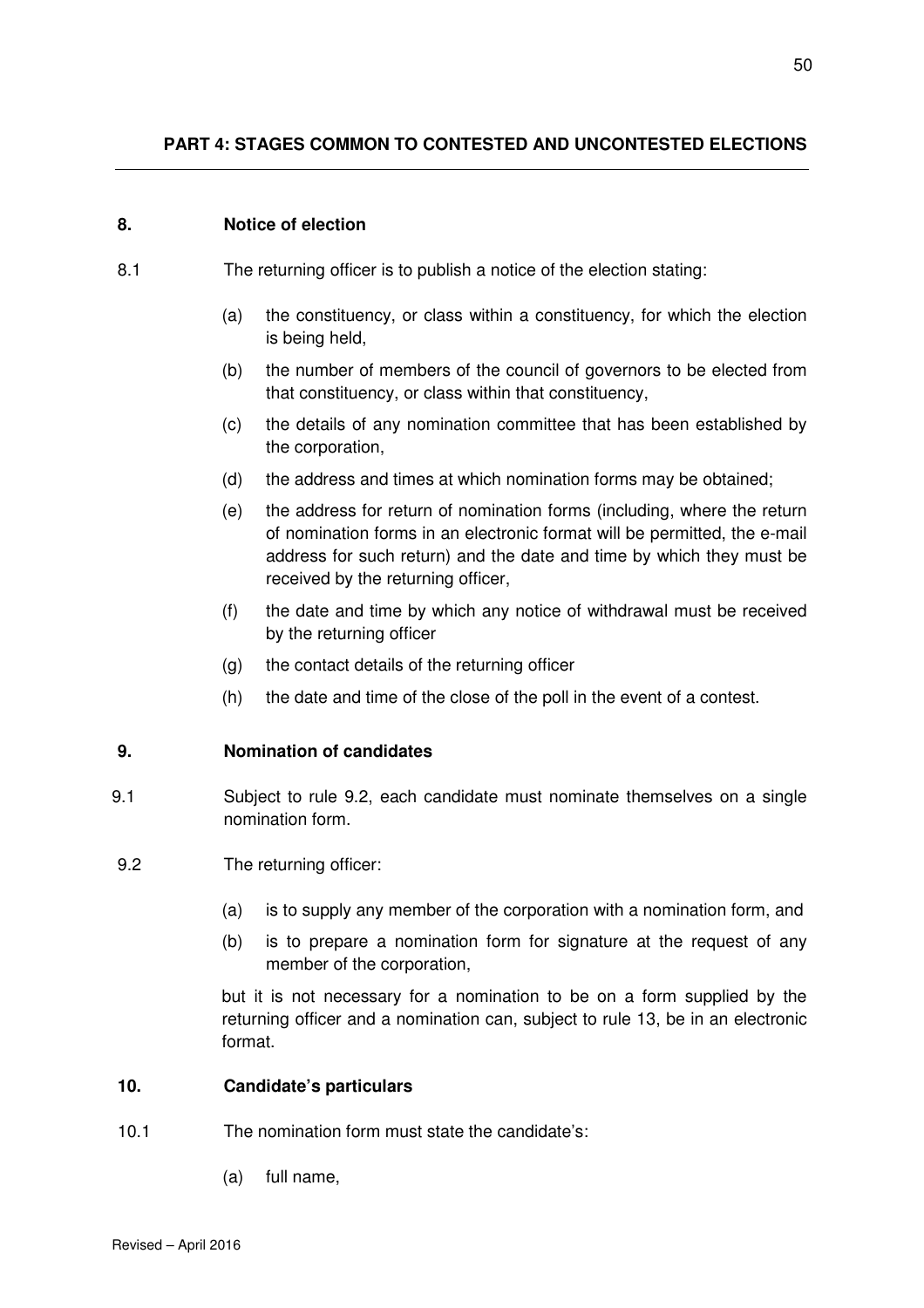## PART 4: STAGES COMMON TO CONTESTED AND UNCONTESTED ELECTIONS

### 8. Notice of election

8.1 The returning officer is to publish a notice of the election stating:

- (a) the constituency, or class within a constituency, for which the election is being held,
- (b) the number of members of the council of governors to be elected from that constituency, or class within that constituency,
- (c) the details of any nomination committee that has been established by the corporation,
- (d) the address and times at which nomination forms may be obtained;
- (e) the address for return of nomination forms (including, where the return of nomination forms in an electronic format will be permitted, the e-mail address for such return) and the date and time by which they must be received by the returning officer,
- (f) the date and time by which any notice of withdrawal must be received by the returning officer
- (g) the contact details of the returning officer
- (h) the date and time of the close of the poll in the event of a contest.

### 9. Nomination of candidates

9.1 Subject to rule 9.2, each candidate must nominate themselves on a single nomination form.

9.2 The returning officer:

- (a) is to supply any member of the corporation with a nomination form, and
- (b) is to prepare a nomination form for signature at the request of any member of the corporation,

but it is not necessary for a nomination to be on a form supplied by the returning officer and a nomination can, subject to rule 13, be in an electronic format.

### 10. Candidate's particulars

10.1 The nomination form must state the candidate's:

- (a) full name,

Revised – April 2016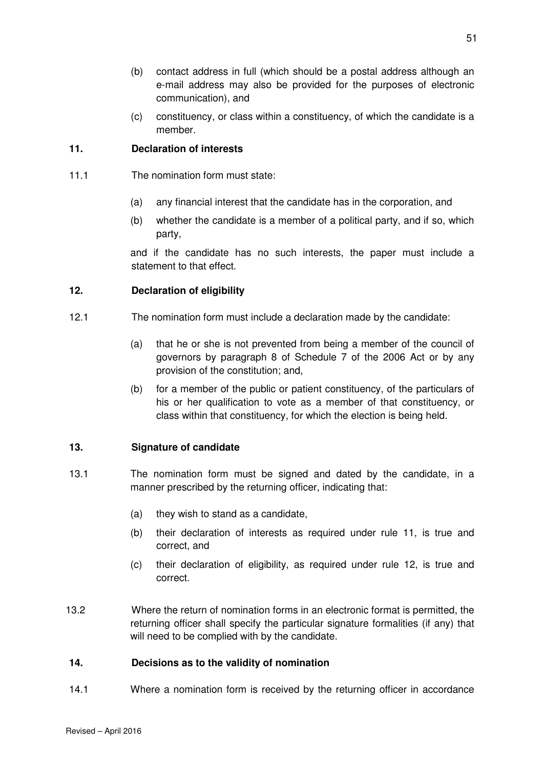(b) contact address in full (which should be a postal address although an e-mail address may also be provided for the purposes of electronic communication), and

(c) constituency, or class within a constituency, of which the candidate is a member.

**11. Declaration of interests**

11.1 The nomination form must state:

(a) any financial interest that the candidate has in the corporation, and

(b) whether the candidate is a member of a political party, and if so, which party,

and if the candidate has no such interests, the paper must include a statement to that effect.

**12. Declaration of eligibility**

12.1 The nomination form must include a declaration made by the candidate:

(a) that he or she is not prevented from being a member of the council of governors by paragraph 8 of Schedule 7 of the 2006 Act or by any provision of the constitution; and,

(b) for a member of the public or patient constituency, of the particulars of his or her qualification to vote as a member of that constituency, or class within that constituency, for which the election is being held.

**13. Signature of candidate**

13.1 The nomination form must be signed and dated by the candidate, in a manner prescribed by the returning officer, indicating that:

(a) they wish to stand as a candidate,

(b) their declaration of interests as required under rule 11, is true and correct, and

(c) their declaration of eligibility, as required under rule 12, is true and correct.

13.2 Where the return of nomination forms in an electronic format is permitted, the returning officer shall specify the particular signature formalities (if any) that will need to be complied with by the candidate.

**14. Decisions as to the validity of nomination**

14.1 Where a nomination form is received by the returning officer in accordance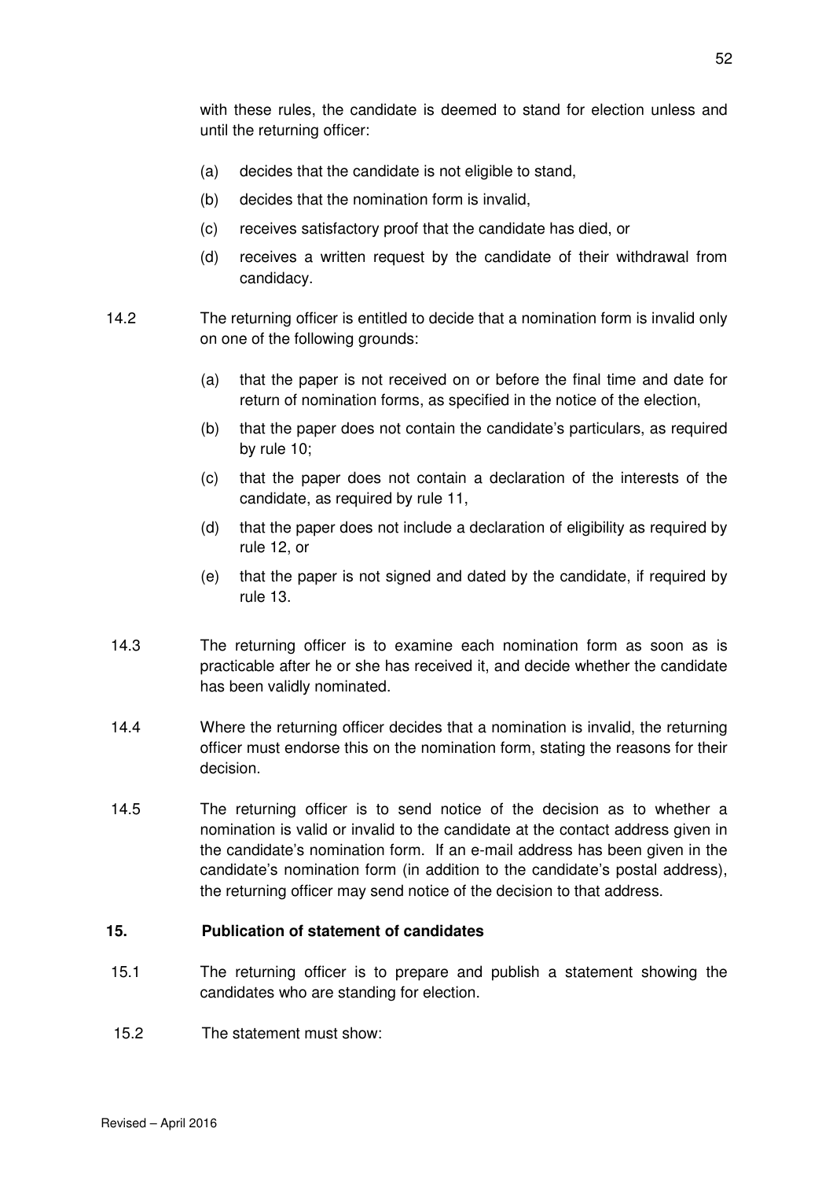with these rules, the candidate is deemed to stand for election unless and until the returning officer:

(a) decides that the candidate is not eligible to stand,

(b) decides that the nomination form is invalid,

(c) receives satisfactory proof that the candidate has died, or

(d) receives a written request by the candidate of their withdrawal from candidacy.

14.2 The returning officer is entitled to decide that a nomination form is invalid only on one of the following grounds:

(a) that the paper is not received on or before the final time and date for return of nomination forms, as specified in the notice of the election,

(b) that the paper does not contain the candidate's particulars, as required by rule 10;

(c) that the paper does not contain a declaration of the interests of the candidate, as required by rule 11,

(d) that the paper does not include a declaration of eligibility as required by rule 12, or

(e) that the paper is not signed and dated by the candidate, if required by rule 13.

14.3 The returning officer is to examine each nomination form as soon as is practicable after he or she has received it, and decide whether the candidate has been validly nominated.

14.4 Where the returning officer decides that a nomination is invalid, the returning officer must endorse this on the nomination form, stating the reasons for their decision.

14.5 The returning officer is to send notice of the decision as to whether a nomination is valid or invalid to the candidate at the contact address given in the candidate's nomination form. If an e-mail address has been given in the candidate's nomination form (in addition to the candidate's postal address), the returning officer may send notice of the decision to that address.

**15. Publication of statement of candidates**

15.1 The returning officer is to prepare and publish a statement showing the candidates who are standing for election.

15.2 The statement must show: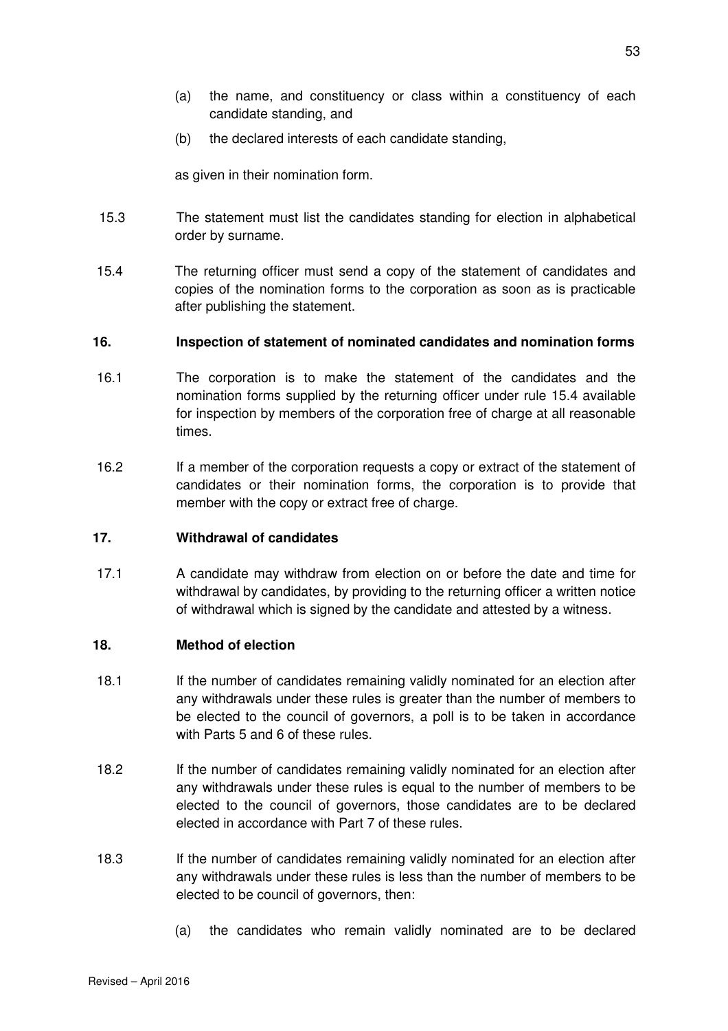(a) the name, and constituency or class within a constituency of each candidate standing, and

(b) the declared interests of each candidate standing,

as given in their nomination form.

15.3 The statement must list the candidates standing for election in alphabetical order by surname.

15.4 The returning officer must send a copy of the statement of candidates and copies of the nomination forms to the corporation as soon as is practicable after publishing the statement.

**16. Inspection of statement of nominated candidates and nomination forms**

16.1 The corporation is to make the statement of the candidates and the nomination forms supplied by the returning officer under rule 15.4 available for inspection by members of the corporation free of charge at all reasonable times.

16.2 If a member of the corporation requests a copy or extract of the statement of candidates or their nomination forms, the corporation is to provide that member with the copy or extract free of charge.

**17. Withdrawal of candidates**

17.1 A candidate may withdraw from election on or before the date and time for withdrawal by candidates, by providing to the returning officer a written notice of withdrawal which is signed by the candidate and attested by a witness.

**18. Method of election**

18.1 If the number of candidates remaining validly nominated for an election after any withdrawals under these rules is greater than the number of members to be elected to the council of governors, a poll is to be taken in accordance with Parts 5 and 6 of these rules.

18.2 If the number of candidates remaining validly nominated for an election after any withdrawals under these rules is equal to the number of members to be elected to the council of governors, those candidates are to be declared elected in accordance with Part 7 of these rules.

18.3 If the number of candidates remaining validly nominated for an election after any withdrawals under these rules is less than the number of members to be elected to be council of governors, then:

(a) the candidates who remain validly nominated are to be declared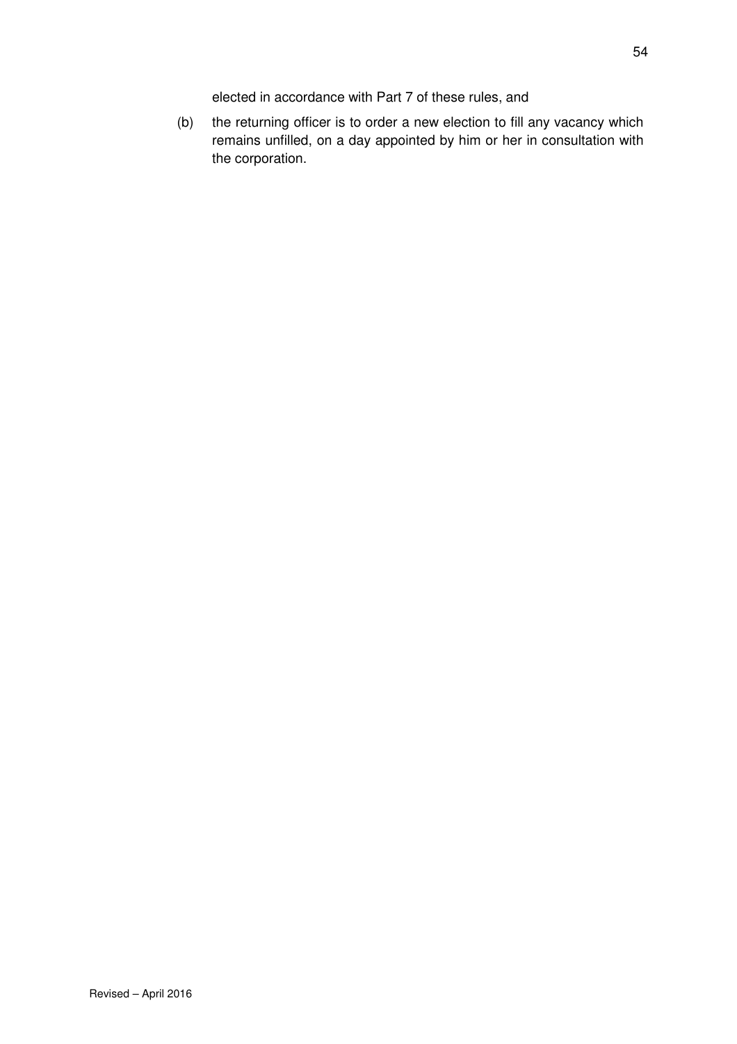elected in accordance with Part 7 of these rules, and

(b) the returning officer is to order a new election to fill any vacancy which remains unfilled, on a day appointed by him or her in consultation with the corporation.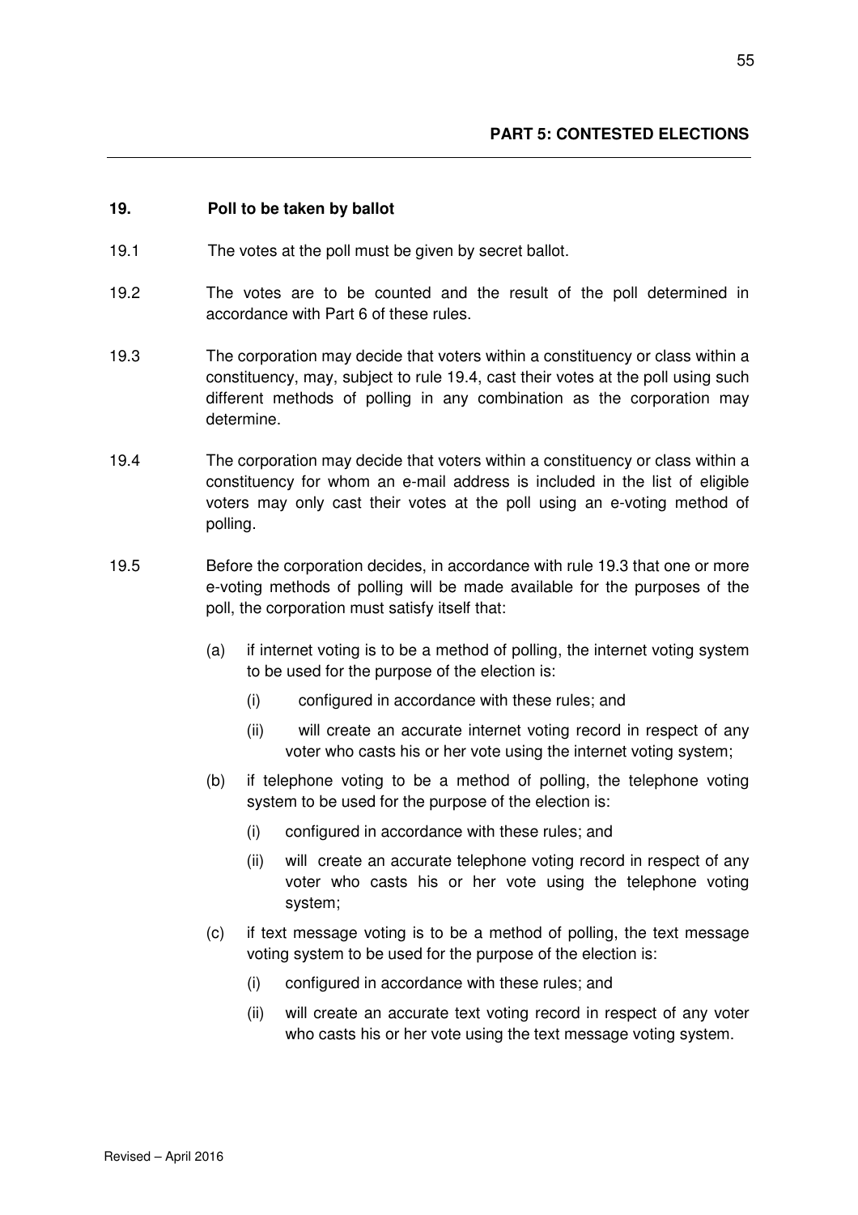## PART 5: CONTESTED ELECTIONS

### 19. Poll to be taken by ballot

19.1 The votes at the poll must be given by secret ballot.

19.2 The votes are to be counted and the result of the poll determined in accordance with Part 6 of these rules.

19.3 The corporation may decide that voters within a constituency or class within a constituency, may, subject to rule 19.4, cast their votes at the poll using such different methods of polling in any combination as the corporation may determine.

19.4 The corporation may decide that voters within a constituency or class within a constituency for whom an e-mail address is included in the list of eligible voters may only cast their votes at the poll using an e-voting method of polling.

19.5 Before the corporation decides, in accordance with rule 19.3 that one or more e-voting methods of polling will be made available for the purposes of the poll, the corporation must satisfy itself that:

- (a) if internet voting is to be a method of polling, the internet voting system to be used for the purpose of the election is:
  - (i) configured in accordance with these rules; and
  - (ii) will create an accurate internet voting record in respect of any voter who casts his or her vote using the internet voting system;
- (b) if telephone voting to be a method of polling, the telephone voting system to be used for the purpose of the election is:
  - (i) configured in accordance with these rules; and
  - (ii) will create an accurate telephone voting record in respect of any voter who casts his or her vote using the telephone voting system;
- (c) if text message voting is to be a method of polling, the text message voting system to be used for the purpose of the election is:
  - (i) configured in accordance with these rules; and
  - (ii) will create an accurate text voting record in respect of any voter who casts his or her vote using the text message voting system.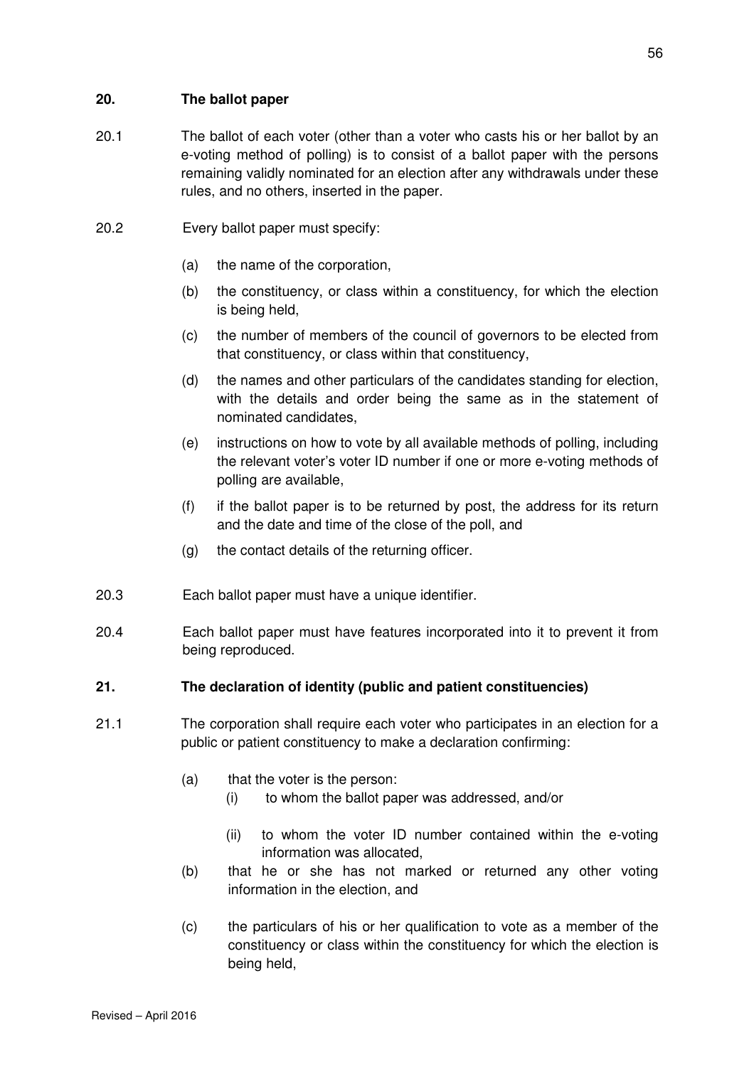## 20. The ballot paper

20.1 The ballot of each voter (other than a voter who casts his or her ballot by an e-voting method of polling) is to consist of a ballot paper with the persons remaining validly nominated for an election after any withdrawals under these rules, and no others, inserted in the paper.

20.2 Every ballot paper must specify:

- (a) the name of the corporation,
- (b) the constituency, or class within a constituency, for which the election is being held,
- (c) the number of members of the council of governors to be elected from that constituency, or class within that constituency,
- (d) the names and other particulars of the candidates standing for election, with the details and order being the same as in the statement of nominated candidates,
- (e) instructions on how to vote by all available methods of polling, including the relevant voter's voter ID number if one or more e-voting methods of polling are available,
- (f) if the ballot paper is to be returned by post, the address for its return and the date and time of the close of the poll, and
- (g) the contact details of the returning officer.

20.3 Each ballot paper must have a unique identifier.

20.4 Each ballot paper must have features incorporated into it to prevent it from being reproduced.

## 21. The declaration of identity (public and patient constituencies)

21.1 The corporation shall require each voter who participates in an election for a public or patient constituency to make a declaration confirming:

- (a) that the voter is the person:
  - (i) to whom the ballot paper was addressed, and/or
  - (ii) to whom the voter ID number contained within the e-voting information was allocated,
- (b) that he or she has not marked or returned any other voting information in the election, and
- (c) the particulars of his or her qualification to vote as a member of the constituency or class within the constituency for which the election is being held,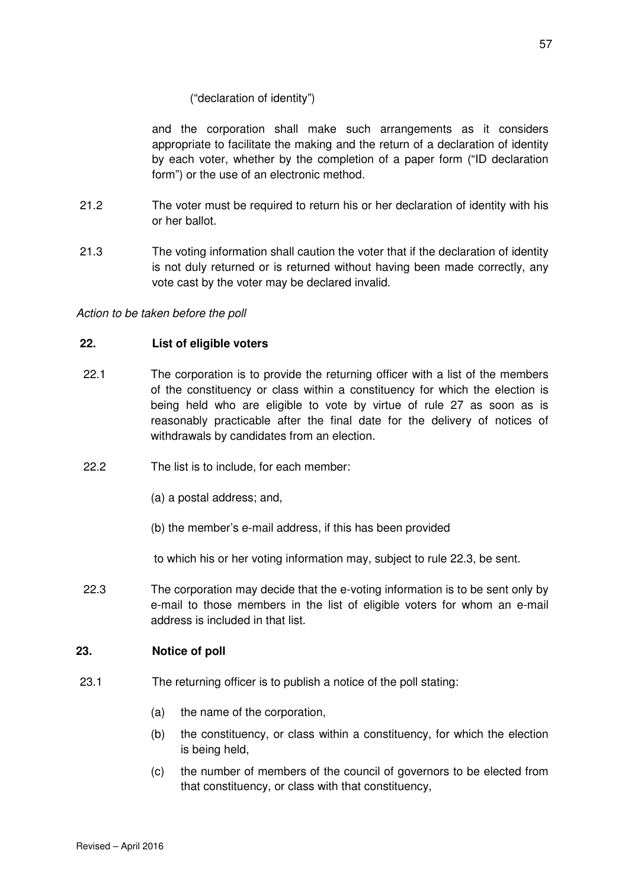("declaration of identity")

and the corporation shall make such arrangements as it considers appropriate to facilitate the making and the return of a declaration of identity by each voter, whether by the completion of a paper form ("ID declaration form") or the use of an electronic method.

21.2 The voter must be required to return his or her declaration of identity with his or her ballot.

21.3 The voting information shall caution the voter that if the declaration of identity is not duly returned or is returned without having been made correctly, any vote cast by the voter may be declared invalid.

*Action to be taken before the poll*

**22. List of eligible voters**

22.1 The corporation is to provide the returning officer with a list of the members of the constituency or class within a constituency for which the election is being held who are eligible to vote by virtue of rule 27 as soon as is reasonably practicable after the final date for the delivery of notices of withdrawals by candidates from an election.

22.2 The list is to include, for each member:

(a) a postal address; and,

(b) the member's e-mail address, if this has been provided

to which his or her voting information may, subject to rule 22.3, be sent.

22.3 The corporation may decide that the e-voting information is to be sent only by e-mail to those members in the list of eligible voters for whom an e-mail address is included in that list.

**23. Notice of poll**

23.1 The returning officer is to publish a notice of the poll stating:

(a) the name of the corporation,

(b) the constituency, or class within a constituency, for which the election is being held,

(c) the number of members of the council of governors to be elected from that constituency, or class with that constituency,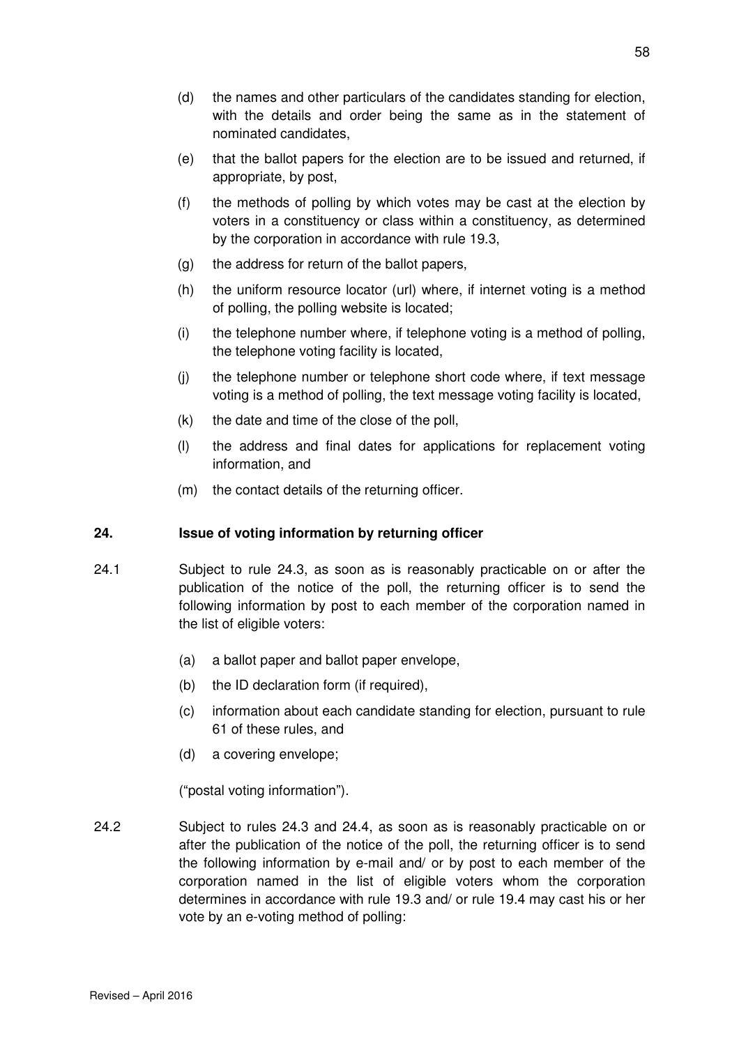(d) the names and other particulars of the candidates standing for election, with the details and order being the same as in the statement of nominated candidates,

(e) that the ballot papers for the election are to be issued and returned, if appropriate, by post,

(f) the methods of polling by which votes may be cast at the election by voters in a constituency or class within a constituency, as determined by the corporation in accordance with rule 19.3,

(g) the address for return of the ballot papers,

(h) the uniform resource locator (url) where, if internet voting is a method of polling, the polling website is located;

(i) the telephone number where, if telephone voting is a method of polling, the telephone voting facility is located,

(j) the telephone number or telephone short code where, if text message voting is a method of polling, the text message voting facility is located,

(k) the date and time of the close of the poll,

(l) the address and final dates for applications for replacement voting information, and

(m) the contact details of the returning officer.

### 24. Issue of voting information by returning officer

24.1 Subject to rule 24.3, as soon as is reasonably practicable on or after the publication of the notice of the poll, the returning officer is to send the following information by post to each member of the corporation named in the list of eligible voters:

(a) a ballot paper and ballot paper envelope,

(b) the ID declaration form (if required),

(c) information about each candidate standing for election, pursuant to rule 61 of these rules, and

(d) a covering envelope;

("postal voting information").

24.2 Subject to rules 24.3 and 24.4, as soon as is reasonably practicable on or after the publication of the notice of the poll, the returning officer is to send the following information by e-mail and/ or by post to each member of the corporation named in the list of eligible voters whom the corporation determines in accordance with rule 19.3 and/ or rule 19.4 may cast his or her vote by an e-voting method of polling: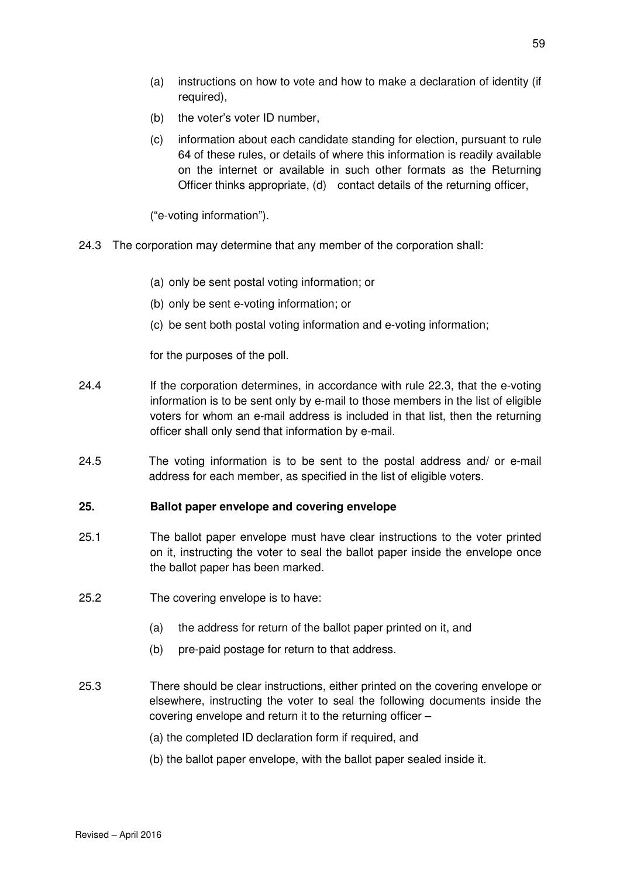(a) instructions on how to vote and how to make a declaration of identity (if required),

(b) the voter's voter ID number,

(c) information about each candidate standing for election, pursuant to rule 64 of these rules, or details of where this information is readily available on the internet or available in such other formats as the Returning Officer thinks appropriate, (d) contact details of the returning officer,

("e-voting information").

24.3 The corporation may determine that any member of the corporation shall:

(a) only be sent postal voting information; or

(b) only be sent e-voting information; or

(c) be sent both postal voting information and e-voting information;

for the purposes of the poll.

24.4 If the corporation determines, in accordance with rule 22.3, that the e-voting information is to be sent only by e-mail to those members in the list of eligible voters for whom an e-mail address is included in that list, then the returning officer shall only send that information by e-mail.

24.5 The voting information is to be sent to the postal address and/ or e-mail address for each member, as specified in the list of eligible voters.

**25. Ballot paper envelope and covering envelope**

25.1 The ballot paper envelope must have clear instructions to the voter printed on it, instructing the voter to seal the ballot paper inside the envelope once the ballot paper has been marked.

25.2 The covering envelope is to have:

(a) the address for return of the ballot paper printed on it, and

(b) pre-paid postage for return to that address.

25.3 There should be clear instructions, either printed on the covering envelope or elsewhere, instructing the voter to seal the following documents inside the covering envelope and return it to the returning officer –

(a) the completed ID declaration form if required, and

(b) the ballot paper envelope, with the ballot paper sealed inside it.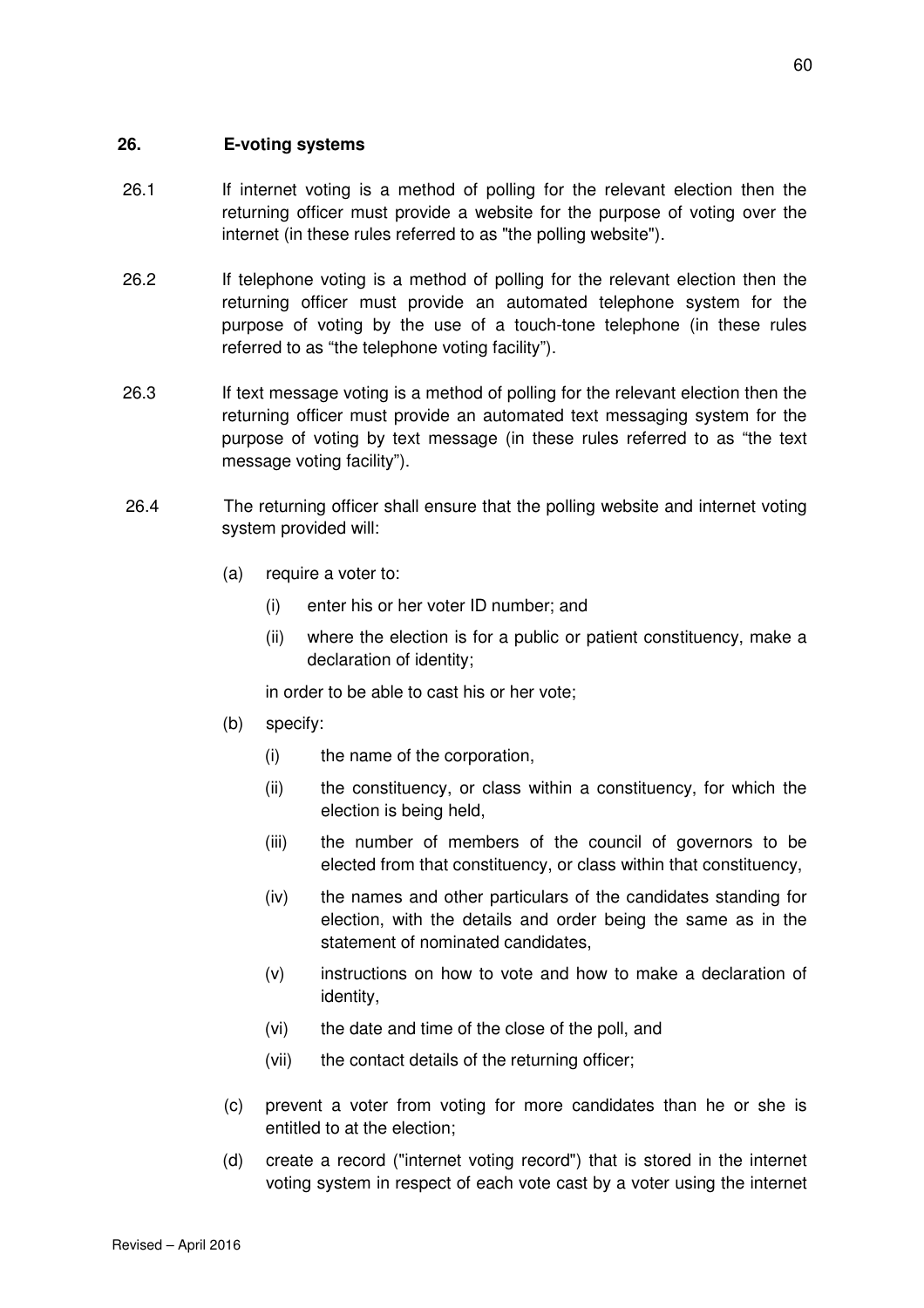## 26. E-voting systems

26.1 If internet voting is a method of polling for the relevant election then the returning officer must provide a website for the purpose of voting over the internet (in these rules referred to as "the polling website").

26.2 If telephone voting is a method of polling for the relevant election then the returning officer must provide an automated telephone system for the purpose of voting by the use of a touch-tone telephone (in these rules referred to as "the telephone voting facility").

26.3 If text message voting is a method of polling for the relevant election then the returning officer must provide an automated text messaging system for the purpose of voting by text message (in these rules referred to as "the text message voting facility").

26.4 The returning officer shall ensure that the polling website and internet voting system provided will:

(a) require a voter to:

- (i) enter his or her voter ID number; and
- (ii) where the election is for a public or patient constituency, make a declaration of identity;

in order to be able to cast his or her vote;

(b) specify:

- (i) the name of the corporation,
- (ii) the constituency, or class within a constituency, for which the election is being held,
- (iii) the number of members of the council of governors to be elected from that constituency, or class within that constituency,
- (iv) the names and other particulars of the candidates standing for election, with the details and order being the same as in the statement of nominated candidates,
- (v) instructions on how to vote and how to make a declaration of identity,
- (vi) the date and time of the close of the poll, and
- (vii) the contact details of the returning officer;

(c) prevent a voter from voting for more candidates than he or she is entitled to at the election;

(d) create a record ("internet voting record") that is stored in the internet voting system in respect of each vote cast by a voter using the internet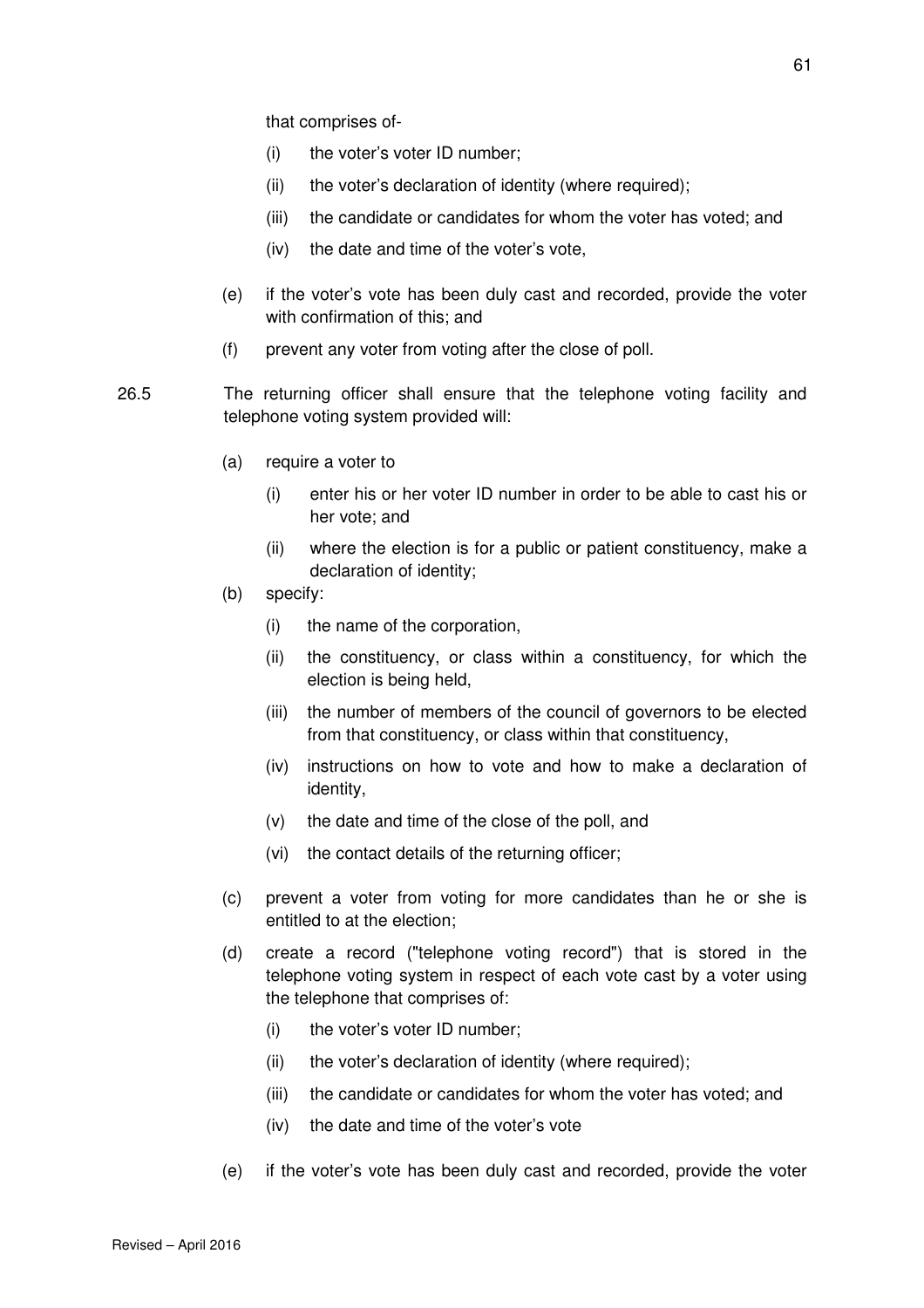that comprises of-

- (i) the voter's voter ID number;
- (ii) the voter's declaration of identity (where required);
- (iii) the candidate or candidates for whom the voter has voted; and
- (iv) the date and time of the voter's vote,

(e) if the voter's vote has been duly cast and recorded, provide the voter with confirmation of this; and

(f) prevent any voter from voting after the close of poll.

26.5 The returning officer shall ensure that the telephone voting facility and telephone voting system provided will:

(a) require a voter to

- (i) enter his or her voter ID number in order to be able to cast his or her vote; and
- (ii) where the election is for a public or patient constituency, make a declaration of identity;

(b) specify:

- (i) the name of the corporation,
- (ii) the constituency, or class within a constituency, for which the election is being held,
- (iii) the number of members of the council of governors to be elected from that constituency, or class within that constituency,
- (iv) instructions on how to vote and how to make a declaration of identity,
- (v) the date and time of the close of the poll, and
- (vi) the contact details of the returning officer;

(c) prevent a voter from voting for more candidates than he or she is entitled to at the election;

(d) create a record ("telephone voting record") that is stored in the telephone voting system in respect of each vote cast by a voter using the telephone that comprises of:

- (i) the voter's voter ID number;
- (ii) the voter's declaration of identity (where required);
- (iii) the candidate or candidates for whom the voter has voted; and
- (iv) the date and time of the voter's vote

(e) if the voter's vote has been duly cast and recorded, provide the voter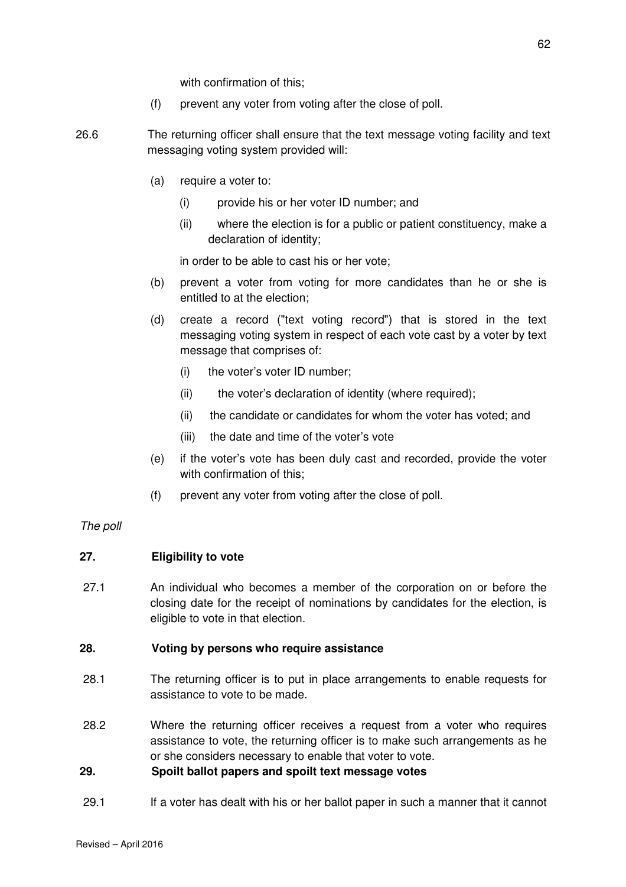with confirmation of this;

(f) prevent any voter from voting after the close of poll.

26.6 The returning officer shall ensure that the text message voting facility and text messaging voting system provided will:

(a) require a voter to:

(i) provide his or her voter ID number; and

(ii) where the election is for a public or patient constituency, make a declaration of identity;

in order to be able to cast his or her vote;

(b) prevent a voter from voting for more candidates than he or she is entitled to at the election;

(d) create a record ("text voting record") that is stored in the text messaging voting system in respect of each vote cast by a voter by text message that comprises of:

(i) the voter's voter ID number;

(ii) the voter's declaration of identity (where required);

(ii) the candidate or candidates for whom the voter has voted; and

(iii) the date and time of the voter's vote

(e) if the voter's vote has been duly cast and recorded, provide the voter with confirmation of this;

(f) prevent any voter from voting after the close of poll.

*The poll*

**27. Eligibility to vote**

27.1 An individual who becomes a member of the corporation on or before the closing date for the receipt of nominations by candidates for the election, is eligible to vote in that election.

**28. Voting by persons who require assistance**

28.1 The returning officer is to put in place arrangements to enable requests for assistance to vote to be made.

28.2 Where the returning officer receives a request from a voter who requires assistance to vote, the returning officer is to make such arrangements as he or she considers necessary to enable that voter to vote.

**29. Spoilt ballot papers and spoilt text message votes**

29.1 If a voter has dealt with his or her ballot paper in such a manner that it cannot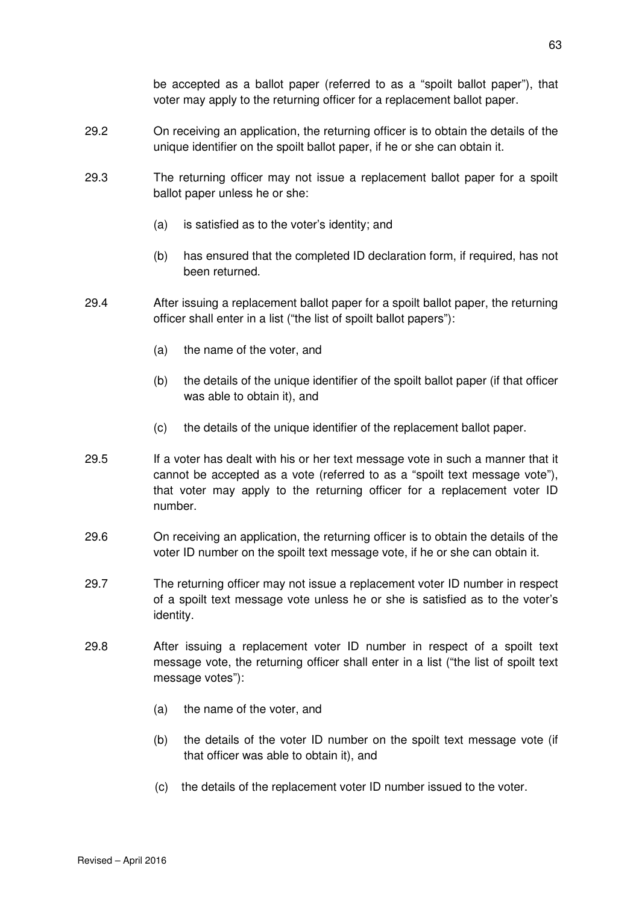be accepted as a ballot paper (referred to as a "spoilt ballot paper"), that voter may apply to the returning officer for a replacement ballot paper.

29.2 On receiving an application, the returning officer is to obtain the details of the unique identifier on the spoilt ballot paper, if he or she can obtain it.

29.3 The returning officer may not issue a replacement ballot paper for a spoilt ballot paper unless he or she:

(a) is satisfied as to the voter's identity; and

(b) has ensured that the completed ID declaration form, if required, has not been returned.

29.4 After issuing a replacement ballot paper for a spoilt ballot paper, the returning officer shall enter in a list ("the list of spoilt ballot papers"):

(a) the name of the voter, and

(b) the details of the unique identifier of the spoilt ballot paper (if that officer was able to obtain it), and

(c) the details of the unique identifier of the replacement ballot paper.

29.5 If a voter has dealt with his or her text message vote in such a manner that it cannot be accepted as a vote (referred to as a "spoilt text message vote"), that voter may apply to the returning officer for a replacement voter ID number.

29.6 On receiving an application, the returning officer is to obtain the details of the voter ID number on the spoilt text message vote, if he or she can obtain it.

29.7 The returning officer may not issue a replacement voter ID number in respect of a spoilt text message vote unless he or she is satisfied as to the voter's identity.

29.8 After issuing a replacement voter ID number in respect of a spoilt text message vote, the returning officer shall enter in a list ("the list of spoilt text message votes"):

(a) the name of the voter, and

(b) the details of the voter ID number on the spoilt text message vote (if that officer was able to obtain it), and

(c) the details of the replacement voter ID number issued to the voter.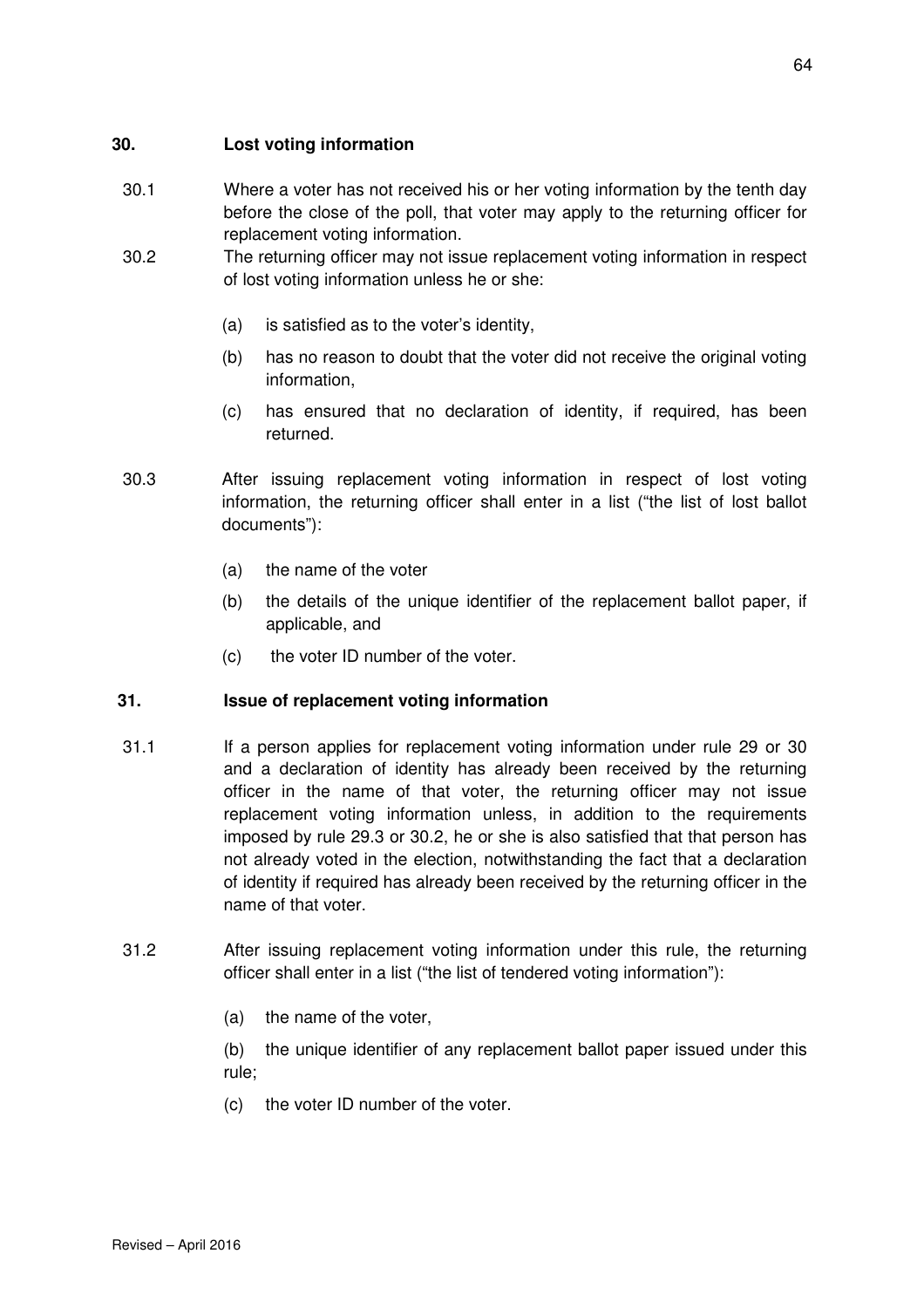## 30. Lost voting information

30.1 Where a voter has not received his or her voting information by the tenth day before the close of the poll, that voter may apply to the returning officer for replacement voting information.

30.2 The returning officer may not issue replacement voting information in respect of lost voting information unless he or she:

- (a) is satisfied as to the voter's identity,
- (b) has no reason to doubt that the voter did not receive the original voting information,
- (c) has ensured that no declaration of identity, if required, has been returned.

30.3 After issuing replacement voting information in respect of lost voting information, the returning officer shall enter in a list ("the list of lost ballot documents"):

- (a) the name of the voter
- (b) the details of the unique identifier of the replacement ballot paper, if applicable, and
- (c) the voter ID number of the voter.

## 31. Issue of replacement voting information

31.1 If a person applies for replacement voting information under rule 29 or 30 and a declaration of identity has already been received by the returning officer in the name of that voter, the returning officer may not issue replacement voting information unless, in addition to the requirements imposed by rule 29.3 or 30.2, he or she is also satisfied that that person has not already voted in the election, notwithstanding the fact that a declaration of identity if required has already been received by the returning officer in the name of that voter.

31.2 After issuing replacement voting information under this rule, the returning officer shall enter in a list ("the list of tendered voting information"):

- (a) the name of the voter,
- (b) the unique identifier of any replacement ballot paper issued under this rule;
- (c) the voter ID number of the voter.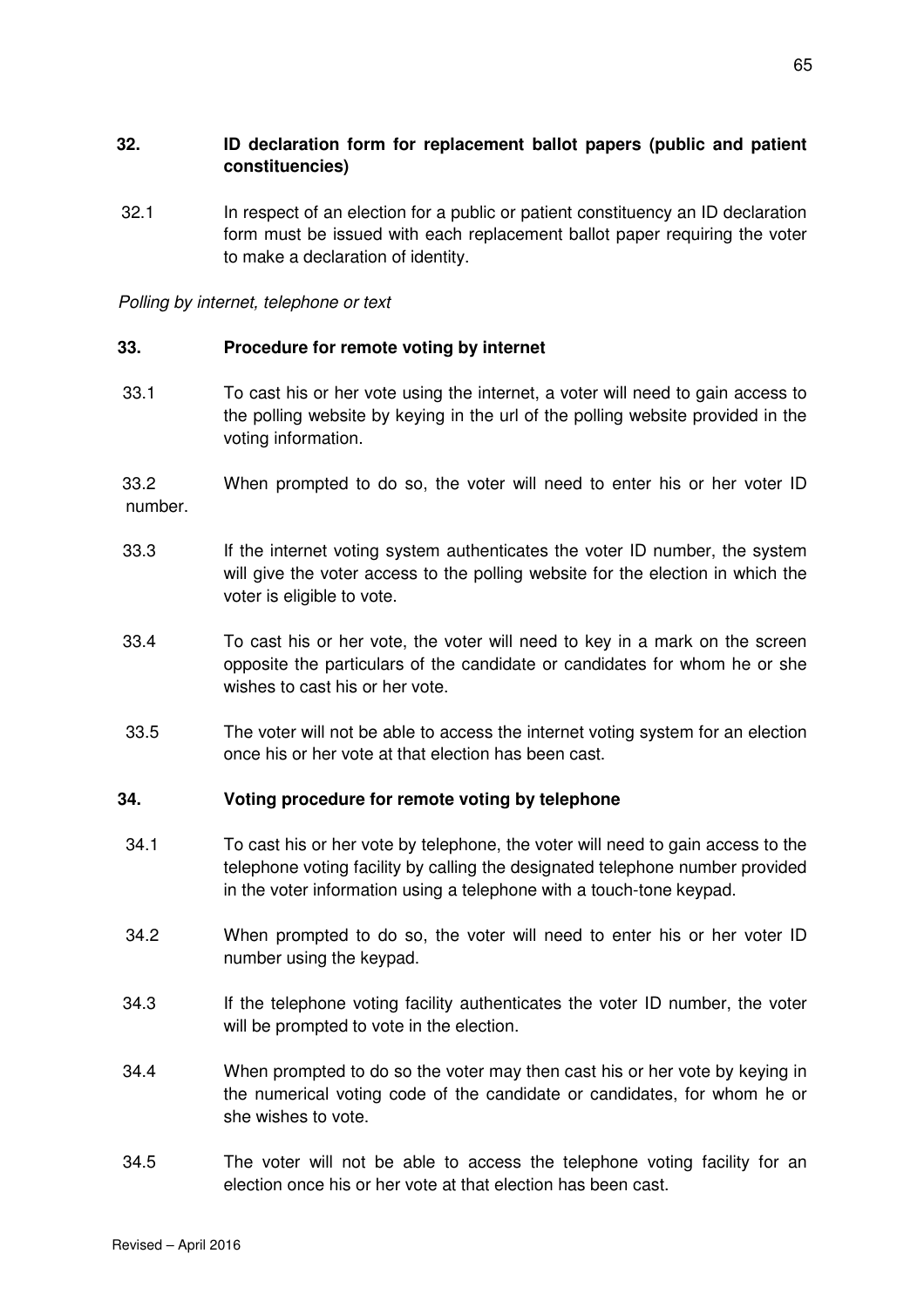## 32. ID declaration form for replacement ballot papers (public and patient constituencies)

32.1 In respect of an election for a public or patient constituency an ID declaration form must be issued with each replacement ballot paper requiring the voter to make a declaration of identity.

*Polling by internet, telephone or text*

## 33. Procedure for remote voting by internet

33.1 To cast his or her vote using the internet, a voter will need to gain access to the polling website by keying in the url of the polling website provided in the voting information.

33.2 When prompted to do so, the voter will need to enter his or her voter ID number.

33.3 If the internet voting system authenticates the voter ID number, the system will give the voter access to the polling website for the election in which the voter is eligible to vote.

33.4 To cast his or her vote, the voter will need to key in a mark on the screen opposite the particulars of the candidate or candidates for whom he or she wishes to cast his or her vote.

33.5 The voter will not be able to access the internet voting system for an election once his or her vote at that election has been cast.

## 34. Voting procedure for remote voting by telephone

34.1 To cast his or her vote by telephone, the voter will need to gain access to the telephone voting facility by calling the designated telephone number provided in the voter information using a telephone with a touch-tone keypad.

34.2 When prompted to do so, the voter will need to enter his or her voter ID number using the keypad.

34.3 If the telephone voting facility authenticates the voter ID number, the voter will be prompted to vote in the election.

34.4 When prompted to do so the voter may then cast his or her vote by keying in the numerical voting code of the candidate or candidates, for whom he or she wishes to vote.

34.5 The voter will not be able to access the telephone voting facility for an election once his or her vote at that election has been cast.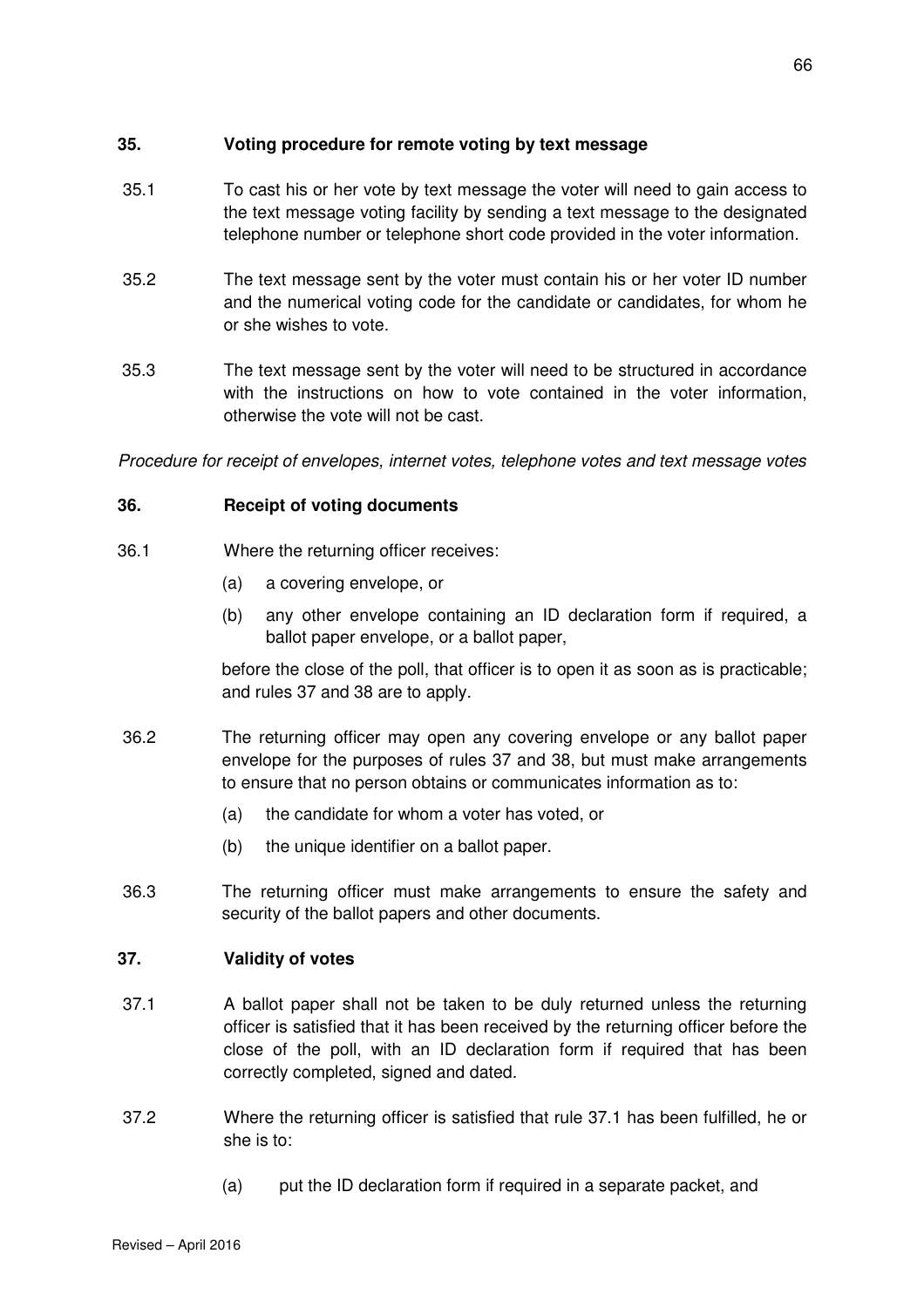## 35. Voting procedure for remote voting by text message

35.1 To cast his or her vote by text message the voter will need to gain access to the text message voting facility by sending a text message to the designated telephone number or telephone short code provided in the voter information.

35.2 The text message sent by the voter must contain his or her voter ID number and the numerical voting code for the candidate or candidates, for whom he or she wishes to vote.

35.3 The text message sent by the voter will need to be structured in accordance with the instructions on how to vote contained in the voter information, otherwise the vote will not be cast.

*Procedure for receipt of envelopes, internet votes, telephone votes and text message votes*

## 36. Receipt of voting documents

36.1 Where the returning officer receives:

(a) a covering envelope, or

(b) any other envelope containing an ID declaration form if required, a ballot paper envelope, or a ballot paper,

before the close of the poll, that officer is to open it as soon as is practicable; and rules 37 and 38 are to apply.

36.2 The returning officer may open any covering envelope or any ballot paper envelope for the purposes of rules 37 and 38, but must make arrangements to ensure that no person obtains or communicates information as to:

(a) the candidate for whom a voter has voted, or

(b) the unique identifier on a ballot paper.

36.3 The returning officer must make arrangements to ensure the safety and security of the ballot papers and other documents.

## 37. Validity of votes

37.1 A ballot paper shall not be taken to be duly returned unless the returning officer is satisfied that it has been received by the returning officer before the close of the poll, with an ID declaration form if required that has been correctly completed, signed and dated.

37.2 Where the returning officer is satisfied that rule 37.1 has been fulfilled, he or she is to:

(a) put the ID declaration form if required in a separate packet, and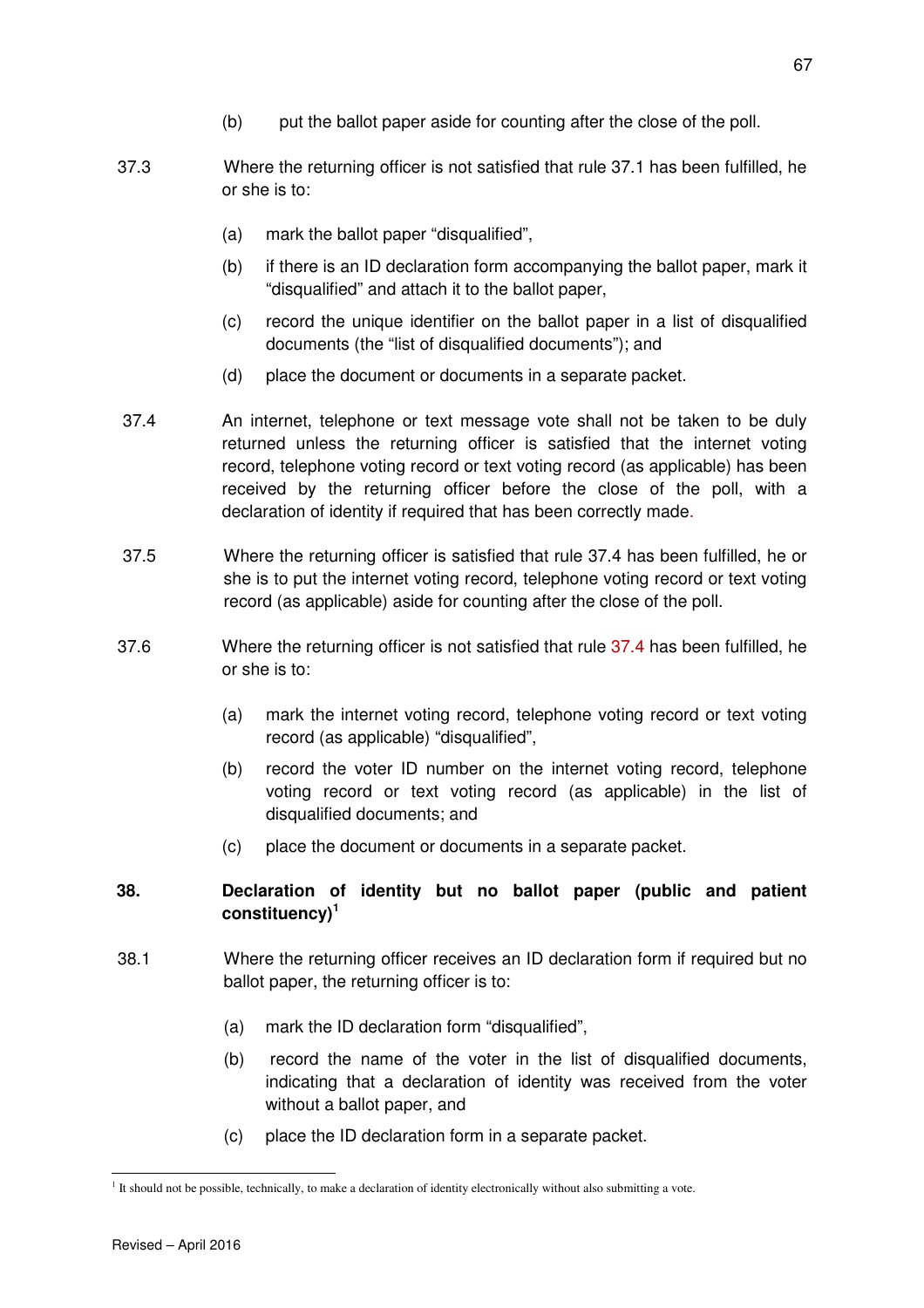(b) put the ballot paper aside for counting after the close of the poll.

37.3 Where the returning officer is not satisfied that rule 37.1 has been fulfilled, he or she is to:

(a) mark the ballot paper "disqualified",

(b) if there is an ID declaration form accompanying the ballot paper, mark it "disqualified" and attach it to the ballot paper,

(c) record the unique identifier on the ballot paper in a list of disqualified documents (the "list of disqualified documents"); and

(d) place the document or documents in a separate packet.

37.4 An internet, telephone or text message vote shall not be taken to be duly returned unless the returning officer is satisfied that the internet voting record, telephone voting record or text voting record (as applicable) has been received by the returning officer before the close of the poll, with a declaration of identity if required that has been correctly made.

37.5 Where the returning officer is satisfied that rule 37.4 has been fulfilled, he or she is to put the internet voting record, telephone voting record or text voting record (as applicable) aside for counting after the close of the poll.

37.6 Where the returning officer is not satisfied that rule 37.4 has been fulfilled, he or she is to:

(a) mark the internet voting record, telephone voting record or text voting record (as applicable) "disqualified",

(b) record the voter ID number on the internet voting record, telephone voting record or text voting record (as applicable) in the list of disqualified documents; and

(c) place the document or documents in a separate packet.

## 38. Declaration of identity but no ballot paper (public and patient constituency)[1]

38.1 Where the returning officer receives an ID declaration form if required but no ballot paper, the returning officer is to:

(a) mark the ID declaration form "disqualified",

(b) record the name of the voter in the list of disqualified documents, indicating that a declaration of identity was received from the voter without a ballot paper, and

(c) place the ID declaration form in a separate packet.

---

[1] It should not be possible, technically, to make a declaration of identity electronically without also submitting a vote.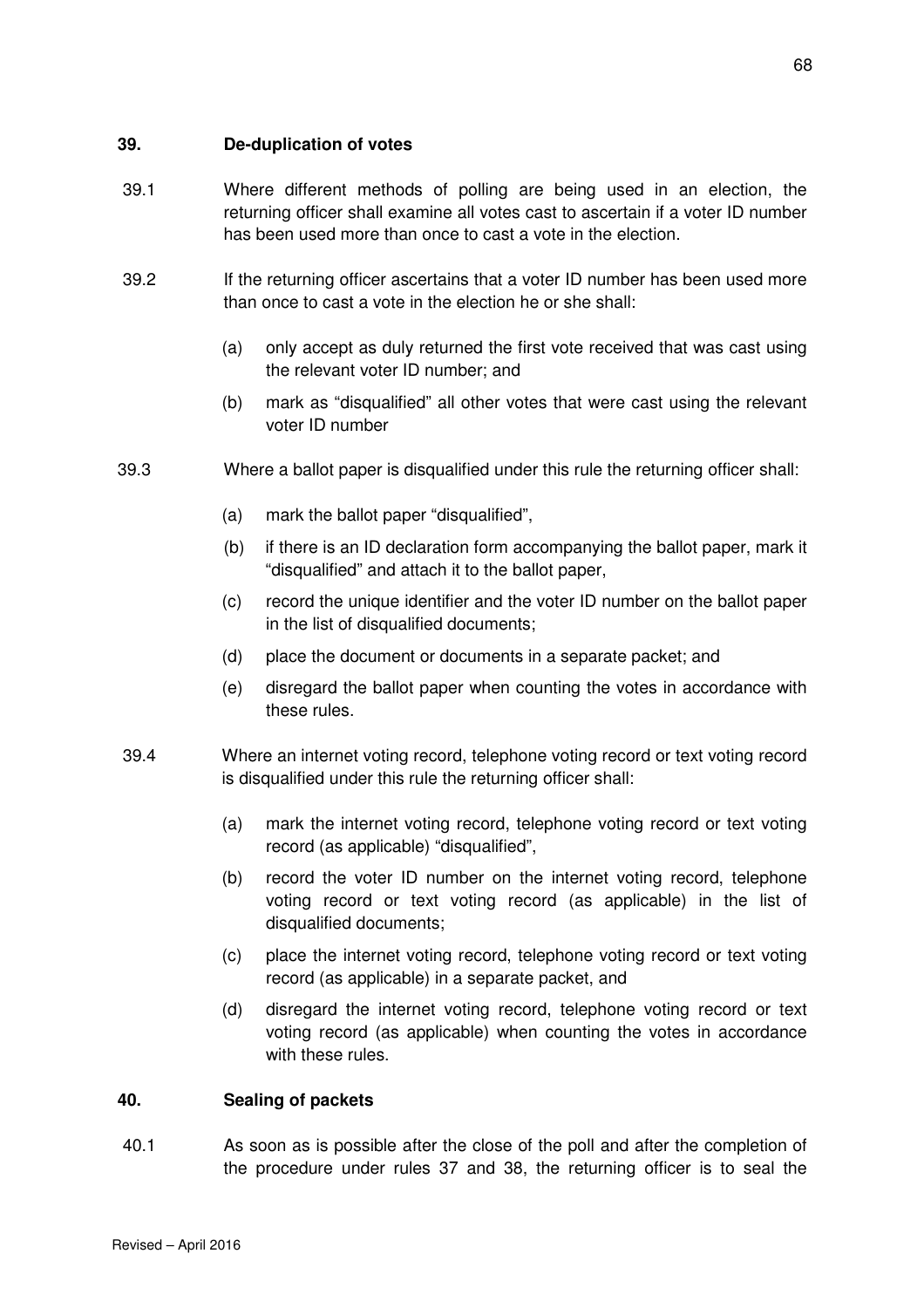## 39. De-duplication of votes

39.1 Where different methods of polling are being used in an election, the returning officer shall examine all votes cast to ascertain if a voter ID number has been used more than once to cast a vote in the election.

39.2 If the returning officer ascertains that a voter ID number has been used more than once to cast a vote in the election he or she shall:

(a) only accept as duly returned the first vote received that was cast using the relevant voter ID number; and

(b) mark as "disqualified" all other votes that were cast using the relevant voter ID number

39.3 Where a ballot paper is disqualified under this rule the returning officer shall:

(a) mark the ballot paper "disqualified",

(b) if there is an ID declaration form accompanying the ballot paper, mark it "disqualified" and attach it to the ballot paper,

(c) record the unique identifier and the voter ID number on the ballot paper in the list of disqualified documents;

(d) place the document or documents in a separate packet; and

(e) disregard the ballot paper when counting the votes in accordance with these rules.

39.4 Where an internet voting record, telephone voting record or text voting record is disqualified under this rule the returning officer shall:

(a) mark the internet voting record, telephone voting record or text voting record (as applicable) "disqualified",

(b) record the voter ID number on the internet voting record, telephone voting record or text voting record (as applicable) in the list of disqualified documents;

(c) place the internet voting record, telephone voting record or text voting record (as applicable) in a separate packet, and

(d) disregard the internet voting record, telephone voting record or text voting record (as applicable) when counting the votes in accordance with these rules.

## 40. Sealing of packets

40.1 As soon as is possible after the close of the poll and after the completion of the procedure under rules 37 and 38, the returning officer is to seal the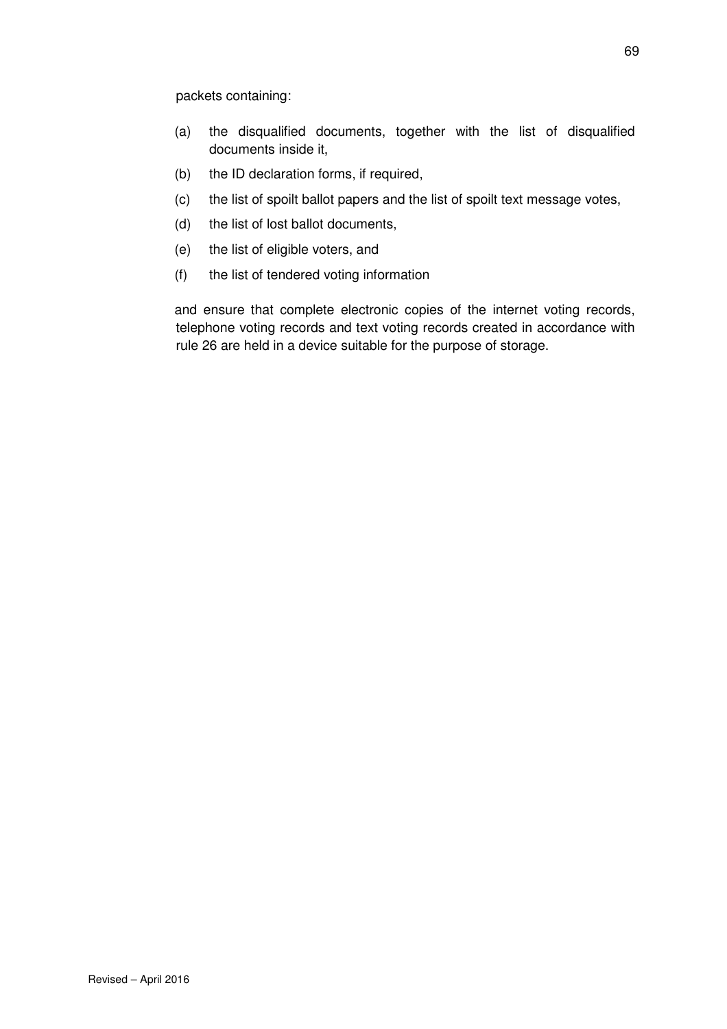packets containing:

(a) the disqualified documents, together with the list of disqualified documents inside it,

(b) the ID declaration forms, if required,

(c) the list of spoilt ballot papers and the list of spoilt text message votes,

(d) the list of lost ballot documents,

(e) the list of eligible voters, and

(f) the list of tendered voting information

and ensure that complete electronic copies of the internet voting records, telephone voting records and text voting records created in accordance with rule 26 are held in a device suitable for the purpose of storage.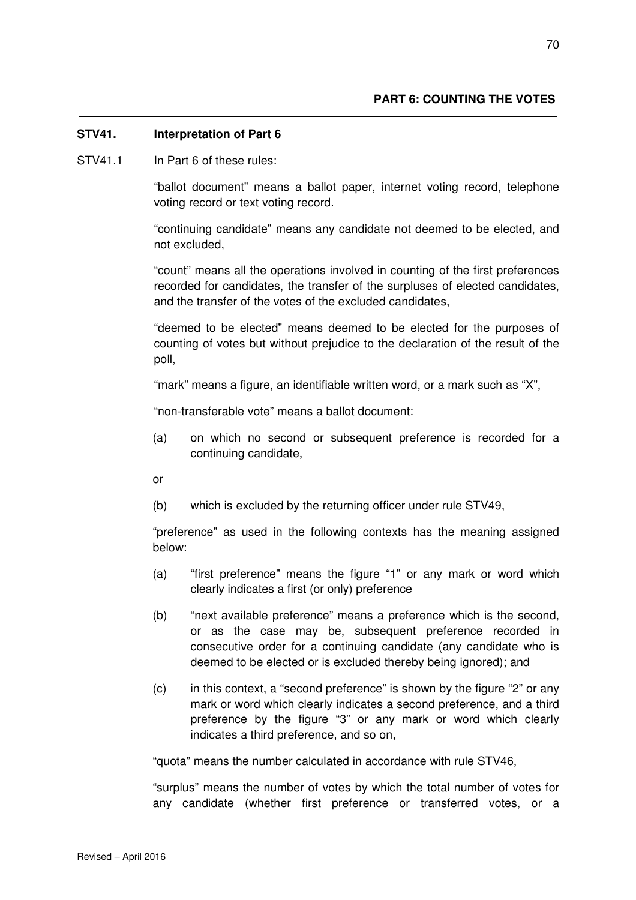**PART 6: COUNTING THE VOTES**

---

**STV41. Interpretation of Part 6**

STV41.1 In Part 6 of these rules:

"ballot document" means a ballot paper, internet voting record, telephone voting record or text voting record.

"continuing candidate" means any candidate not deemed to be elected, and not excluded,

"count" means all the operations involved in counting of the first preferences recorded for candidates, the transfer of the surpluses of elected candidates, and the transfer of the votes of the excluded candidates,

"deemed to be elected" means deemed to be elected for the purposes of counting of votes but without prejudice to the declaration of the result of the poll,

"mark" means a figure, an identifiable written word, or a mark such as "X",

"non-transferable vote" means a ballot document:

(a) on which no second or subsequent preference is recorded for a continuing candidate,

or

(b) which is excluded by the returning officer under rule STV49,

"preference" as used in the following contexts has the meaning assigned below:

(a) "first preference" means the figure "1" or any mark or word which clearly indicates a first (or only) preference

(b) "next available preference" means a preference which is the second, or as the case may be, subsequent preference recorded in consecutive order for a continuing candidate (any candidate who is deemed to be elected or is excluded thereby being ignored); and

(c) in this context, a "second preference" is shown by the figure "2" or any mark or word which clearly indicates a second preference, and a third preference by the figure "3" or any mark or word which clearly indicates a third preference, and so on,

"quota" means the number calculated in accordance with rule STV46,

"surplus" means the number of votes by which the total number of votes for any candidate (whether first preference or transferred votes, or a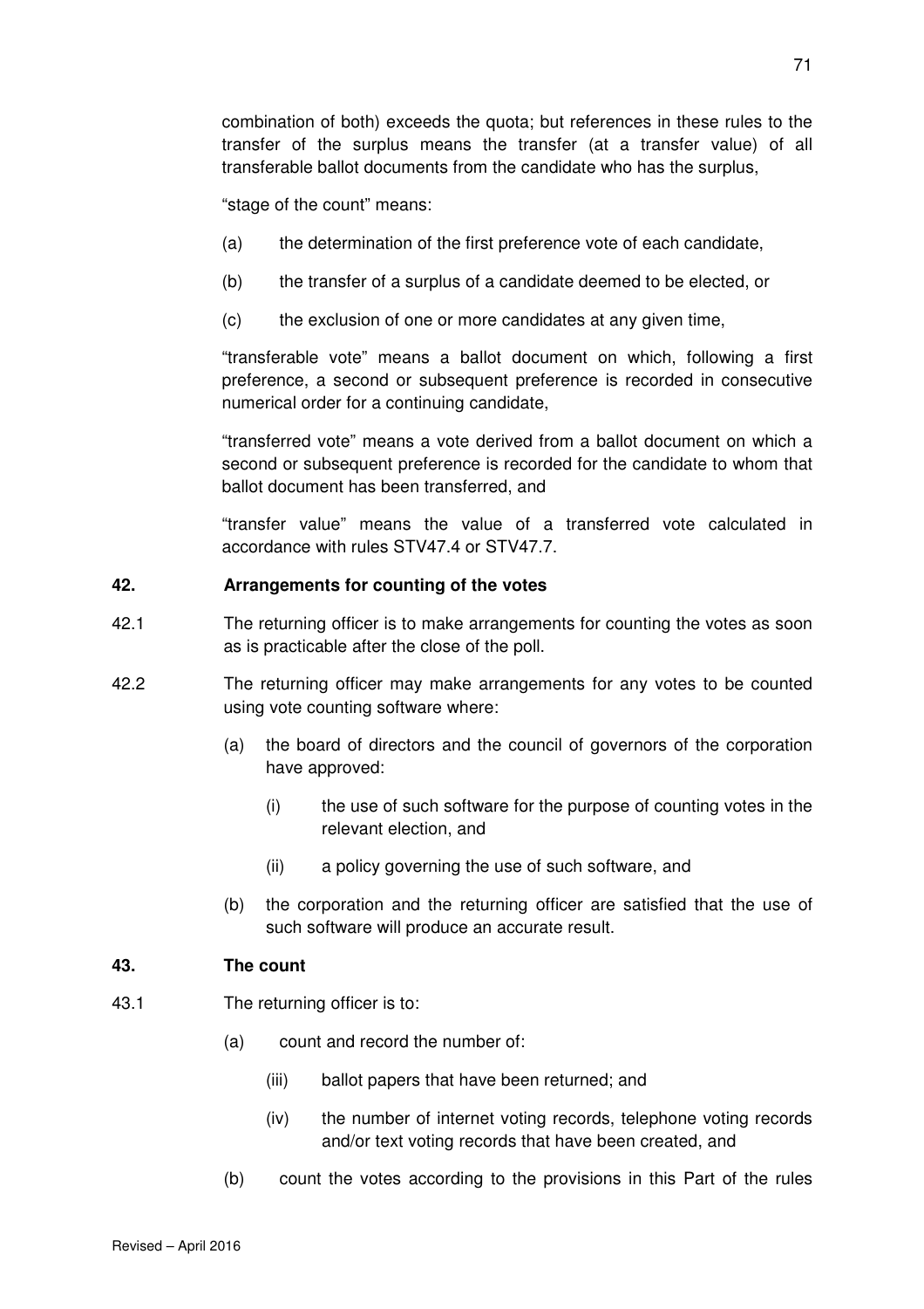combination of both) exceeds the quota; but references in these rules to the transfer of the surplus means the transfer (at a transfer value) of all transferable ballot documents from the candidate who has the surplus,

"stage of the count" means:

(a) the determination of the first preference vote of each candidate,

(b) the transfer of a surplus of a candidate deemed to be elected, or

(c) the exclusion of one or more candidates at any given time,

"transferable vote" means a ballot document on which, following a first preference, a second or subsequent preference is recorded in consecutive numerical order for a continuing candidate,

"transferred vote" means a vote derived from a ballot document on which a second or subsequent preference is recorded for the candidate to whom that ballot document has been transferred, and

"transfer value" means the value of a transferred vote calculated in accordance with rules STV47.4 or STV47.7.

### 42. Arrangements for counting of the votes

42.1 The returning officer is to make arrangements for counting the votes as soon as is practicable after the close of the poll.

42.2 The returning officer may make arrangements for any votes to be counted using vote counting software where:

(a) the board of directors and the council of governors of the corporation have approved:

(i) the use of such software for the purpose of counting votes in the relevant election, and

(ii) a policy governing the use of such software, and

(b) the corporation and the returning officer are satisfied that the use of such software will produce an accurate result.

### 43. The count

43.1 The returning officer is to:

(a) count and record the number of:

(iii) ballot papers that have been returned; and

(iv) the number of internet voting records, telephone voting records and/or text voting records that have been created, and

(b) count the votes according to the provisions in this Part of the rules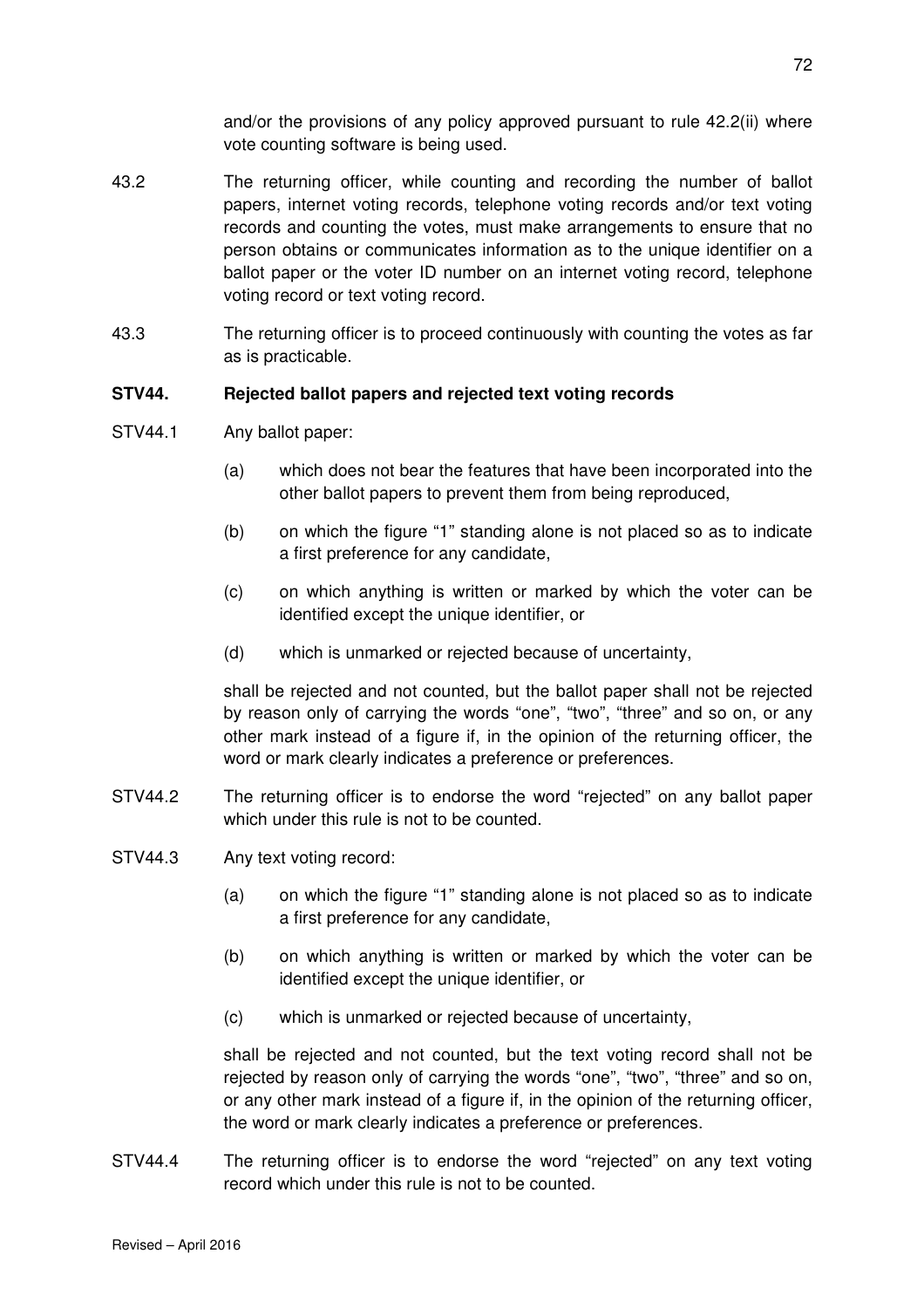and/or the provisions of any policy approved pursuant to rule 42.2(ii) where vote counting software is being used.

43.2 The returning officer, while counting and recording the number of ballot papers, internet voting records, telephone voting records and/or text voting records and counting the votes, must make arrangements to ensure that no person obtains or communicates information as to the unique identifier on a ballot paper or the voter ID number on an internet voting record, telephone voting record or text voting record.

43.3 The returning officer is to proceed continuously with counting the votes as far as is practicable.

**STV44. Rejected ballot papers and rejected text voting records**

STV44.1 Any ballot paper:

(a) which does not bear the features that have been incorporated into the other ballot papers to prevent them from being reproduced,

(b) on which the figure "1" standing alone is not placed so as to indicate a first preference for any candidate,

(c) on which anything is written or marked by which the voter can be identified except the unique identifier, or

(d) which is unmarked or rejected because of uncertainty,

shall be rejected and not counted, but the ballot paper shall not be rejected by reason only of carrying the words "one", "two", "three" and so on, or any other mark instead of a figure if, in the opinion of the returning officer, the word or mark clearly indicates a preference or preferences.

STV44.2 The returning officer is to endorse the word "rejected" on any ballot paper which under this rule is not to be counted.

STV44.3 Any text voting record:

(a) on which the figure "1" standing alone is not placed so as to indicate a first preference for any candidate,

(b) on which anything is written or marked by which the voter can be identified except the unique identifier, or

(c) which is unmarked or rejected because of uncertainty,

shall be rejected and not counted, but the text voting record shall not be rejected by reason only of carrying the words "one", "two", "three" and so on, or any other mark instead of a figure if, in the opinion of the returning officer, the word or mark clearly indicates a preference or preferences.

STV44.4 The returning officer is to endorse the word "rejected" on any text voting record which under this rule is not to be counted.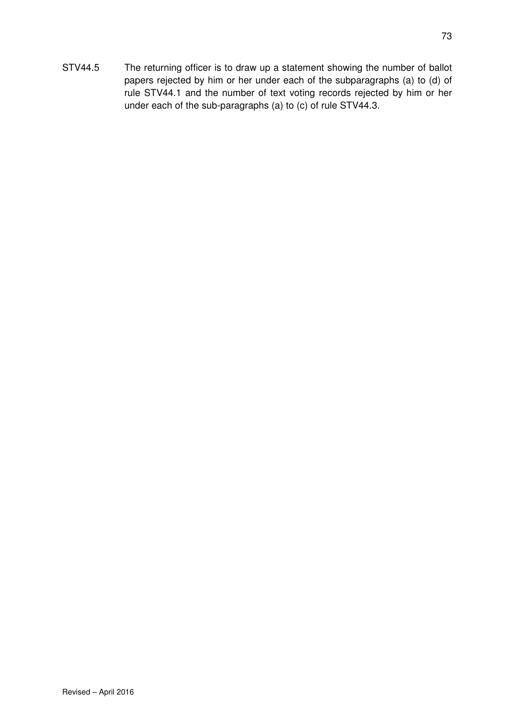STV44.5 The returning officer is to draw up a statement showing the number of ballot papers rejected by him or her under each of the subparagraphs (a) to (d) of rule STV44.1 and the number of text voting records rejected by him or her under each of the sub-paragraphs (a) to (c) of rule STV44.3.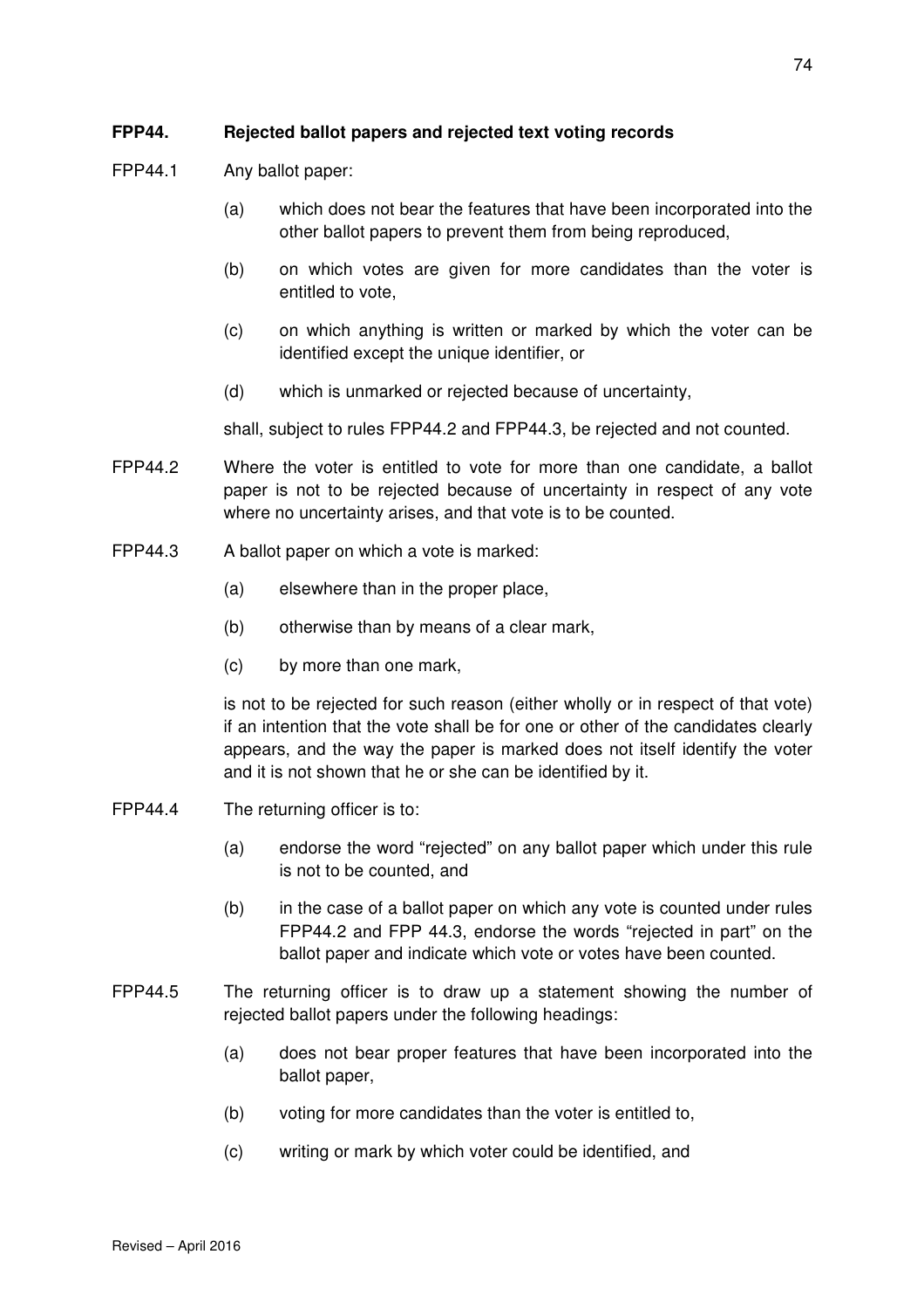**FPP44. Rejected ballot papers and rejected text voting records**

FPP44.1 Any ballot paper:

- (a) which does not bear the features that have been incorporated into the other ballot papers to prevent them from being reproduced,
- (b) on which votes are given for more candidates than the voter is entitled to vote,
- (c) on which anything is written or marked by which the voter can be identified except the unique identifier, or
- (d) which is unmarked or rejected because of uncertainty,

shall, subject to rules FPP44.2 and FPP44.3, be rejected and not counted.

FPP44.2 Where the voter is entitled to vote for more than one candidate, a ballot paper is not to be rejected because of uncertainty in respect of any vote where no uncertainty arises, and that vote is to be counted.

FPP44.3 A ballot paper on which a vote is marked:

- (a) elsewhere than in the proper place,
- (b) otherwise than by means of a clear mark,
- (c) by more than one mark,

is not to be rejected for such reason (either wholly or in respect of that vote) if an intention that the vote shall be for one or other of the candidates clearly appears, and the way the paper is marked does not itself identify the voter and it is not shown that he or she can be identified by it.

FPP44.4 The returning officer is to:

- (a) endorse the word "rejected" on any ballot paper which under this rule is not to be counted, and
- (b) in the case of a ballot paper on which any vote is counted under rules FPP44.2 and FPP 44.3, endorse the words "rejected in part" on the ballot paper and indicate which vote or votes have been counted.

FPP44.5 The returning officer is to draw up a statement showing the number of rejected ballot papers under the following headings:

- (a) does not bear proper features that have been incorporated into the ballot paper,
- (b) voting for more candidates than the voter is entitled to,
- (c) writing or mark by which voter could be identified, and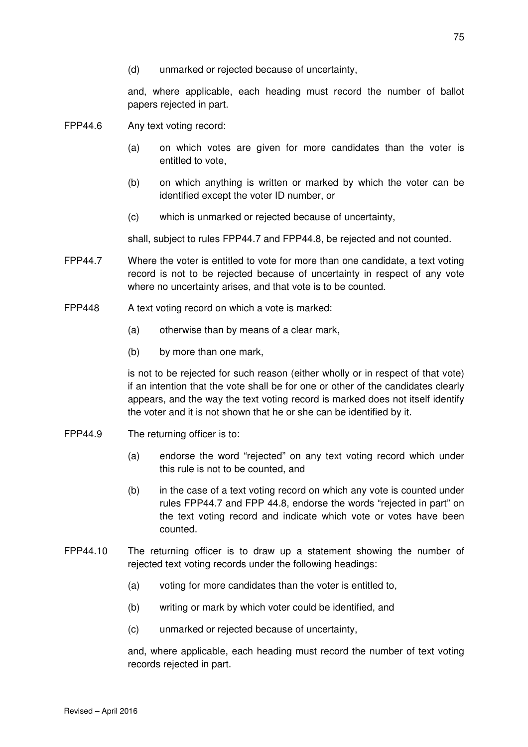(d) unmarked or rejected because of uncertainty,

and, where applicable, each heading must record the number of ballot papers rejected in part.

FPP44.6 Any text voting record:

(a) on which votes are given for more candidates than the voter is entitled to vote,

(b) on which anything is written or marked by which the voter can be identified except the voter ID number, or

(c) which is unmarked or rejected because of uncertainty,

shall, subject to rules FPP44.7 and FPP44.8, be rejected and not counted.

FPP44.7 Where the voter is entitled to vote for more than one candidate, a text voting record is not to be rejected because of uncertainty in respect of any vote where no uncertainty arises, and that vote is to be counted.

FPP448 A text voting record on which a vote is marked:

(a) otherwise than by means of a clear mark,

(b) by more than one mark,

is not to be rejected for such reason (either wholly or in respect of that vote) if an intention that the vote shall be for one or other of the candidates clearly appears, and the way the text voting record is marked does not itself identify the voter and it is not shown that he or she can be identified by it.

FPP44.9 The returning officer is to:

(a) endorse the word "rejected" on any text voting record which under this rule is not to be counted, and

(b) in the case of a text voting record on which any vote is counted under rules FPP44.7 and FPP 44.8, endorse the words "rejected in part" on the text voting record and indicate which vote or votes have been counted.

FPP44.10 The returning officer is to draw up a statement showing the number of rejected text voting records under the following headings:

(a) voting for more candidates than the voter is entitled to,

(b) writing or mark by which voter could be identified, and

(c) unmarked or rejected because of uncertainty,

and, where applicable, each heading must record the number of text voting records rejected in part.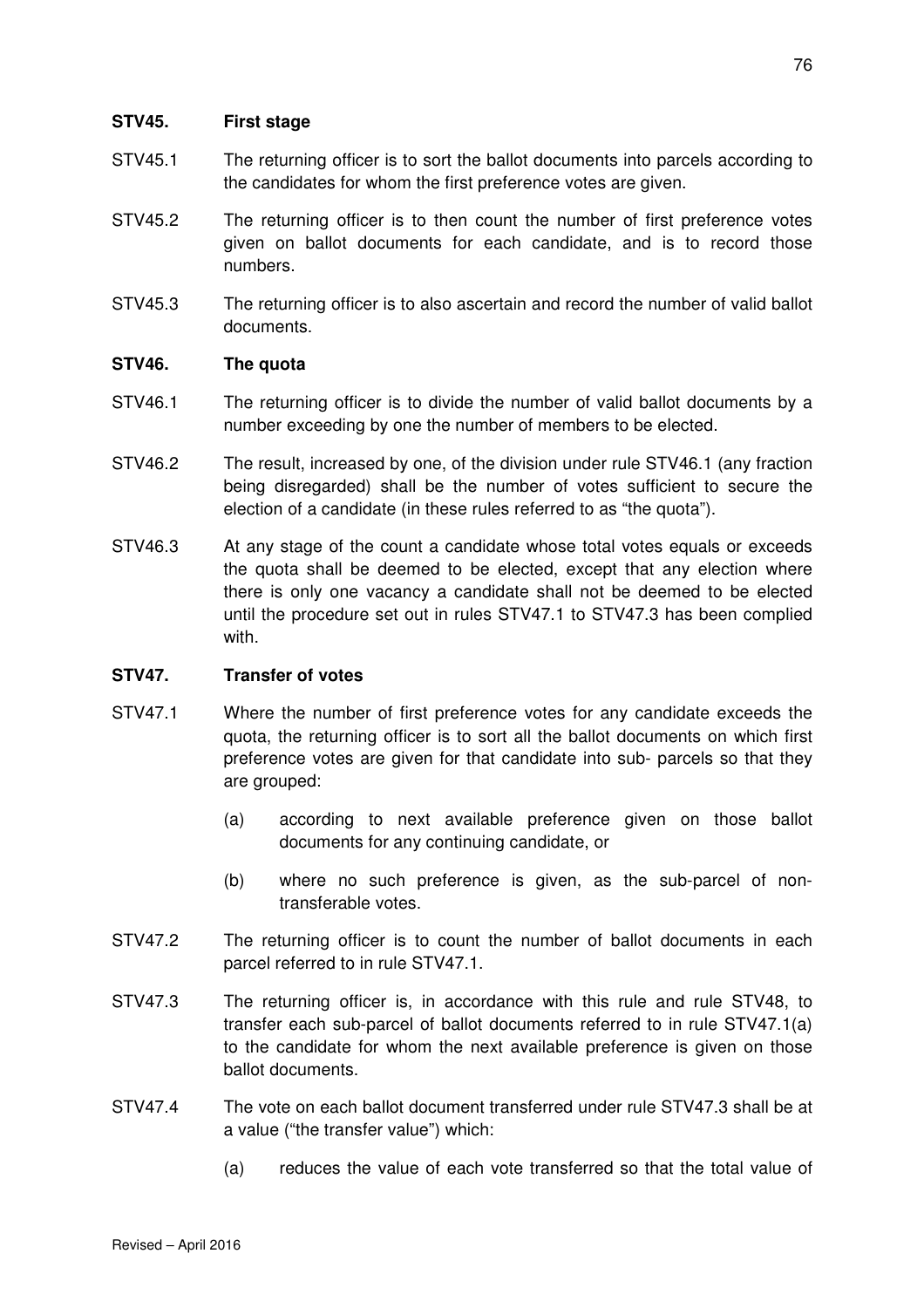**STV45. First stage**

STV45.1 The returning officer is to sort the ballot documents into parcels according to the candidates for whom the first preference votes are given.

STV45.2 The returning officer is to then count the number of first preference votes given on ballot documents for each candidate, and is to record those numbers.

STV45.3 The returning officer is to also ascertain and record the number of valid ballot documents.

**STV46. The quota**

STV46.1 The returning officer is to divide the number of valid ballot documents by a number exceeding by one the number of members to be elected.

STV46.2 The result, increased by one, of the division under rule STV46.1 (any fraction being disregarded) shall be the number of votes sufficient to secure the election of a candidate (in these rules referred to as "the quota").

STV46.3 At any stage of the count a candidate whose total votes equals or exceeds the quota shall be deemed to be elected, except that any election where there is only one vacancy a candidate shall not be deemed to be elected until the procedure set out in rules STV47.1 to STV47.3 has been complied with.

**STV47. Transfer of votes**

STV47.1 Where the number of first preference votes for any candidate exceeds the quota, the returning officer is to sort all the ballot documents on which first preference votes are given for that candidate into sub- parcels so that they are grouped:

(a) according to next available preference given on those ballot documents for any continuing candidate, or

(b) where no such preference is given, as the sub-parcel of non-transferable votes.

STV47.2 The returning officer is to count the number of ballot documents in each parcel referred to in rule STV47.1.

STV47.3 The returning officer is, in accordance with this rule and rule STV48, to transfer each sub-parcel of ballot documents referred to in rule STV47.1(a) to the candidate for whom the next available preference is given on those ballot documents.

STV47.4 The vote on each ballot document transferred under rule STV47.3 shall be at a value ("the transfer value") which:

(a) reduces the value of each vote transferred so that the total value of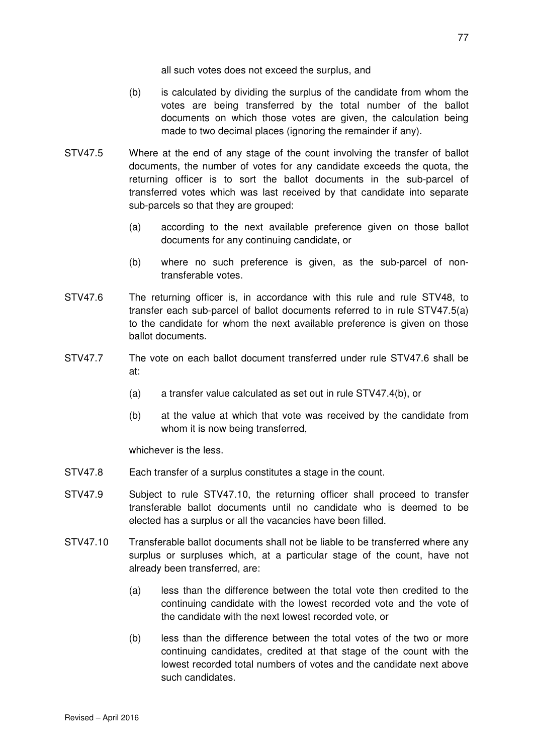all such votes does not exceed the surplus, and

(b) is calculated by dividing the surplus of the candidate from whom the votes are being transferred by the total number of the ballot documents on which those votes are given, the calculation being made to two decimal places (ignoring the remainder if any).

STV47.5 Where at the end of any stage of the count involving the transfer of ballot documents, the number of votes for any candidate exceeds the quota, the returning officer is to sort the ballot documents in the sub-parcel of transferred votes which was last received by that candidate into separate sub-parcels so that they are grouped:

(a) according to the next available preference given on those ballot documents for any continuing candidate, or

(b) where no such preference is given, as the sub-parcel of non-transferable votes.

STV47.6 The returning officer is, in accordance with this rule and rule STV48, to transfer each sub-parcel of ballot documents referred to in rule STV47.5(a) to the candidate for whom the next available preference is given on those ballot documents.

STV47.7 The vote on each ballot document transferred under rule STV47.6 shall be at:

(a) a transfer value calculated as set out in rule STV47.4(b), or

(b) at the value at which that vote was received by the candidate from whom it is now being transferred,

whichever is the less.

STV47.8 Each transfer of a surplus constitutes a stage in the count.

STV47.9 Subject to rule STV47.10, the returning officer shall proceed to transfer transferable ballot documents until no candidate who is deemed to be elected has a surplus or all the vacancies have been filled.

STV47.10 Transferable ballot documents shall not be liable to be transferred where any surplus or surpluses which, at a particular stage of the count, have not already been transferred, are:

(a) less than the difference between the total vote then credited to the continuing candidate with the lowest recorded vote and the vote of the candidate with the next lowest recorded vote, or

(b) less than the difference between the total votes of the two or more continuing candidates, credited at that stage of the count with the lowest recorded total numbers of votes and the candidate next above such candidates.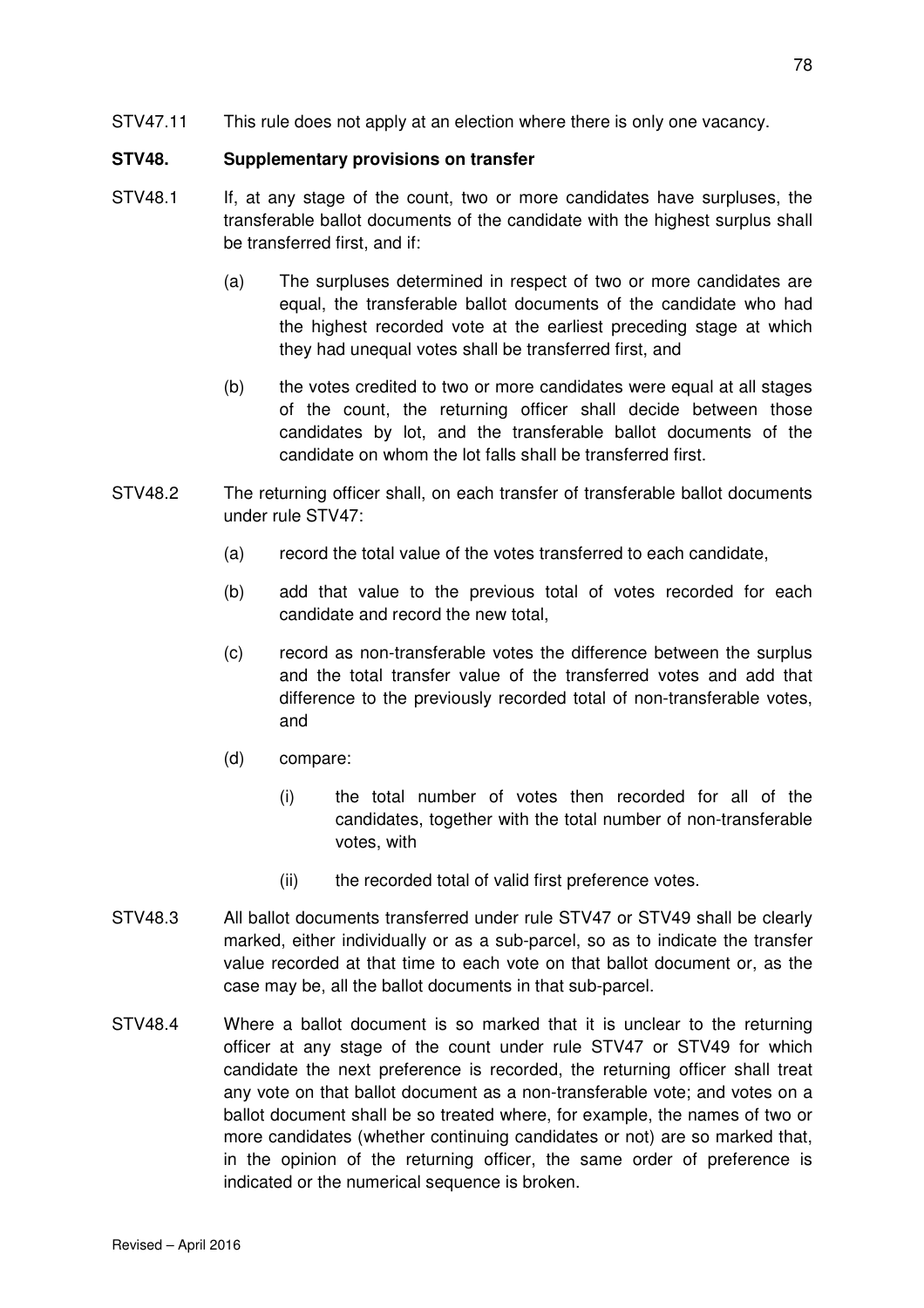STV47.11 This rule does not apply at an election where there is only one vacancy.

**STV48. Supplementary provisions on transfer**

STV48.1 If, at any stage of the count, two or more candidates have surpluses, the transferable ballot documents of the candidate with the highest surplus shall be transferred first, and if:

(a) The surpluses determined in respect of two or more candidates are equal, the transferable ballot documents of the candidate who had the highest recorded vote at the earliest preceding stage at which they had unequal votes shall be transferred first, and

(b) the votes credited to two or more candidates were equal at all stages of the count, the returning officer shall decide between those candidates by lot, and the transferable ballot documents of the candidate on whom the lot falls shall be transferred first.

STV48.2 The returning officer shall, on each transfer of transferable ballot documents under rule STV47:

(a) record the total value of the votes transferred to each candidate,

(b) add that value to the previous total of votes recorded for each candidate and record the new total,

(c) record as non-transferable votes the difference between the surplus and the total transfer value of the transferred votes and add that difference to the previously recorded total of non-transferable votes, and

(d) compare:

(i) the total number of votes then recorded for all of the candidates, together with the total number of non-transferable votes, with

(ii) the recorded total of valid first preference votes.

STV48.3 All ballot documents transferred under rule STV47 or STV49 shall be clearly marked, either individually or as a sub-parcel, so as to indicate the transfer value recorded at that time to each vote on that ballot document or, as the case may be, all the ballot documents in that sub-parcel.

STV48.4 Where a ballot document is so marked that it is unclear to the returning officer at any stage of the count under rule STV47 or STV49 for which candidate the next preference is recorded, the returning officer shall treat any vote on that ballot document as a non-transferable vote; and votes on a ballot document shall be so treated where, for example, the names of two or more candidates (whether continuing candidates or not) are so marked that, in the opinion of the returning officer, the same order of preference is indicated or the numerical sequence is broken.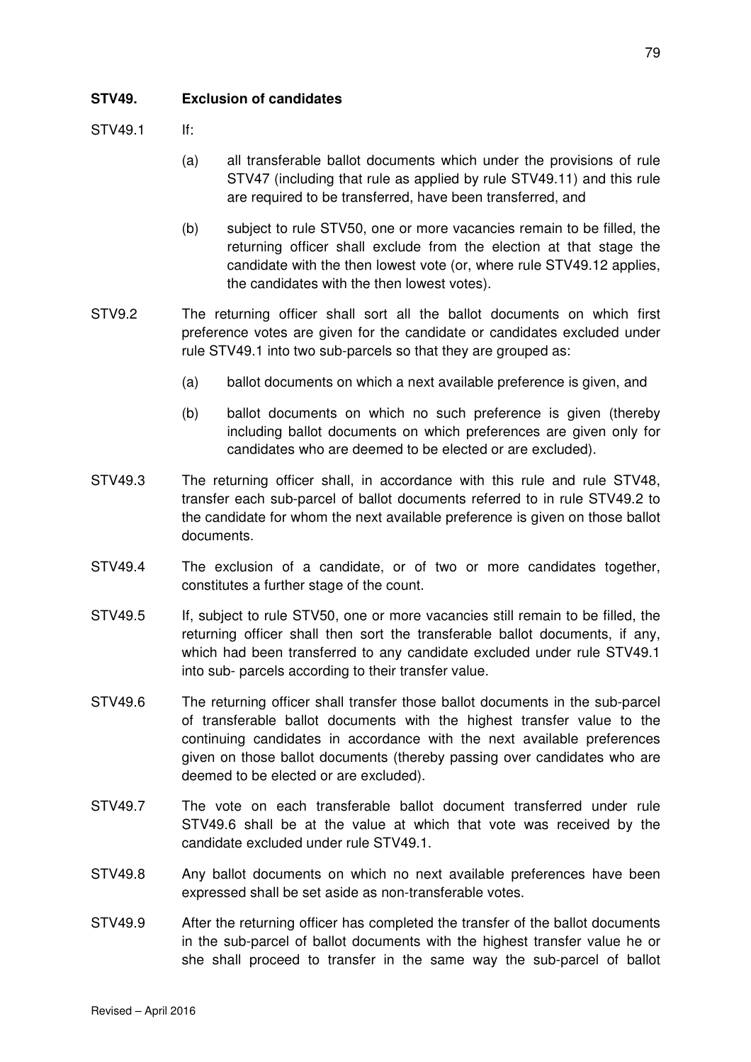**STV49. Exclusion of candidates**

STV49.1 If:

(a) all transferable ballot documents which under the provisions of rule STV47 (including that rule as applied by rule STV49.11) and this rule are required to be transferred, have been transferred, and

(b) subject to rule STV50, one or more vacancies remain to be filled, the returning officer shall exclude from the election at that stage the candidate with the then lowest vote (or, where rule STV49.12 applies, the candidates with the then lowest votes).

STV9.2 The returning officer shall sort all the ballot documents on which first preference votes are given for the candidate or candidates excluded under rule STV49.1 into two sub-parcels so that they are grouped as:

(a) ballot documents on which a next available preference is given, and

(b) ballot documents on which no such preference is given (thereby including ballot documents on which preferences are given only for candidates who are deemed to be elected or are excluded).

STV49.3 The returning officer shall, in accordance with this rule and rule STV48, transfer each sub-parcel of ballot documents referred to in rule STV49.2 to the candidate for whom the next available preference is given on those ballot documents.

STV49.4 The exclusion of a candidate, or of two or more candidates together, constitutes a further stage of the count.

STV49.5 If, subject to rule STV50, one or more vacancies still remain to be filled, the returning officer shall then sort the transferable ballot documents, if any, which had been transferred to any candidate excluded under rule STV49.1 into sub- parcels according to their transfer value.

STV49.6 The returning officer shall transfer those ballot documents in the sub-parcel of transferable ballot documents with the highest transfer value to the continuing candidates in accordance with the next available preferences given on those ballot documents (thereby passing over candidates who are deemed to be elected or are excluded).

STV49.7 The vote on each transferable ballot document transferred under rule STV49.6 shall be at the value at which that vote was received by the candidate excluded under rule STV49.1.

STV49.8 Any ballot documents on which no next available preferences have been expressed shall be set aside as non-transferable votes.

STV49.9 After the returning officer has completed the transfer of the ballot documents in the sub-parcel of ballot documents with the highest transfer value he or she shall proceed to transfer in the same way the sub-parcel of ballot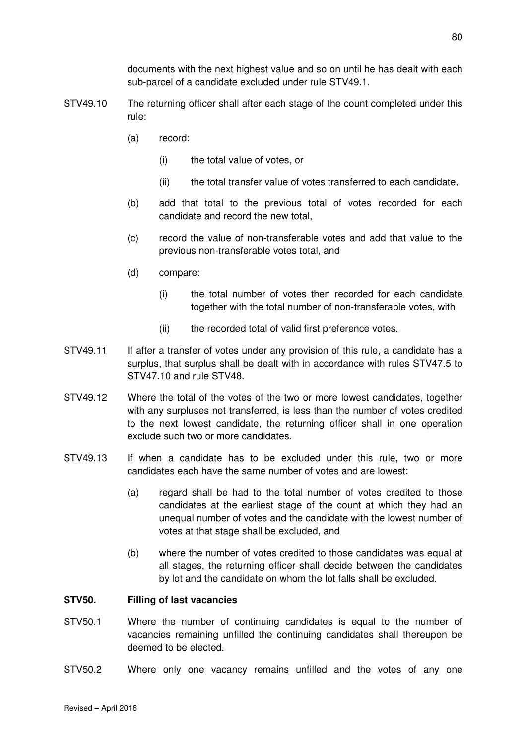documents with the next highest value and so on until he has dealt with each sub-parcel of a candidate excluded under rule STV49.1.

STV49.10 The returning officer shall after each stage of the count completed under this rule:

- (a) record:
  - (i) the total value of votes, or
  - (ii) the total transfer value of votes transferred to each candidate,
- (b) add that total to the previous total of votes recorded for each candidate and record the new total,
- (c) record the value of non-transferable votes and add that value to the previous non-transferable votes total, and
- (d) compare:
  - (i) the total number of votes then recorded for each candidate together with the total number of non-transferable votes, with
  - (ii) the recorded total of valid first preference votes.

STV49.11 If after a transfer of votes under any provision of this rule, a candidate has a surplus, that surplus shall be dealt with in accordance with rules STV47.5 to STV47.10 and rule STV48.

STV49.12 Where the total of the votes of the two or more lowest candidates, together with any surpluses not transferred, is less than the number of votes credited to the next lowest candidate, the returning officer shall in one operation exclude such two or more candidates.

STV49.13 If when a candidate has to be excluded under this rule, two or more candidates each have the same number of votes and are lowest:

- (a) regard shall be had to the total number of votes credited to those candidates at the earliest stage of the count at which they had an unequal number of votes and the candidate with the lowest number of votes at that stage shall be excluded, and
- (b) where the number of votes credited to those candidates was equal at all stages, the returning officer shall decide between the candidates by lot and the candidate on whom the lot falls shall be excluded.

**STV50. Filling of last vacancies**

STV50.1 Where the number of continuing candidates is equal to the number of vacancies remaining unfilled the continuing candidates shall thereupon be deemed to be elected.

STV50.2 Where only one vacancy remains unfilled and the votes of any one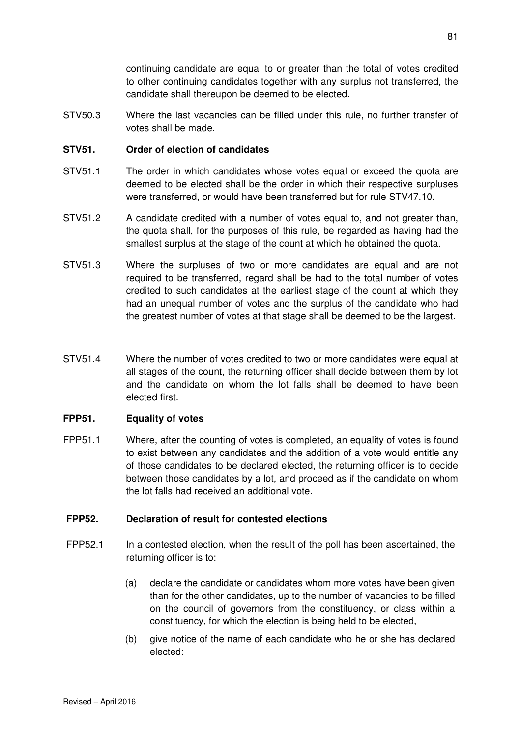continuing candidate are equal to or greater than the total of votes credited to other continuing candidates together with any surplus not transferred, the candidate shall thereupon be deemed to be elected.

STV50.3 Where the last vacancies can be filled under this rule, no further transfer of votes shall be made.

**STV51. Order of election of candidates**

STV51.1 The order in which candidates whose votes equal or exceed the quota are deemed to be elected shall be the order in which their respective surpluses were transferred, or would have been transferred but for rule STV47.10.

STV51.2 A candidate credited with a number of votes equal to, and not greater than, the quota shall, for the purposes of this rule, be regarded as having had the smallest surplus at the stage of the count at which he obtained the quota.

STV51.3 Where the surpluses of two or more candidates are equal and are not required to be transferred, regard shall be had to the total number of votes credited to such candidates at the earliest stage of the count at which they had an unequal number of votes and the surplus of the candidate who had the greatest number of votes at that stage shall be deemed to be the largest.

STV51.4 Where the number of votes credited to two or more candidates were equal at all stages of the count, the returning officer shall decide between them by lot and the candidate on whom the lot falls shall be deemed to have been elected first.

**FPP51. Equality of votes**

FPP51.1 Where, after the counting of votes is completed, an equality of votes is found to exist between any candidates and the addition of a vote would entitle any of those candidates to be declared elected, the returning officer is to decide between those candidates by a lot, and proceed as if the candidate on whom the lot falls had received an additional vote.

**FPP52. Declaration of result for contested elections**

FPP52.1 In a contested election, when the result of the poll has been ascertained, the returning officer is to:

(a) declare the candidate or candidates whom more votes have been given than for the other candidates, up to the number of vacancies to be filled on the council of governors from the constituency, or class within a constituency, for which the election is being held to be elected,

(b) give notice of the name of each candidate who he or she has declared elected: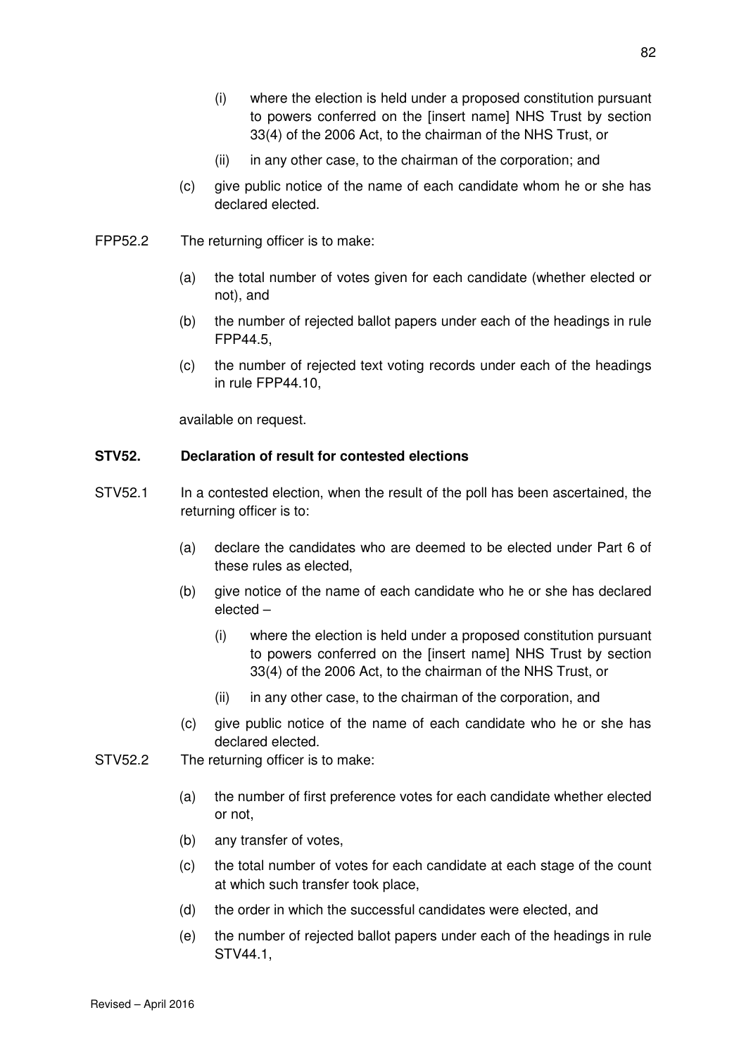- (i) where the election is held under a proposed constitution pursuant to powers conferred on the [insert name] NHS Trust by section 33(4) of the 2006 Act, to the chairman of the NHS Trust, or
- (ii) in any other case, to the chairman of the corporation; and

(c) give public notice of the name of each candidate whom he or she has declared elected.

FPP52.2 The returning officer is to make:

(a) the total number of votes given for each candidate (whether elected or not), and

(b) the number of rejected ballot papers under each of the headings in rule FPP44.5,

(c) the number of rejected text voting records under each of the headings in rule FPP44.10,

available on request.

**STV52. Declaration of result for contested elections**

STV52.1 In a contested election, when the result of the poll has been ascertained, the returning officer is to:

(a) declare the candidates who are deemed to be elected under Part 6 of these rules as elected,

(b) give notice of the name of each candidate who he or she has declared elected –

- (i) where the election is held under a proposed constitution pursuant to powers conferred on the [insert name] NHS Trust by section 33(4) of the 2006 Act, to the chairman of the NHS Trust, or
- (ii) in any other case, to the chairman of the corporation, and

(c) give public notice of the name of each candidate who he or she has declared elected.

STV52.2 The returning officer is to make:

(a) the number of first preference votes for each candidate whether elected or not,

(b) any transfer of votes,

(c) the total number of votes for each candidate at each stage of the count at which such transfer took place,

(d) the order in which the successful candidates were elected, and

(e) the number of rejected ballot papers under each of the headings in rule STV44.1,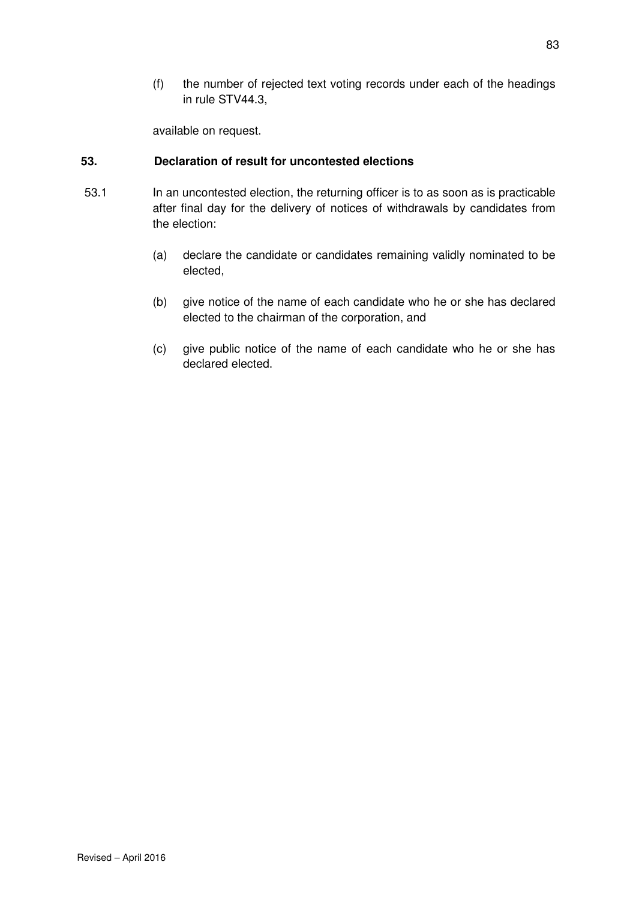(f) the number of rejected text voting records under each of the headings in rule STV44.3,

available on request.

### 53. Declaration of result for uncontested elections

53.1 In an uncontested election, the returning officer is to as soon as is practicable after final day for the delivery of notices of withdrawals by candidates from the election:

(a) declare the candidate or candidates remaining validly nominated to be elected,

(b) give notice of the name of each candidate who he or she has declared elected to the chairman of the corporation, and

(c) give public notice of the name of each candidate who he or she has declared elected.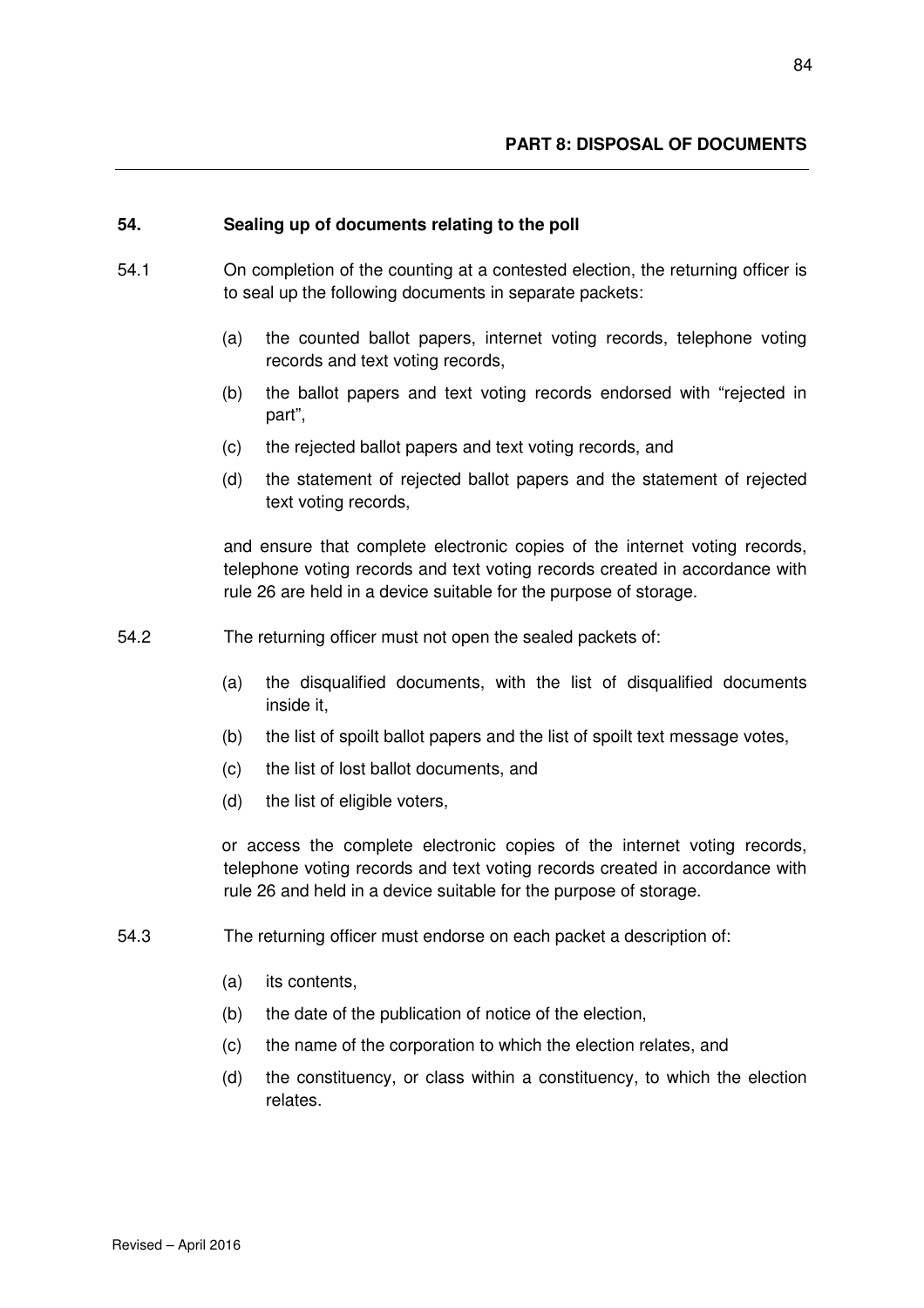## PART 8: DISPOSAL OF DOCUMENTS

### 54. Sealing up of documents relating to the poll

54.1 On completion of the counting at a contested election, the returning officer is to seal up the following documents in separate packets:

- (a) the counted ballot papers, internet voting records, telephone voting records and text voting records,
- (b) the ballot papers and text voting records endorsed with "rejected in part",
- (c) the rejected ballot papers and text voting records, and
- (d) the statement of rejected ballot papers and the statement of rejected text voting records,

and ensure that complete electronic copies of the internet voting records, telephone voting records and text voting records created in accordance with rule 26 are held in a device suitable for the purpose of storage.

54.2 The returning officer must not open the sealed packets of:

- (a) the disqualified documents, with the list of disqualified documents inside it,
- (b) the list of spoilt ballot papers and the list of spoilt text message votes,
- (c) the list of lost ballot documents, and
- (d) the list of eligible voters,

or access the complete electronic copies of the internet voting records, telephone voting records and text voting records created in accordance with rule 26 and held in a device suitable for the purpose of storage.

54.3 The returning officer must endorse on each packet a description of:

- (a) its contents,
- (b) the date of the publication of notice of the election,
- (c) the name of the corporation to which the election relates, and
- (d) the constituency, or class within a constituency, to which the election relates.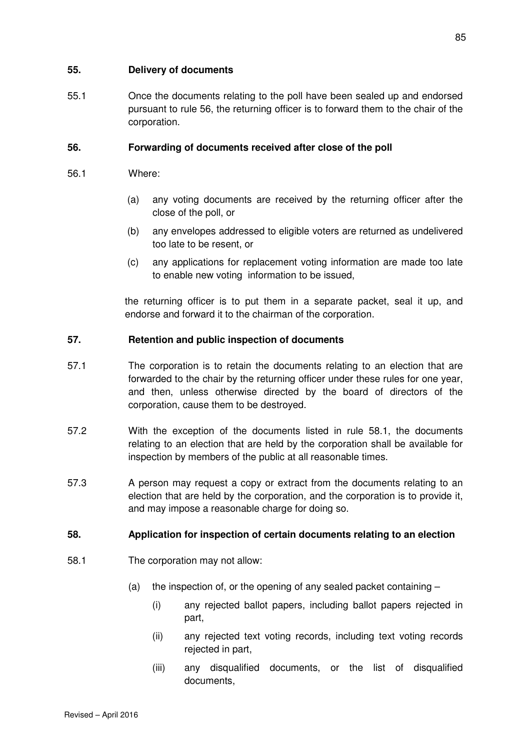**55. Delivery of documents**

55.1 Once the documents relating to the poll have been sealed up and endorsed pursuant to rule 56, the returning officer is to forward them to the chair of the corporation.

**56. Forwarding of documents received after close of the poll**

56.1 Where:

- (a) any voting documents are received by the returning officer after the close of the poll, or
- (b) any envelopes addressed to eligible voters are returned as undelivered too late to be resent, or
- (c) any applications for replacement voting information are made too late to enable new voting information to be issued,

the returning officer is to put them in a separate packet, seal it up, and endorse and forward it to the chairman of the corporation.

**57. Retention and public inspection of documents**

57.1 The corporation is to retain the documents relating to an election that are forwarded to the chair by the returning officer under these rules for one year, and then, unless otherwise directed by the board of directors of the corporation, cause them to be destroyed.

57.2 With the exception of the documents listed in rule 58.1, the documents relating to an election that are held by the corporation shall be available for inspection by members of the public at all reasonable times.

57.3 A person may request a copy or extract from the documents relating to an election that are held by the corporation, and the corporation is to provide it, and may impose a reasonable charge for doing so.

**58. Application for inspection of certain documents relating to an election**

58.1 The corporation may not allow:

- (a) the inspection of, or the opening of any sealed packet containing –
  - (i) any rejected ballot papers, including ballot papers rejected in part,
  - (ii) any rejected text voting records, including text voting records rejected in part,
  - (iii) any disqualified documents, or the list of disqualified documents,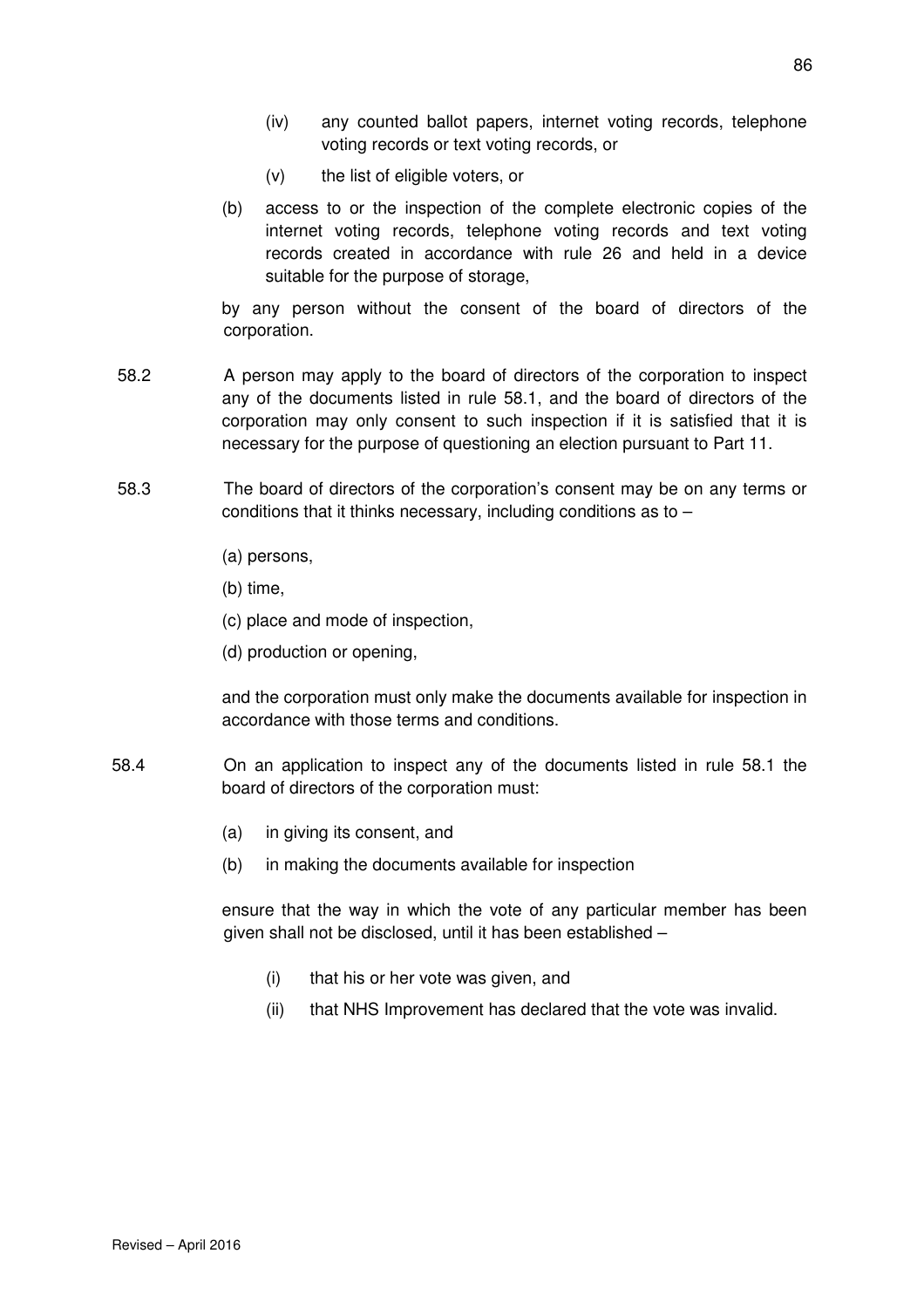(iv) any counted ballot papers, internet voting records, telephone voting records or text voting records, or

(v) the list of eligible voters, or

(b) access to or the inspection of the complete electronic copies of the internet voting records, telephone voting records and text voting records created in accordance with rule 26 and held in a device suitable for the purpose of storage,

by any person without the consent of the board of directors of the corporation.

58.2 A person may apply to the board of directors of the corporation to inspect any of the documents listed in rule 58.1, and the board of directors of the corporation may only consent to such inspection if it is satisfied that it is necessary for the purpose of questioning an election pursuant to Part 11.

58.3 The board of directors of the corporation's consent may be on any terms or conditions that it thinks necessary, including conditions as to –

(a) persons,

(b) time,

(c) place and mode of inspection,

(d) production or opening,

and the corporation must only make the documents available for inspection in accordance with those terms and conditions.

58.4 On an application to inspect any of the documents listed in rule 58.1 the board of directors of the corporation must:

(a) in giving its consent, and

(b) in making the documents available for inspection

ensure that the way in which the vote of any particular member has been given shall not be disclosed, until it has been established –

(i) that his or her vote was given, and

(ii) that NHS Improvement has declared that the vote was invalid.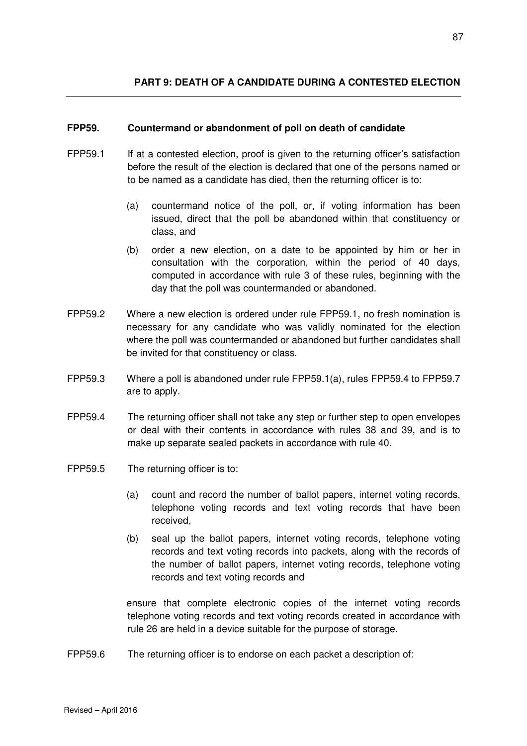**PART 9: DEATH OF A CANDIDATE DURING A CONTESTED ELECTION**

---

**FPP59. Countermand or abandonment of poll on death of candidate**

FPP59.1 If at a contested election, proof is given to the returning officer's satisfaction before the result of the election is declared that one of the persons named or to be named as a candidate has died, then the returning officer is to:

(a) countermand notice of the poll, or, if voting information has been issued, direct that the poll be abandoned within that constituency or class, and

(b) order a new election, on a date to be appointed by him or her in consultation with the corporation, within the period of 40 days, computed in accordance with rule 3 of these rules, beginning with the day that the poll was countermanded or abandoned.

FPP59.2 Where a new election is ordered under rule FPP59.1, no fresh nomination is necessary for any candidate who was validly nominated for the election where the poll was countermanded or abandoned but further candidates shall be invited for that constituency or class.

FPP59.3 Where a poll is abandoned under rule FPP59.1(a), rules FPP59.4 to FPP59.7 are to apply.

FPP59.4 The returning officer shall not take any step or further step to open envelopes or deal with their contents in accordance with rules 38 and 39, and is to make up separate sealed packets in accordance with rule 40.

FPP59.5 The returning officer is to:

(a) count and record the number of ballot papers, internet voting records, telephone voting records and text voting records that have been received,

(b) seal up the ballot papers, internet voting records, telephone voting records and text voting records into packets, along with the records of the number of ballot papers, internet voting records, telephone voting records and text voting records and

ensure that complete electronic copies of the internet voting records telephone voting records and text voting records created in accordance with rule 26 are held in a device suitable for the purpose of storage.

FPP59.6 The returning officer is to endorse on each packet a description of: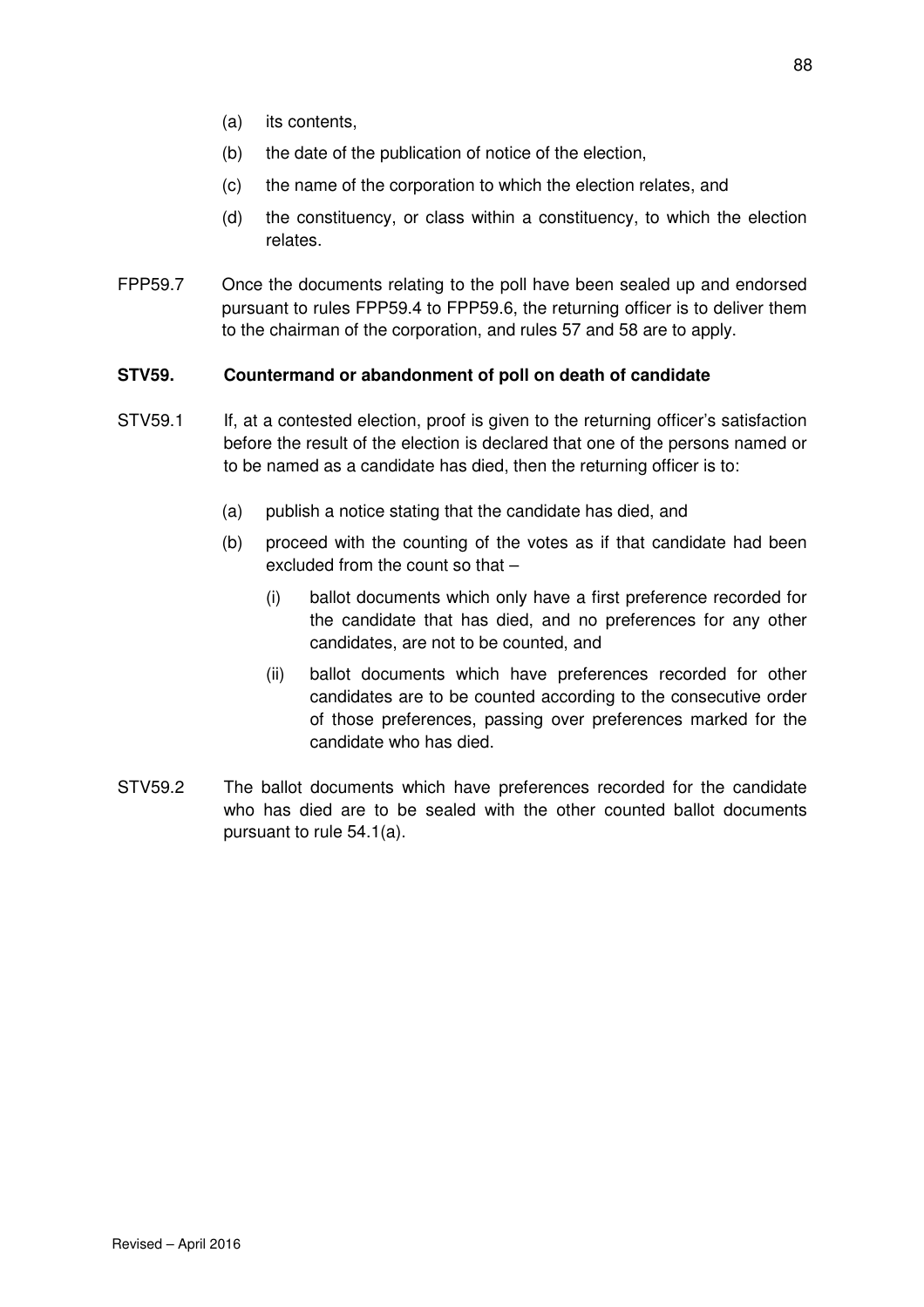(a) its contents,

(b) the date of the publication of notice of the election,

(c) the name of the corporation to which the election relates, and

(d) the constituency, or class within a constituency, to which the election relates.

FPP59.7 Once the documents relating to the poll have been sealed up and endorsed pursuant to rules FPP59.4 to FPP59.6, the returning officer is to deliver them to the chairman of the corporation, and rules 57 and 58 are to apply.

**STV59. Countermand or abandonment of poll on death of candidate**

STV59.1 If, at a contested election, proof is given to the returning officer's satisfaction before the result of the election is declared that one of the persons named or to be named as a candidate has died, then the returning officer is to:

(a) publish a notice stating that the candidate has died, and

(b) proceed with the counting of the votes as if that candidate had been excluded from the count so that –

(i) ballot documents which only have a first preference recorded for the candidate that has died, and no preferences for any other candidates, are not to be counted, and

(ii) ballot documents which have preferences recorded for other candidates are to be counted according to the consecutive order of those preferences, passing over preferences marked for the candidate who has died.

STV59.2 The ballot documents which have preferences recorded for the candidate who has died are to be sealed with the other counted ballot documents pursuant to rule 54.1(a).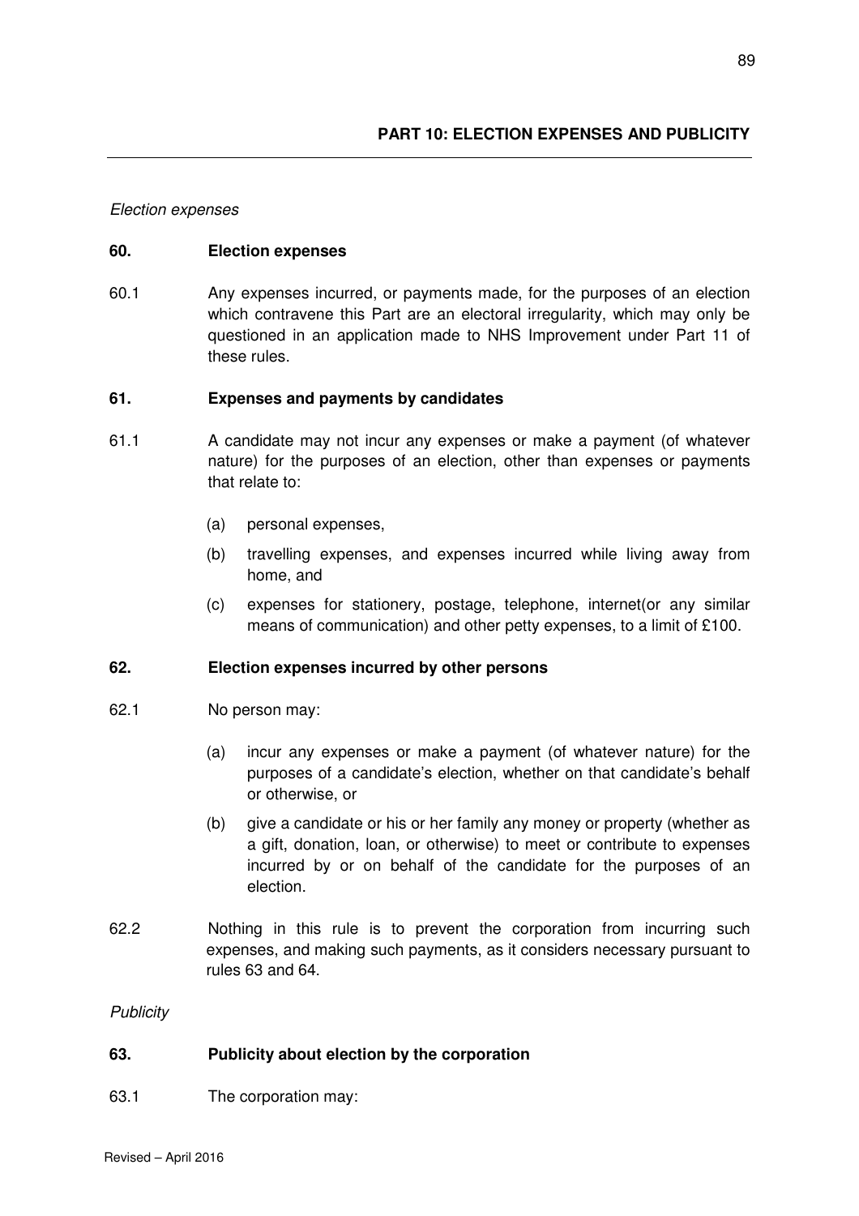## PART 10: ELECTION EXPENSES AND PUBLICITY

*Election expenses*

**60. Election expenses**

60.1 Any expenses incurred, or payments made, for the purposes of an election which contravene this Part are an electoral irregularity, which may only be questioned in an application made to NHS Improvement under Part 11 of these rules.

**61. Expenses and payments by candidates**

61.1 A candidate may not incur any expenses or make a payment (of whatever nature) for the purposes of an election, other than expenses or payments that relate to:

(a) personal expenses,

(b) travelling expenses, and expenses incurred while living away from home, and

(c) expenses for stationery, postage, telephone, internet(or any similar means of communication) and other petty expenses, to a limit of £100.

**62. Election expenses incurred by other persons**

62.1 No person may:

(a) incur any expenses or make a payment (of whatever nature) for the purposes of a candidate's election, whether on that candidate's behalf or otherwise, or

(b) give a candidate or his or her family any money or property (whether as a gift, donation, loan, or otherwise) to meet or contribute to expenses incurred by or on behalf of the candidate for the purposes of an election.

62.2 Nothing in this rule is to prevent the corporation from incurring such expenses, and making such payments, as it considers necessary pursuant to rules 63 and 64.

*Publicity*

**63. Publicity about election by the corporation**

63.1 The corporation may:

Revised – April 2016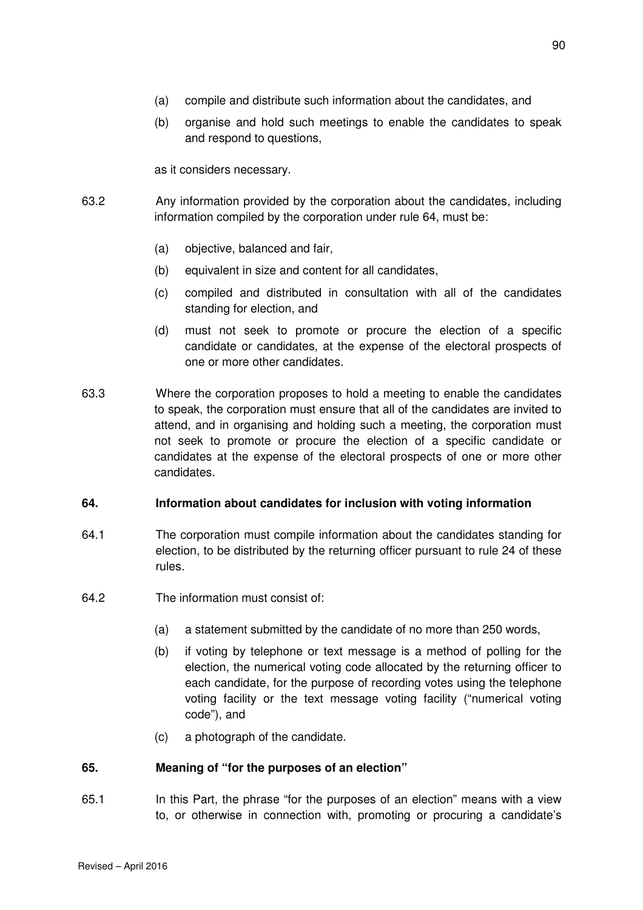(a) compile and distribute such information about the candidates, and

(b) organise and hold such meetings to enable the candidates to speak and respond to questions,

as it considers necessary.

63.2 Any information provided by the corporation about the candidates, including information compiled by the corporation under rule 64, must be:

(a) objective, balanced and fair,

(b) equivalent in size and content for all candidates,

(c) compiled and distributed in consultation with all of the candidates standing for election, and

(d) must not seek to promote or procure the election of a specific candidate or candidates, at the expense of the electoral prospects of one or more other candidates.

63.3 Where the corporation proposes to hold a meeting to enable the candidates to speak, the corporation must ensure that all of the candidates are invited to attend, and in organising and holding such a meeting, the corporation must not seek to promote or procure the election of a specific candidate or candidates at the expense of the electoral prospects of one or more other candidates.

**64. Information about candidates for inclusion with voting information**

64.1 The corporation must compile information about the candidates standing for election, to be distributed by the returning officer pursuant to rule 24 of these rules.

64.2 The information must consist of:

(a) a statement submitted by the candidate of no more than 250 words,

(b) if voting by telephone or text message is a method of polling for the election, the numerical voting code allocated by the returning officer to each candidate, for the purpose of recording votes using the telephone voting facility or the text message voting facility ("numerical voting code"), and

(c) a photograph of the candidate.

**65. Meaning of "for the purposes of an election"**

65.1 In this Part, the phrase "for the purposes of an election" means with a view to, or otherwise in connection with, promoting or procuring a candidate's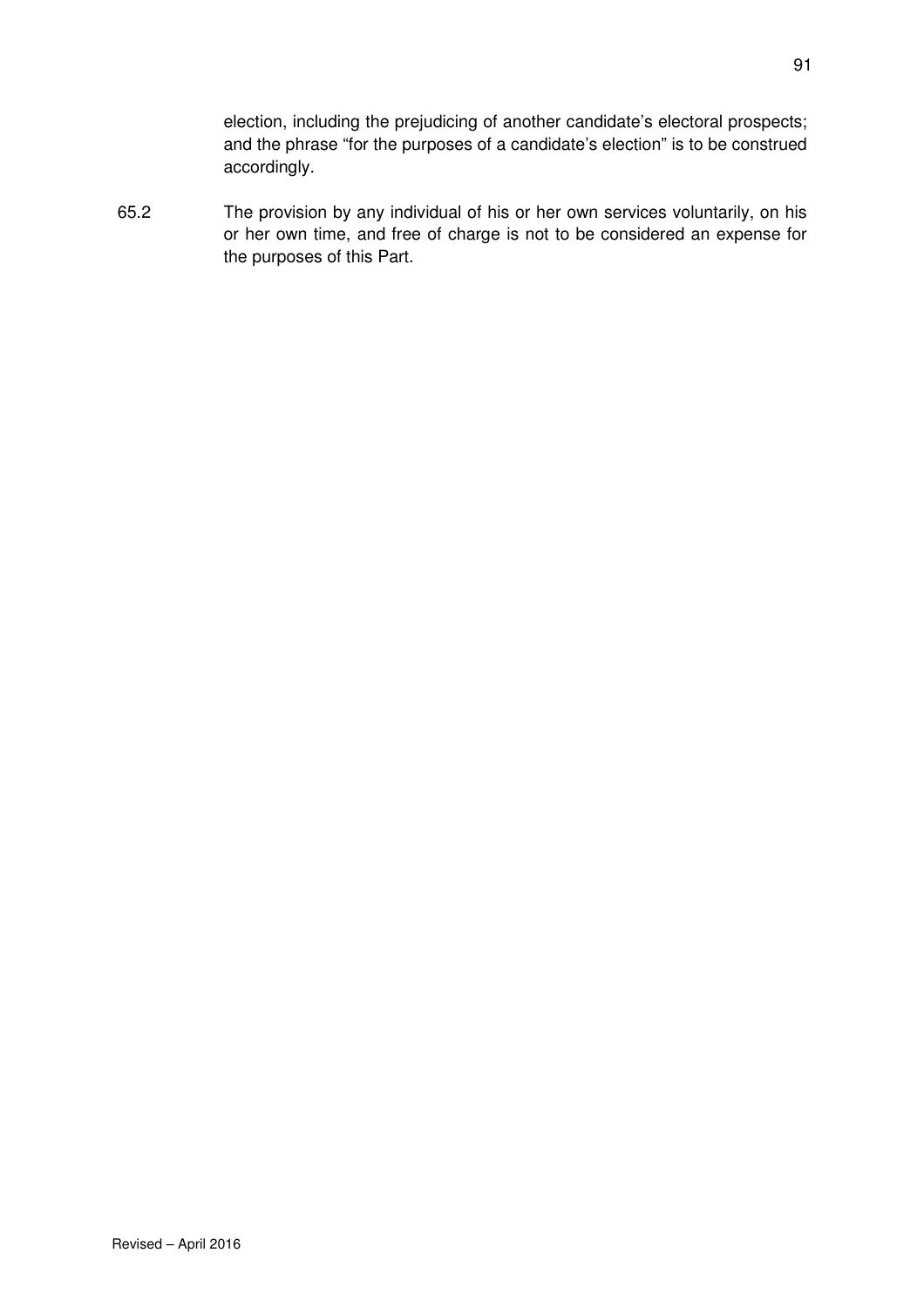election, including the prejudicing of another candidate's electoral prospects; and the phrase "for the purposes of a candidate's election" is to be construed accordingly.

65.2 The provision by any individual of his or her own services voluntarily, on his or her own time, and free of charge is not to be considered an expense for the purposes of this Part.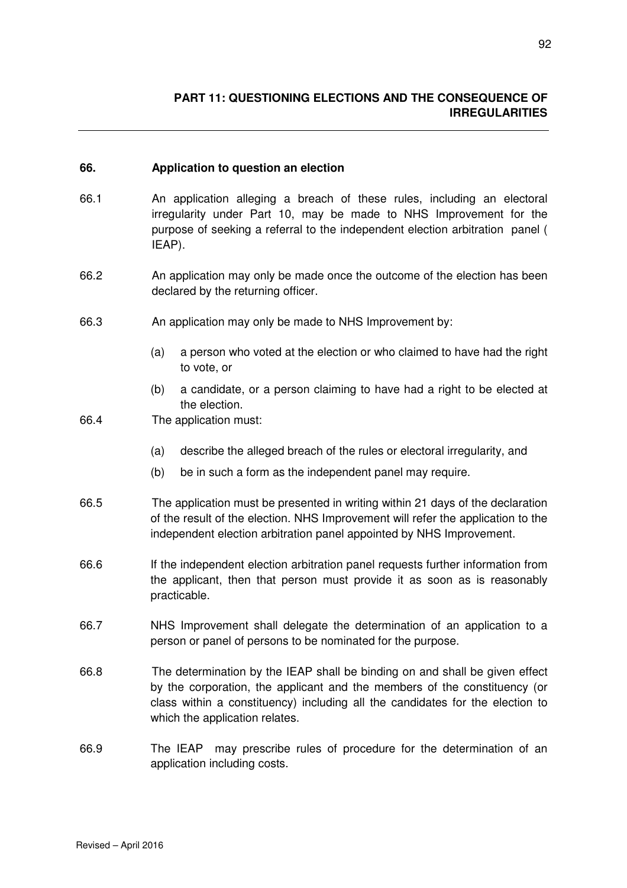## PART 11: QUESTIONING ELECTIONS AND THE CONSEQUENCE OF IRREGULARITIES

### 66. Application to question an election

66.1 An application alleging a breach of these rules, including an electoral irregularity under Part 10, may be made to NHS Improvement for the purpose of seeking a referral to the independent election arbitration panel ( IEAP).

66.2 An application may only be made once the outcome of the election has been declared by the returning officer.

66.3 An application may only be made to NHS Improvement by:

(a) a person who voted at the election or who claimed to have had the right to vote, or

(b) a candidate, or a person claiming to have had a right to be elected at the election.

66.4 The application must:

(a) describe the alleged breach of the rules or electoral irregularity, and

(b) be in such a form as the independent panel may require.

66.5 The application must be presented in writing within 21 days of the declaration of the result of the election. NHS Improvement will refer the application to the independent election arbitration panel appointed by NHS Improvement.

66.6 If the independent election arbitration panel requests further information from the applicant, then that person must provide it as soon as is reasonably practicable.

66.7 NHS Improvement shall delegate the determination of an application to a person or panel of persons to be nominated for the purpose.

66.8 The determination by the IEAP shall be binding on and shall be given effect by the corporation, the applicant and the members of the constituency (or class within a constituency) including all the candidates for the election to which the application relates.

66.9 The IEAP may prescribe rules of procedure for the determination of an application including costs.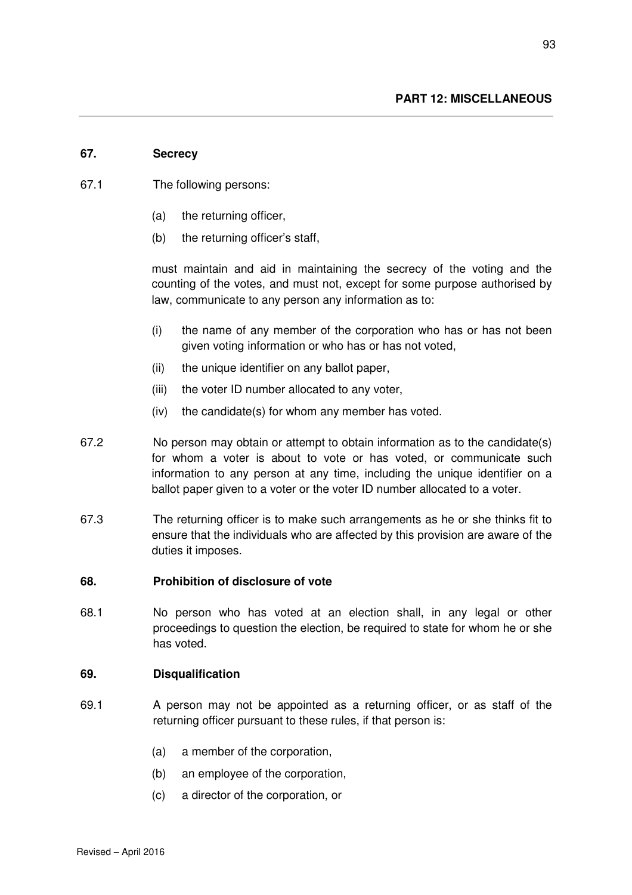## PART 12: MISCELLANEOUS

### 67. Secrecy

67.1 The following persons:

- (a) the returning officer,
- (b) the returning officer's staff,

must maintain and aid in maintaining the secrecy of the voting and the counting of the votes, and must not, except for some purpose authorised by law, communicate to any person any information as to:

- (i) the name of any member of the corporation who has or has not been given voting information or who has or has not voted,
- (ii) the unique identifier on any ballot paper,
- (iii) the voter ID number allocated to any voter,
- (iv) the candidate(s) for whom any member has voted.

67.2 No person may obtain or attempt to obtain information as to the candidate(s) for whom a voter is about to vote or has voted, or communicate such information to any person at any time, including the unique identifier on a ballot paper given to a voter or the voter ID number allocated to a voter.

67.3 The returning officer is to make such arrangements as he or she thinks fit to ensure that the individuals who are affected by this provision are aware of the duties it imposes.

### 68. Prohibition of disclosure of vote

68.1 No person who has voted at an election shall, in any legal or other proceedings to question the election, be required to state for whom he or she has voted.

### 69. Disqualification

69.1 A person may not be appointed as a returning officer, or as staff of the returning officer pursuant to these rules, if that person is:

- (a) a member of the corporation,
- (b) an employee of the corporation,
- (c) a director of the corporation, or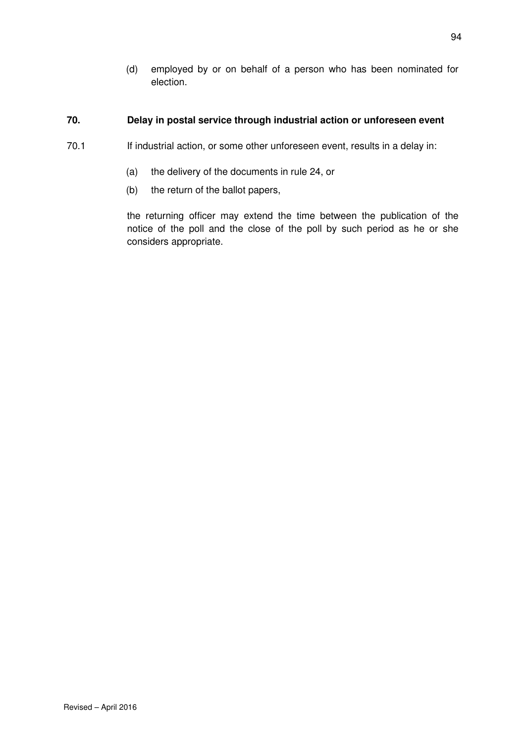(d) employed by or on behalf of a person who has been nominated for election.

**70. Delay in postal service through industrial action or unforeseen event**

70.1 If industrial action, or some other unforeseen event, results in a delay in:

(a) the delivery of the documents in rule 24, or

(b) the return of the ballot papers,

the returning officer may extend the time between the publication of the notice of the poll and the close of the poll by such period as he or she considers appropriate.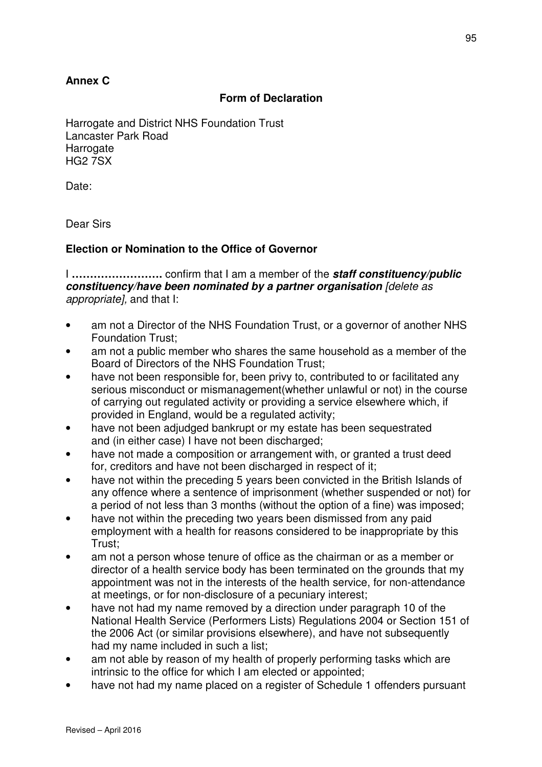**Annex C**

**Form of Declaration**

Harrogate and District NHS Foundation Trust
Lancaster Park Road
Harrogate
HG2 7SX

Date:

Dear Sirs

**Election or Nomination to the Office of Governor**

I **…………………….** confirm that I am a member of the ***staff constituency/public constituency/have been nominated by a partner organisation*** *[delete as appropriate],* and that I:

- am not a Director of the NHS Foundation Trust, or a governor of another NHS Foundation Trust;
- am not a public member who shares the same household as a member of the Board of Directors of the NHS Foundation Trust;
- have not been responsible for, been privy to, contributed to or facilitated any serious misconduct or mismanagement(whether unlawful or not) in the course of carrying out regulated activity or providing a service elsewhere which, if provided in England, would be a regulated activity;
- have not been adjudged bankrupt or my estate has been sequestrated and (in either case) I have not been discharged;
- have not made a composition or arrangement with, or granted a trust deed for, creditors and have not been discharged in respect of it;
- have not within the preceding 5 years been convicted in the British Islands of any offence where a sentence of imprisonment (whether suspended or not) for a period of not less than 3 months (without the option of a fine) was imposed;
- have not within the preceding two years been dismissed from any paid employment with a health for reasons considered to be inappropriate by this Trust;
- am not a person whose tenure of office as the chairman or as a member or director of a health service body has been terminated on the grounds that my appointment was not in the interests of the health service, for non-attendance at meetings, or for non-disclosure of a pecuniary interest;
- have not had my name removed by a direction under paragraph 10 of the National Health Service (Performers Lists) Regulations 2004 or Section 151 of the 2006 Act (or similar provisions elsewhere), and have not subsequently had my name included in such a list;
- am not able by reason of my health of properly performing tasks which are intrinsic to the office for which I am elected or appointed;
- have not had my name placed on a register of Schedule 1 offenders pursuant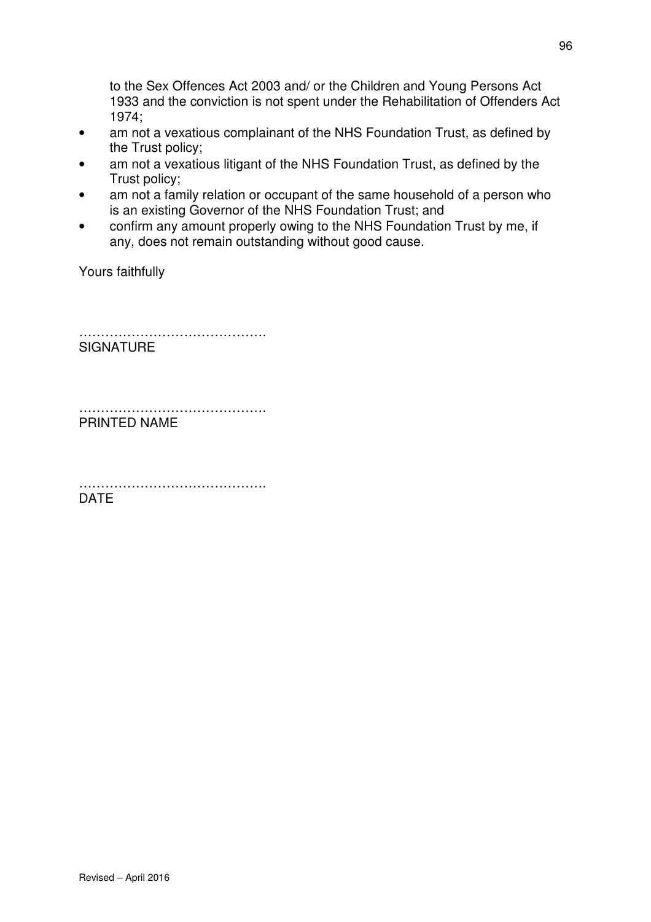to the Sex Offences Act 2003 and/ or the Children and Young Persons Act 1933 and the conviction is not spent under the Rehabilitation of Offenders Act 1974;

- am not a vexatious complainant of the NHS Foundation Trust, as defined by the Trust policy;
- am not a vexatious litigant of the NHS Foundation Trust, as defined by the Trust policy;
- am not a family relation or occupant of the same household of a person who is an existing Governor of the NHS Foundation Trust; and
- confirm any amount properly owing to the NHS Foundation Trust by me, if any, does not remain outstanding without good cause.

Yours faithfully

…………………………………….
SIGNATURE

…………………………………….
PRINTED NAME

…………………………………….
DATE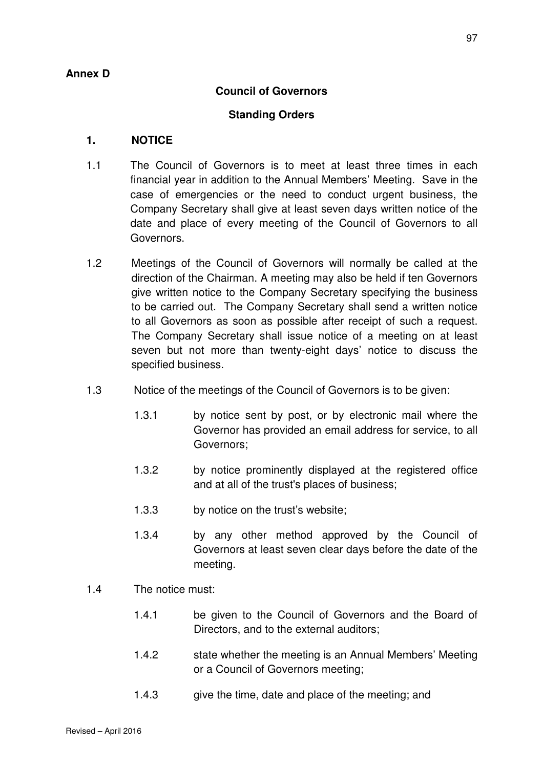**Annex D**

## Council of Governors

### Standing Orders

**1. NOTICE**

1.1 The Council of Governors is to meet at least three times in each financial year in addition to the Annual Members' Meeting. Save in the case of emergencies or the need to conduct urgent business, the Company Secretary shall give at least seven days written notice of the date and place of every meeting of the Council of Governors to all Governors.

1.2 Meetings of the Council of Governors will normally be called at the direction of the Chairman. A meeting may also be held if ten Governors give written notice to the Company Secretary specifying the business to be carried out. The Company Secretary shall send a written notice to all Governors as soon as possible after receipt of such a request. The Company Secretary shall issue notice of a meeting on at least seven but not more than twenty-eight days' notice to discuss the specified business.

1.3 Notice of the meetings of the Council of Governors is to be given:

1.3.1 by notice sent by post, or by electronic mail where the Governor has provided an email address for service, to all Governors;

1.3.2 by notice prominently displayed at the registered office and at all of the trust's places of business;

1.3.3 by notice on the trust's website;

1.3.4 by any other method approved by the Council of Governors at least seven clear days before the date of the meeting.

1.4 The notice must:

1.4.1 be given to the Council of Governors and the Board of Directors, and to the external auditors;

1.4.2 state whether the meeting is an Annual Members' Meeting or a Council of Governors meeting;

1.4.3 give the time, date and place of the meeting; and

Revised – April 2016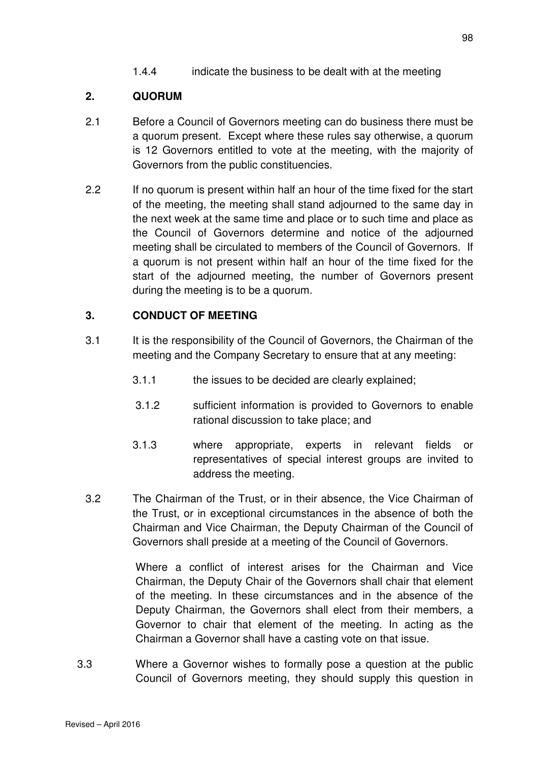1.4.4 indicate the business to be dealt with at the meeting

## 2. QUORUM

2.1 Before a Council of Governors meeting can do business there must be a quorum present. Except where these rules say otherwise, a quorum is 12 Governors entitled to vote at the meeting, with the majority of Governors from the public constituencies.

2.2 If no quorum is present within half an hour of the time fixed for the start of the meeting, the meeting shall stand adjourned to the same day in the next week at the same time and place or to such time and place as the Council of Governors determine and notice of the adjourned meeting shall be circulated to members of the Council of Governors. If a quorum is not present within half an hour of the time fixed for the start of the adjourned meeting, the number of Governors present during the meeting is to be a quorum.

## 3. CONDUCT OF MEETING

3.1 It is the responsibility of the Council of Governors, the Chairman of the meeting and the Company Secretary to ensure that at any meeting:

3.1.1 the issues to be decided are clearly explained;

3.1.2 sufficient information is provided to Governors to enable rational discussion to take place; and

3.1.3 where appropriate, experts in relevant fields or representatives of special interest groups are invited to address the meeting.

3.2 The Chairman of the Trust, or in their absence, the Vice Chairman of the Trust, or in exceptional circumstances in the absence of both the Chairman and Vice Chairman, the Deputy Chairman of the Council of Governors shall preside at a meeting of the Council of Governors.

Where a conflict of interest arises for the Chairman and Vice Chairman, the Deputy Chair of the Governors shall chair that element of the meeting. In these circumstances and in the absence of the Deputy Chairman, the Governors shall elect from their members, a Governor to chair that element of the meeting. In acting as the Chairman a Governor shall have a casting vote on that issue.

3.3 Where a Governor wishes to formally pose a question at the public Council of Governors meeting, they should supply this question in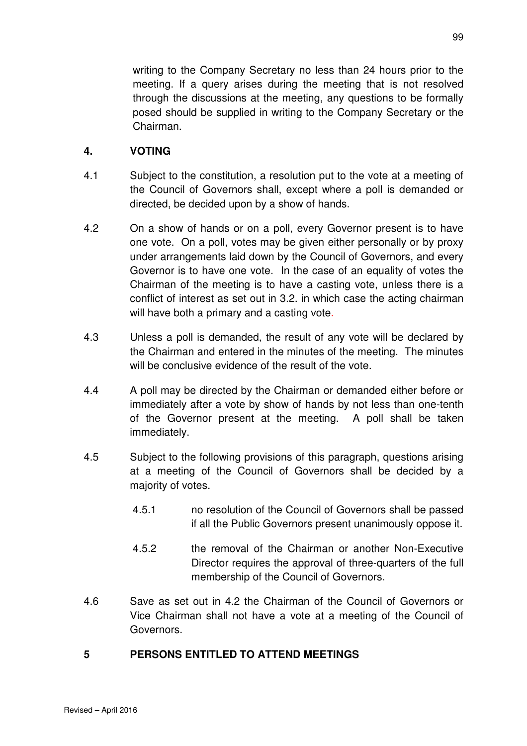writing to the Company Secretary no less than 24 hours prior to the meeting. If a query arises during the meeting that is not resolved through the discussions at the meeting, any questions to be formally posed should be supplied in writing to the Company Secretary or the Chairman.

## 4. VOTING

4.1 Subject to the constitution, a resolution put to the vote at a meeting of the Council of Governors shall, except where a poll is demanded or directed, be decided upon by a show of hands.

4.2 On a show of hands or on a poll, every Governor present is to have one vote. On a poll, votes may be given either personally or by proxy under arrangements laid down by the Council of Governors, and every Governor is to have one vote. In the case of an equality of votes the Chairman of the meeting is to have a casting vote, unless there is a conflict of interest as set out in 3.2. in which case the acting chairman will have both a primary and a casting vote.

4.3 Unless a poll is demanded, the result of any vote will be declared by the Chairman and entered in the minutes of the meeting. The minutes will be conclusive evidence of the result of the vote.

4.4 A poll may be directed by the Chairman or demanded either before or immediately after a vote by show of hands by not less than one-tenth of the Governor present at the meeting. A poll shall be taken immediately.

4.5 Subject to the following provisions of this paragraph, questions arising at a meeting of the Council of Governors shall be decided by a majority of votes.

  4.5.1 no resolution of the Council of Governors shall be passed if all the Public Governors present unanimously oppose it.

  4.5.2 the removal of the Chairman or another Non-Executive Director requires the approval of three-quarters of the full membership of the Council of Governors.

4.6 Save as set out in 4.2 the Chairman of the Council of Governors or Vice Chairman shall not have a vote at a meeting of the Council of Governors.

## 5 PERSONS ENTITLED TO ATTEND MEETINGS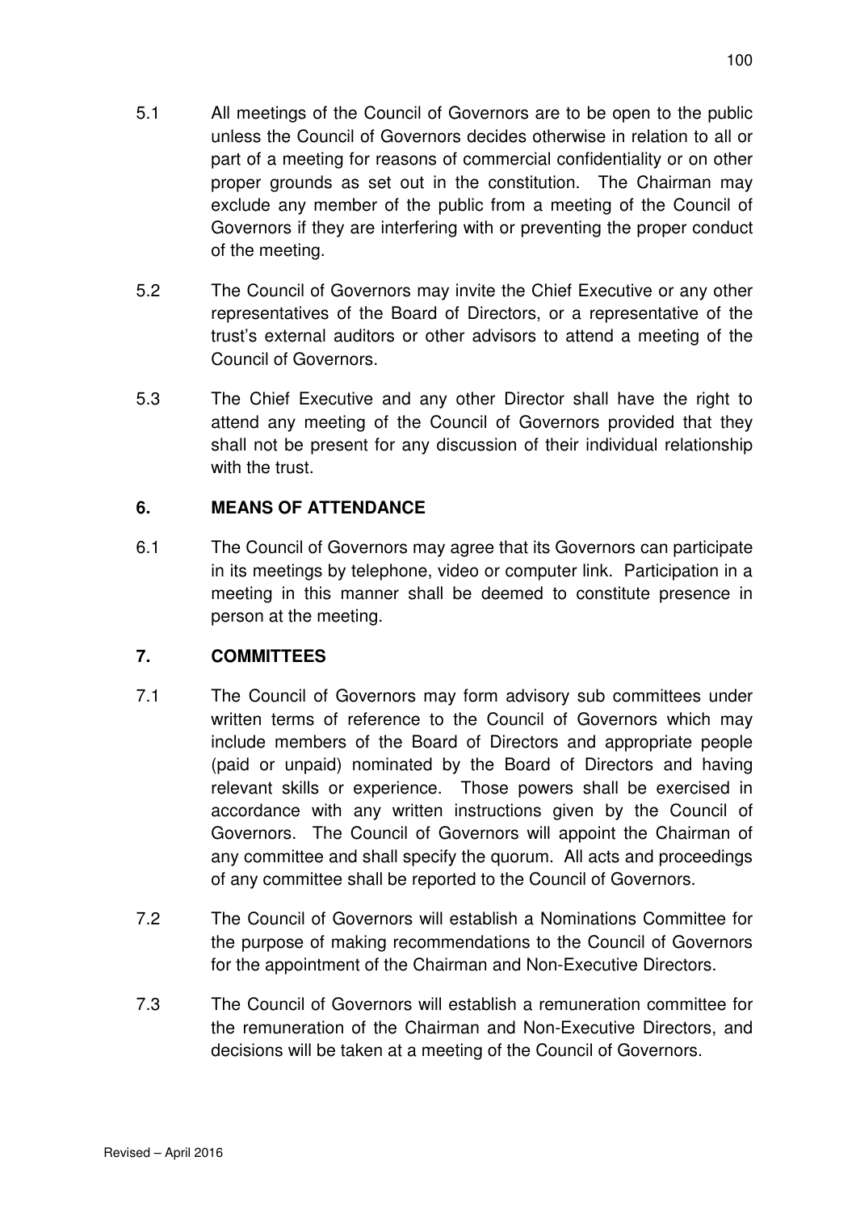5.1 All meetings of the Council of Governors are to be open to the public unless the Council of Governors decides otherwise in relation to all or part of a meeting for reasons of commercial confidentiality or on other proper grounds as set out in the constitution. The Chairman may exclude any member of the public from a meeting of the Council of Governors if they are interfering with or preventing the proper conduct of the meeting.

5.2 The Council of Governors may invite the Chief Executive or any other representatives of the Board of Directors, or a representative of the trust's external auditors or other advisors to attend a meeting of the Council of Governors.

5.3 The Chief Executive and any other Director shall have the right to attend any meeting of the Council of Governors provided that they shall not be present for any discussion of their individual relationship with the trust.

## 6. MEANS OF ATTENDANCE

6.1 The Council of Governors may agree that its Governors can participate in its meetings by telephone, video or computer link. Participation in a meeting in this manner shall be deemed to constitute presence in person at the meeting.

## 7. COMMITTEES

7.1 The Council of Governors may form advisory sub committees under written terms of reference to the Council of Governors which may include members of the Board of Directors and appropriate people (paid or unpaid) nominated by the Board of Directors and having relevant skills or experience. Those powers shall be exercised in accordance with any written instructions given by the Council of Governors. The Council of Governors will appoint the Chairman of any committee and shall specify the quorum. All acts and proceedings of any committee shall be reported to the Council of Governors.

7.2 The Council of Governors will establish a Nominations Committee for the purpose of making recommendations to the Council of Governors for the appointment of the Chairman and Non-Executive Directors.

7.3 The Council of Governors will establish a remuneration committee for the remuneration of the Chairman and Non-Executive Directors, and decisions will be taken at a meeting of the Council of Governors.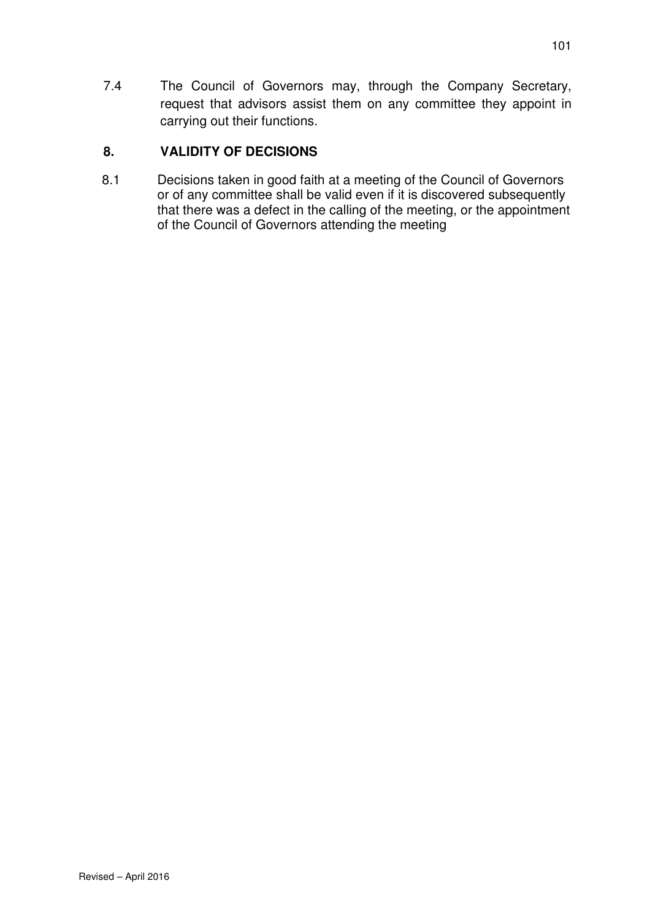7.4 The Council of Governors may, through the Company Secretary, request that advisors assist them on any committee they appoint in carrying out their functions.

## 8. VALIDITY OF DECISIONS

8.1 Decisions taken in good faith at a meeting of the Council of Governors or of any committee shall be valid even if it is discovered subsequently that there was a defect in the calling of the meeting, or the appointment of the Council of Governors attending the meeting

Revised – April 2016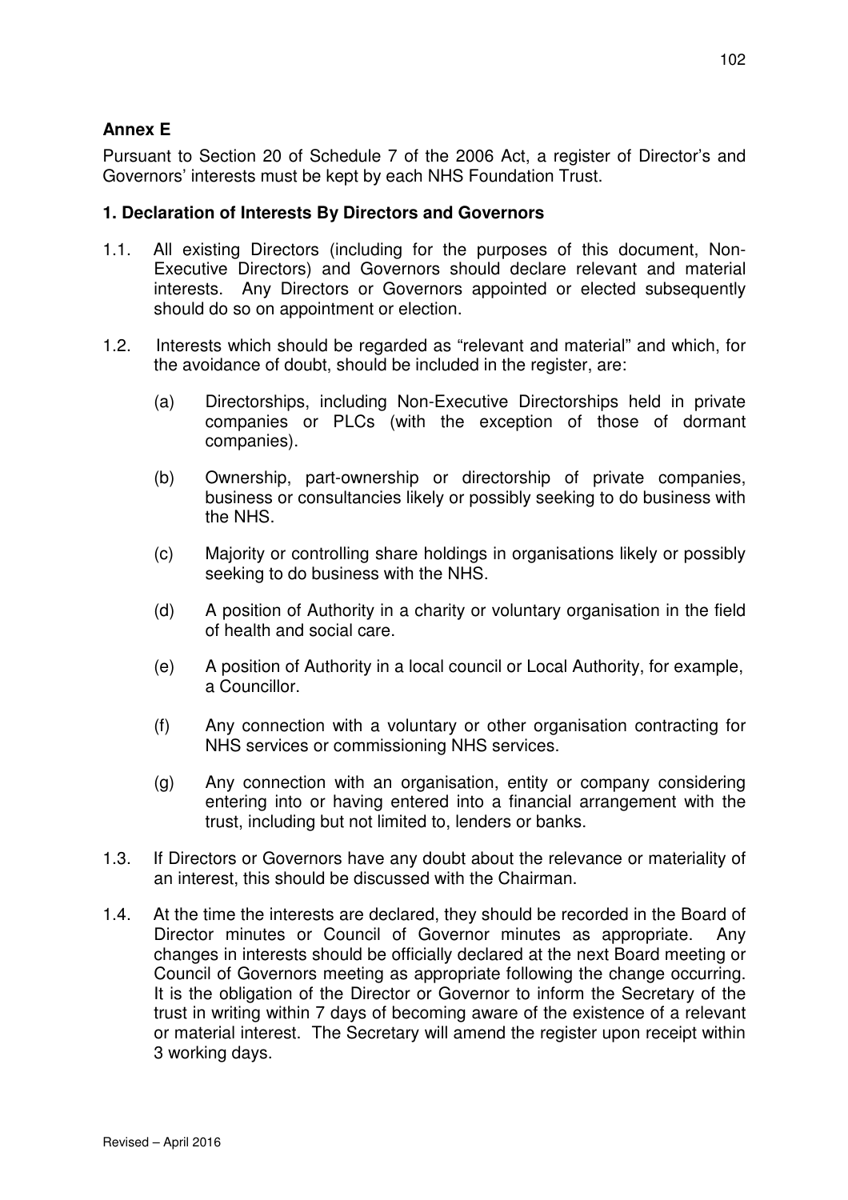**Annex E**

Pursuant to Section 20 of Schedule 7 of the 2006 Act, a register of Director's and Governors' interests must be kept by each NHS Foundation Trust.

**1. Declaration of Interests By Directors and Governors**

1.1. All existing Directors (including for the purposes of this document, Non-Executive Directors) and Governors should declare relevant and material interests. Any Directors or Governors appointed or elected subsequently should do so on appointment or election.

1.2. Interests which should be regarded as "relevant and material" and which, for the avoidance of doubt, should be included in the register, are:

(a) Directorships, including Non-Executive Directorships held in private companies or PLCs (with the exception of those of dormant companies).

(b) Ownership, part-ownership or directorship of private companies, business or consultancies likely or possibly seeking to do business with the NHS.

(c) Majority or controlling share holdings in organisations likely or possibly seeking to do business with the NHS.

(d) A position of Authority in a charity or voluntary organisation in the field of health and social care.

(e) A position of Authority in a local council or Local Authority, for example, a Councillor.

(f) Any connection with a voluntary or other organisation contracting for NHS services or commissioning NHS services.

(g) Any connection with an organisation, entity or company considering entering into or having entered into a financial arrangement with the trust, including but not limited to, lenders or banks.

1.3. If Directors or Governors have any doubt about the relevance or materiality of an interest, this should be discussed with the Chairman.

1.4. At the time the interests are declared, they should be recorded in the Board of Director minutes or Council of Governor minutes as appropriate. Any changes in interests should be officially declared at the next Board meeting or Council of Governors meeting as appropriate following the change occurring. It is the obligation of the Director or Governor to inform the Secretary of the trust in writing within 7 days of becoming aware of the existence of a relevant or material interest. The Secretary will amend the register upon receipt within 3 working days.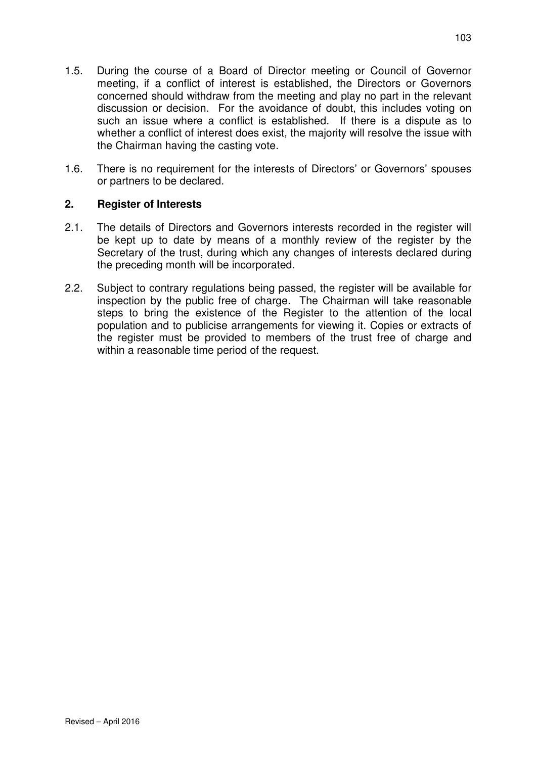1.5. During the course of a Board of Director meeting or Council of Governor meeting, if a conflict of interest is established, the Directors or Governors concerned should withdraw from the meeting and play no part in the relevant discussion or decision. For the avoidance of doubt, this includes voting on such an issue where a conflict is established. If there is a dispute as to whether a conflict of interest does exist, the majority will resolve the issue with the Chairman having the casting vote.

1.6. There is no requirement for the interests of Directors' or Governors' spouses or partners to be declared.

## 2. Register of Interests

2.1. The details of Directors and Governors interests recorded in the register will be kept up to date by means of a monthly review of the register by the Secretary of the trust, during which any changes of interests declared during the preceding month will be incorporated.

2.2. Subject to contrary regulations being passed, the register will be available for inspection by the public free of charge. The Chairman will take reasonable steps to bring the existence of the Register to the attention of the local population and to publicise arrangements for viewing it. Copies or extracts of the register must be provided to members of the trust free of charge and within a reasonable time period of the request.